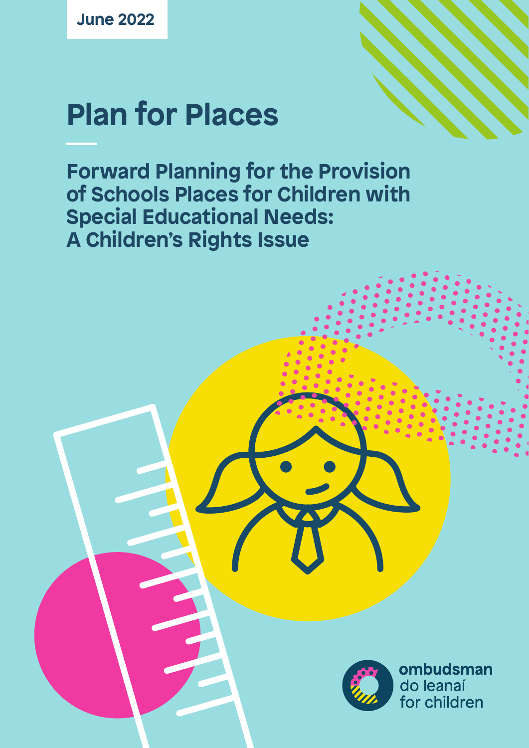June 2022

# Plan for Places

## Forward Planning for the Provision of Schools Places for Children with Special Educational Needs: A Children's Rights Issue

ombudsman
do leanaí
for children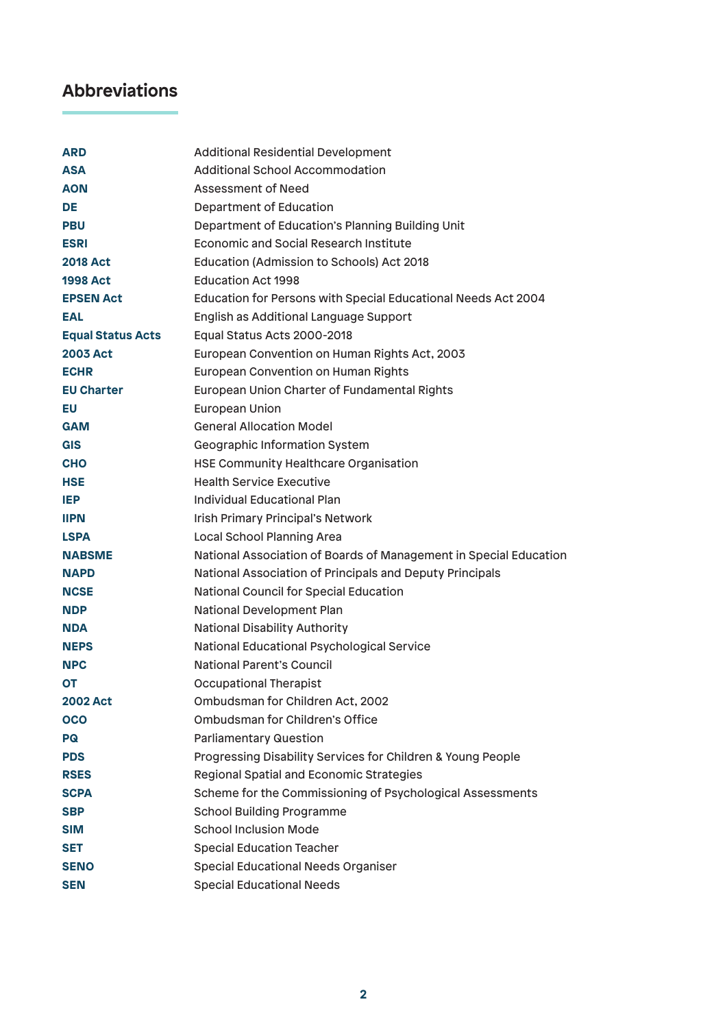# Abbreviations

| | |
|---|---|
| **ARD** | Additional Residential Development |
| **ASA** | Additional School Accommodation |
| **AON** | Assessment of Need |
| **DE** | Department of Education |
| **PBU** | Department of Education's Planning Building Unit |
| **ESRI** | Economic and Social Research Institute |
| **2018 Act** | Education (Admission to Schools) Act 2018 |
| **1998 Act** | Education Act 1998 |
| **EPSEN Act** | Education for Persons with Special Educational Needs Act 2004 |
| **EAL** | English as Additional Language Support |
| **Equal Status Acts** | Equal Status Acts 2000-2018 |
| **2003 Act** | European Convention on Human Rights Act, 2003 |
| **ECHR** | European Convention on Human Rights |
| **EU Charter** | European Union Charter of Fundamental Rights |
| **EU** | European Union |
| **GAM** | General Allocation Model |
| **GIS** | Geographic Information System |
| **CHO** | HSE Community Healthcare Organisation |
| **HSE** | Health Service Executive |
| **IEP** | Individual Educational Plan |
| **IIPN** | Irish Primary Principal's Network |
| **LSPA** | Local School Planning Area |
| **NABSME** | National Association of Boards of Management in Special Education |
| **NAPD** | National Association of Principals and Deputy Principals |
| **NCSE** | National Council for Special Education |
| **NDP** | National Development Plan |
| **NDA** | National Disability Authority |
| **NEPS** | National Educational Psychological Service |
| **NPC** | National Parent's Council |
| **OT** | Occupational Therapist |
| **2002 Act** | Ombudsman for Children Act, 2002 |
| **OCO** | Ombudsman for Children's Office |
| **PQ** | Parliamentary Question |
| **PDS** | Progressing Disability Services for Children & Young People |
| **RSES** | Regional Spatial and Economic Strategies |
| **SCPA** | Scheme for the Commissioning of Psychological Assessments |
| **SBP** | School Building Programme |
| **SIM** | School Inclusion Mode |
| **SET** | Special Education Teacher |
| **SENO** | Special Educational Needs Organiser |
| **SEN** | Special Educational Needs |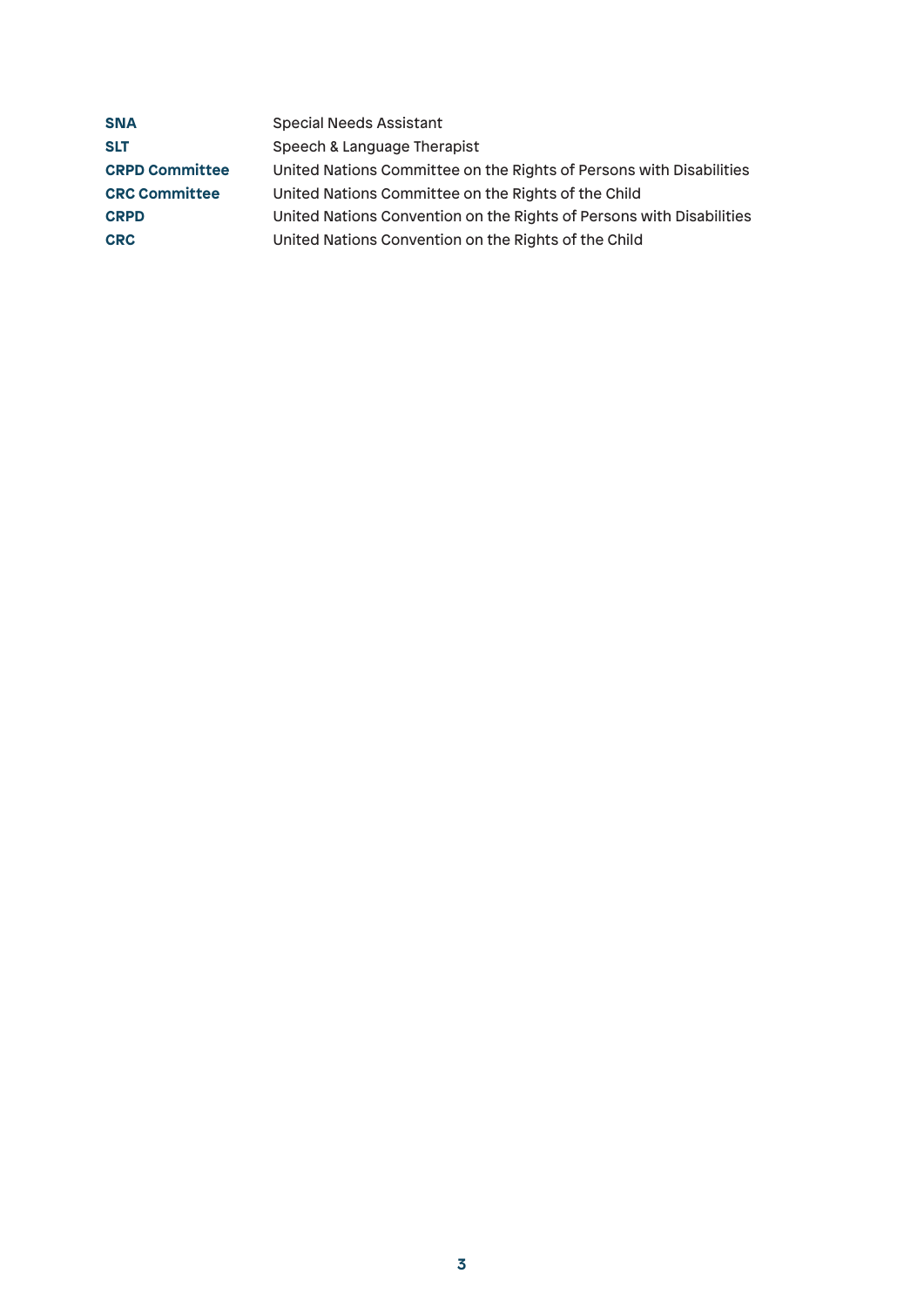| | |
|---|---|
| **SNA** | Special Needs Assistant |
| **SLT** | Speech & Language Therapist |
| **CRPD Committee** | United Nations Committee on the Rights of Persons with Disabilities |
| **CRC Committee** | United Nations Committee on the Rights of the Child |
| **CRPD** | United Nations Convention on the Rights of Persons with Disabilities |
| **CRC** | United Nations Convention on the Rights of the Child |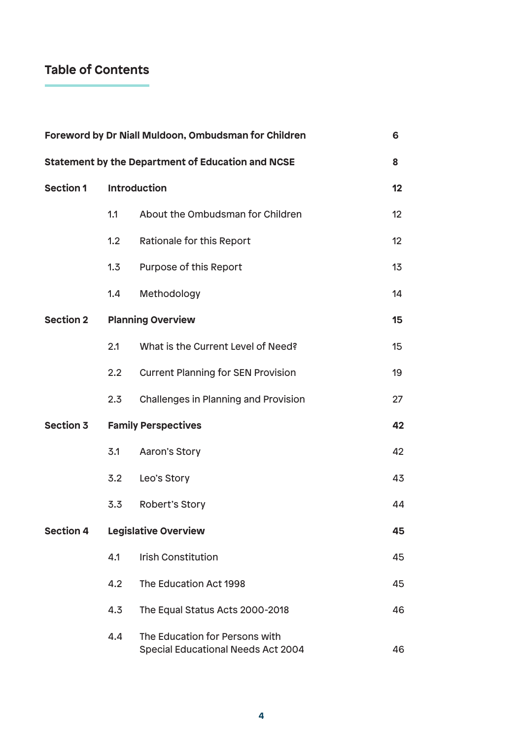## Table of Contents

| | | | |
|---|---|---|---|
| **Foreword by Dr Niall Muldoon, Ombudsman for Children** | | | **6** |
| **Statement by the Department of Education and NCSE** | | | **8** |
| **Section 1** | **Introduction** | | **12** |
| | 1.1 | About the Ombudsman for Children | 12 |
| | 1.2 | Rationale for this Report | 12 |
| | 1.3 | Purpose of this Report | 13 |
| | 1.4 | Methodology | 14 |
| **Section 2** | **Planning Overview** | | **15** |
| | 2.1 | What is the Current Level of Need? | 15 |
| | 2.2 | Current Planning for SEN Provision | 19 |
| | 2.3 | Challenges in Planning and Provision | 27 |
| **Section 3** | **Family Perspectives** | | **42** |
| | 3.1 | Aaron's Story | 42 |
| | 3.2 | Leo's Story | 43 |
| | 3.3 | Robert's Story | 44 |
| **Section 4** | **Legislative Overview** | | **45** |
| | 4.1 | Irish Constitution | 45 |
| | 4.2 | The Education Act 1998 | 45 |
| | 4.3 | The Equal Status Acts 2000-2018 | 46 |
| | 4.4 | The Education for Persons with Special Educational Needs Act 2004 | 46 |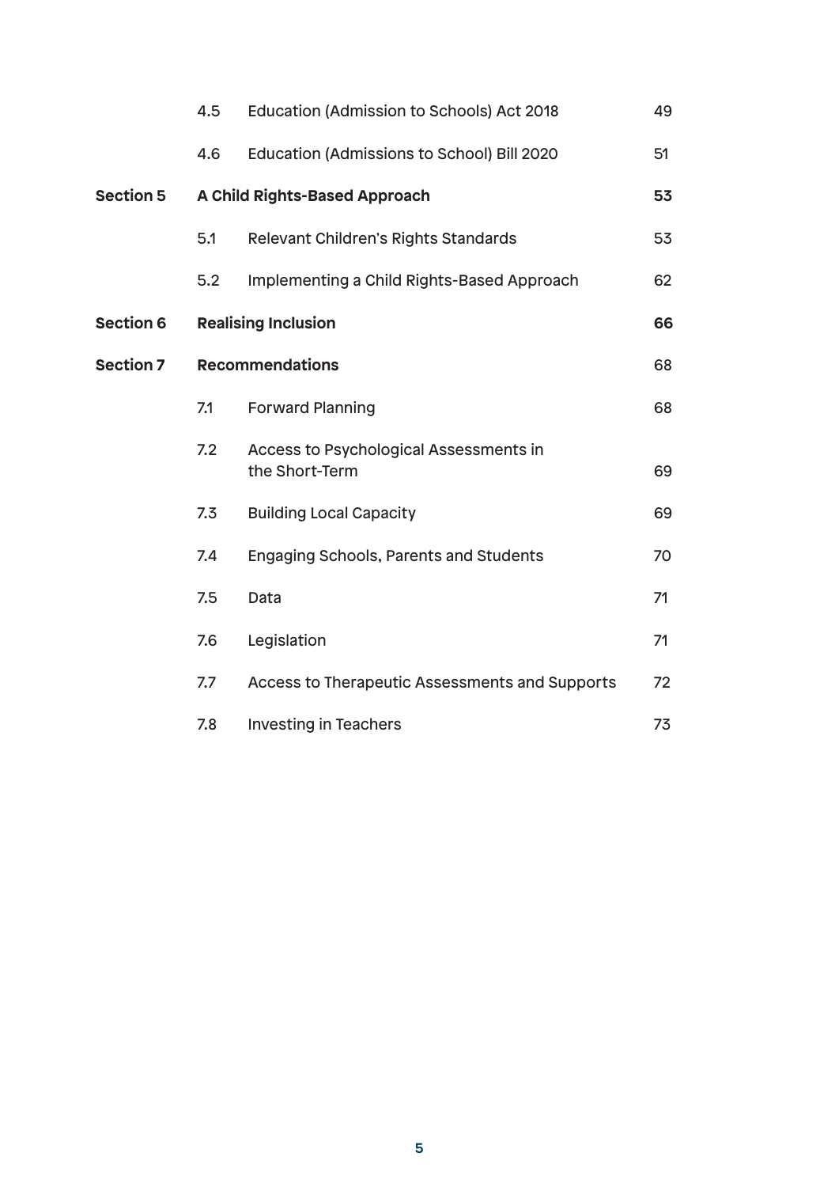| | | | |
|---|---|---|---|
| | 4.5 | Education (Admission to Schools) Act 2018 | 49 |
| | 4.6 | Education (Admissions to School) Bill 2020 | 51 |
| **Section 5** | **A Child Rights-Based Approach** | | **53** |
| | 5.1 | Relevant Children's Rights Standards | 53 |
| | 5.2 | Implementing a Child Rights-Based Approach | 62 |
| **Section 6** | **Realising Inclusion** | | **66** |
| **Section 7** | **Recommendations** | | 68 |
| | 7.1 | Forward Planning | 68 |
| | 7.2 | Access to Psychological Assessments in the Short-Term | 69 |
| | 7.3 | Building Local Capacity | 69 |
| | 7.4 | Engaging Schools, Parents and Students | 70 |
| | 7.5 | Data | 71 |
| | 7.6 | Legislation | 71 |
| | 7.7 | Access to Therapeutic Assessments and Supports | 72 |
| | 7.8 | Investing in Teachers | 73 |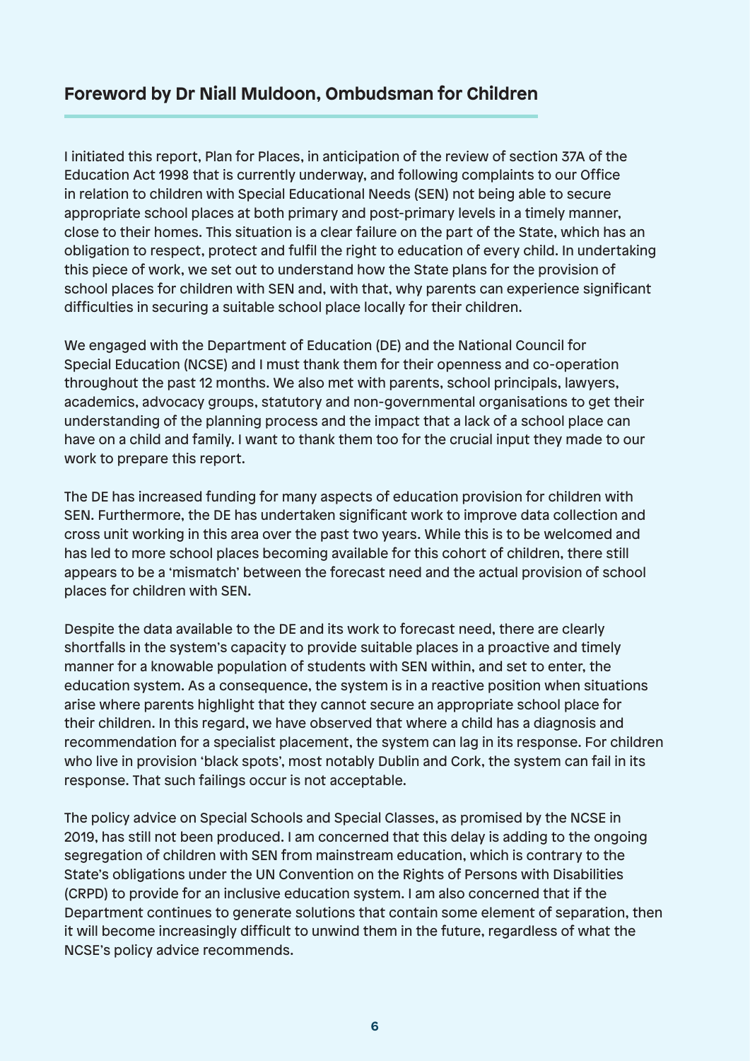## Foreword by Dr Niall Muldoon, Ombudsman for Children

I initiated this report, Plan for Places, in anticipation of the review of section 37A of the Education Act 1998 that is currently underway, and following complaints to our Office in relation to children with Special Educational Needs (SEN) not being able to secure appropriate school places at both primary and post-primary levels in a timely manner, close to their homes. This situation is a clear failure on the part of the State, which has an obligation to respect, protect and fulfil the right to education of every child. In undertaking this piece of work, we set out to understand how the State plans for the provision of school places for children with SEN and, with that, why parents can experience significant difficulties in securing a suitable school place locally for their children.

We engaged with the Department of Education (DE) and the National Council for Special Education (NCSE) and I must thank them for their openness and co-operation throughout the past 12 months. We also met with parents, school principals, lawyers, academics, advocacy groups, statutory and non-governmental organisations to get their understanding of the planning process and the impact that a lack of a school place can have on a child and family. I want to thank them too for the crucial input they made to our work to prepare this report.

The DE has increased funding for many aspects of education provision for children with SEN. Furthermore, the DE has undertaken significant work to improve data collection and cross unit working in this area over the past two years. While this is to be welcomed and has led to more school places becoming available for this cohort of children, there still appears to be a 'mismatch' between the forecast need and the actual provision of school places for children with SEN.

Despite the data available to the DE and its work to forecast need, there are clearly shortfalls in the system's capacity to provide suitable places in a proactive and timely manner for a knowable population of students with SEN within, and set to enter, the education system. As a consequence, the system is in a reactive position when situations arise where parents highlight that they cannot secure an appropriate school place for their children. In this regard, we have observed that where a child has a diagnosis and recommendation for a specialist placement, the system can lag in its response. For children who live in provision 'black spots', most notably Dublin and Cork, the system can fail in its response. That such failings occur is not acceptable.

The policy advice on Special Schools and Special Classes, as promised by the NCSE in 2019, has still not been produced. I am concerned that this delay is adding to the ongoing segregation of children with SEN from mainstream education, which is contrary to the State's obligations under the UN Convention on the Rights of Persons with Disabilities (CRPD) to provide for an inclusive education system. I am also concerned that if the Department continues to generate solutions that contain some element of separation, then it will become increasingly difficult to unwind them in the future, regardless of what the NCSE's policy advice recommends.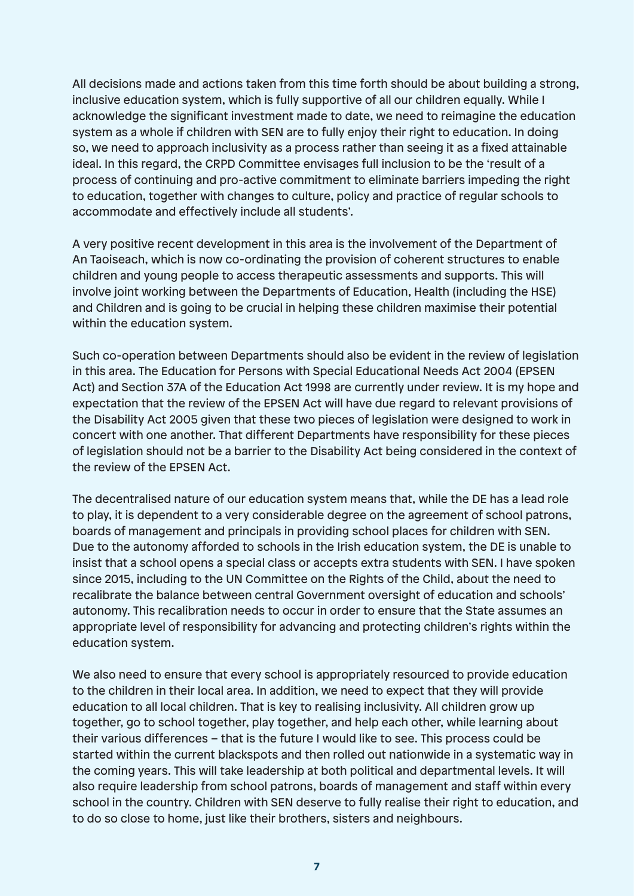All decisions made and actions taken from this time forth should be about building a strong, inclusive education system, which is fully supportive of all our children equally. While I acknowledge the significant investment made to date, we need to reimagine the education system as a whole if children with SEN are to fully enjoy their right to education. In doing so, we need to approach inclusivity as a process rather than seeing it as a fixed attainable ideal. In this regard, the CRPD Committee envisages full inclusion to be the 'result of a process of continuing and pro-active commitment to eliminate barriers impeding the right to education, together with changes to culture, policy and practice of regular schools to accommodate and effectively include all students'.

A very positive recent development in this area is the involvement of the Department of An Taoiseach, which is now co-ordinating the provision of coherent structures to enable children and young people to access therapeutic assessments and supports. This will involve joint working between the Departments of Education, Health (including the HSE) and Children and is going to be crucial in helping these children maximise their potential within the education system.

Such co-operation between Departments should also be evident in the review of legislation in this area. The Education for Persons with Special Educational Needs Act 2004 (EPSEN Act) and Section 37A of the Education Act 1998 are currently under review. It is my hope and expectation that the review of the EPSEN Act will have due regard to relevant provisions of the Disability Act 2005 given that these two pieces of legislation were designed to work in concert with one another. That different Departments have responsibility for these pieces of legislation should not be a barrier to the Disability Act being considered in the context of the review of the EPSEN Act.

The decentralised nature of our education system means that, while the DE has a lead role to play, it is dependent to a very considerable degree on the agreement of school patrons, boards of management and principals in providing school places for children with SEN. Due to the autonomy afforded to schools in the Irish education system, the DE is unable to insist that a school opens a special class or accepts extra students with SEN. I have spoken since 2015, including to the UN Committee on the Rights of the Child, about the need to recalibrate the balance between central Government oversight of education and schools' autonomy. This recalibration needs to occur in order to ensure that the State assumes an appropriate level of responsibility for advancing and protecting children's rights within the education system.

We also need to ensure that every school is appropriately resourced to provide education to the children in their local area. In addition, we need to expect that they will provide education to all local children. That is key to realising inclusivity. All children grow up together, go to school together, play together, and help each other, while learning about their various differences – that is the future I would like to see. This process could be started within the current blackspots and then rolled out nationwide in a systematic way in the coming years. This will take leadership at both political and departmental levels. It will also require leadership from school patrons, boards of management and staff within every school in the country. Children with SEN deserve to fully realise their right to education, and to do so close to home, just like their brothers, sisters and neighbours.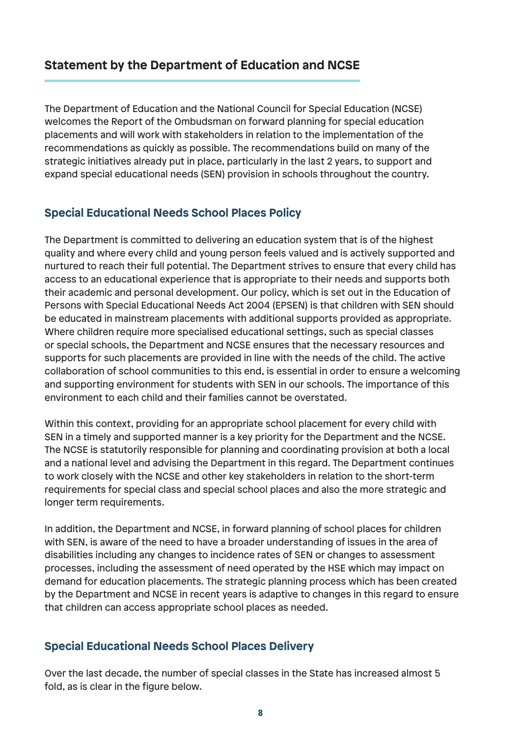## Statement by the Department of Education and NCSE

The Department of Education and the National Council for Special Education (NCSE) welcomes the Report of the Ombudsman on forward planning for special education placements and will work with stakeholders in relation to the implementation of the recommendations as quickly as possible. The recommendations build on many of the strategic initiatives already put in place, particularly in the last 2 years, to support and expand special educational needs (SEN) provision in schools throughout the country.

### Special Educational Needs School Places Policy

The Department is committed to delivering an education system that is of the highest quality and where every child and young person feels valued and is actively supported and nurtured to reach their full potential. The Department strives to ensure that every child has access to an educational experience that is appropriate to their needs and supports both their academic and personal development. Our policy, which is set out in the Education of Persons with Special Educational Needs Act 2004 (EPSEN) is that children with SEN should be educated in mainstream placements with additional supports provided as appropriate. Where children require more specialised educational settings, such as special classes or special schools, the Department and NCSE ensures that the necessary resources and supports for such placements are provided in line with the needs of the child. The active collaboration of school communities to this end, is essential in order to ensure a welcoming and supporting environment for students with SEN in our schools. The importance of this environment to each child and their families cannot be overstated.

Within this context, providing for an appropriate school placement for every child with SEN in a timely and supported manner is a key priority for the Department and the NCSE. The NCSE is statutorily responsible for planning and coordinating provision at both a local and a national level and advising the Department in this regard. The Department continues to work closely with the NCSE and other key stakeholders in relation to the short-term requirements for special class and special school places and also the more strategic and longer term requirements.

In addition, the Department and NCSE, in forward planning of school places for children with SEN, is aware of the need to have a broader understanding of issues in the area of disabilities including any changes to incidence rates of SEN or changes to assessment processes, including the assessment of need operated by the HSE which may impact on demand for education placements. The strategic planning process which has been created by the Department and NCSE in recent years is adaptive to changes in this regard to ensure that children can access appropriate school places as needed.

### Special Educational Needs School Places Delivery

Over the last decade, the number of special classes in the State has increased almost 5 fold, as is clear in the figure below.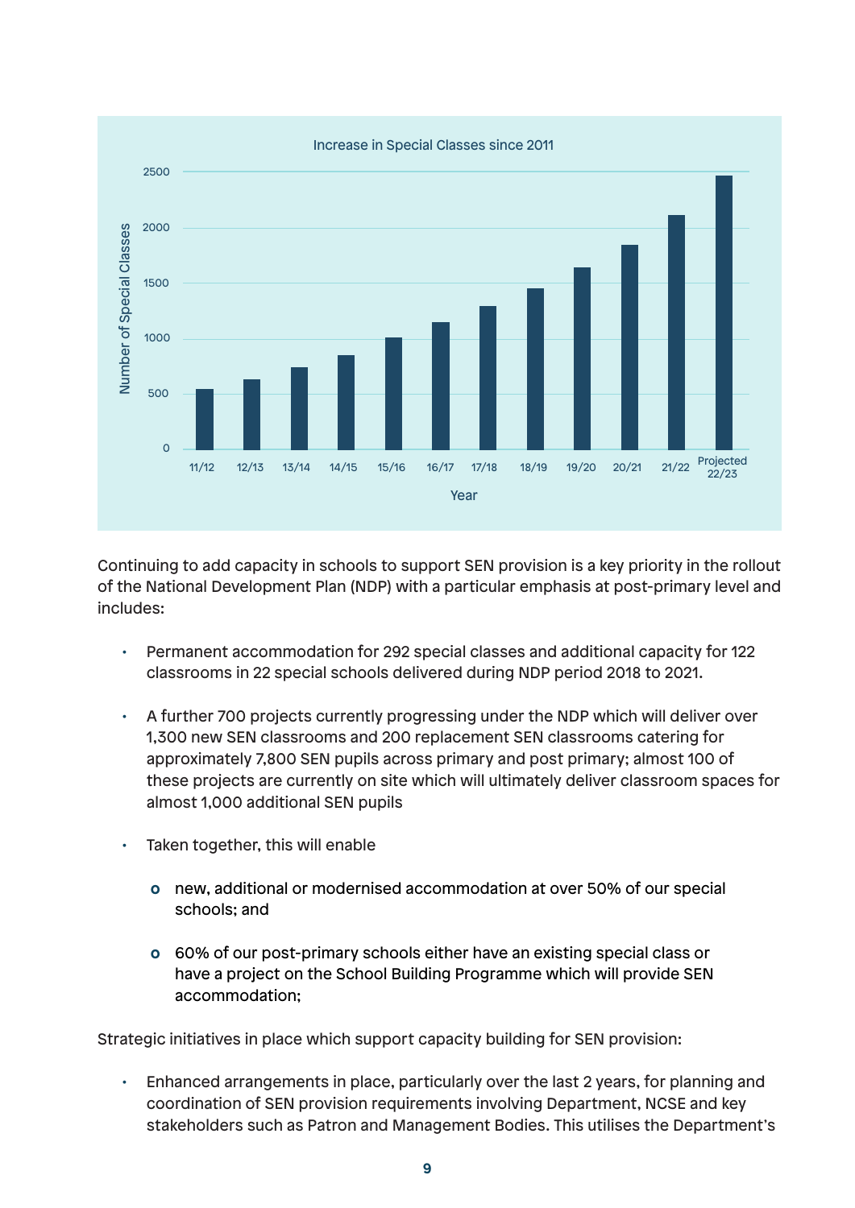Increase in Special Classes since 2011

Continuing to add capacity in schools to support SEN provision is a key priority in the rollout of the National Development Plan (NDP) with a particular emphasis at post-primary level and includes:

- Permanent accommodation for 292 special classes and additional capacity for 122 classrooms in 22 special schools delivered during NDP period 2018 to 2021.
- A further 700 projects currently progressing under the NDP which will deliver over 1,300 new SEN classrooms and 200 replacement SEN classrooms catering for approximately 7,800 SEN pupils across primary and post primary; almost 100 of these projects are currently on site which will ultimately deliver classroom spaces for almost 1,000 additional SEN pupils
- Taken together, this will enable
  - new, additional or modernised accommodation at over 50% of our special schools; and
  - 60% of our post-primary schools either have an existing special class or have a project on the School Building Programme which will provide SEN accommodation;

Strategic initiatives in place which support capacity building for SEN provision:

- Enhanced arrangements in place, particularly over the last 2 years, for planning and coordination of SEN provision requirements involving Department, NCSE and key stakeholders such as Patron and Management Bodies. This utilises the Department's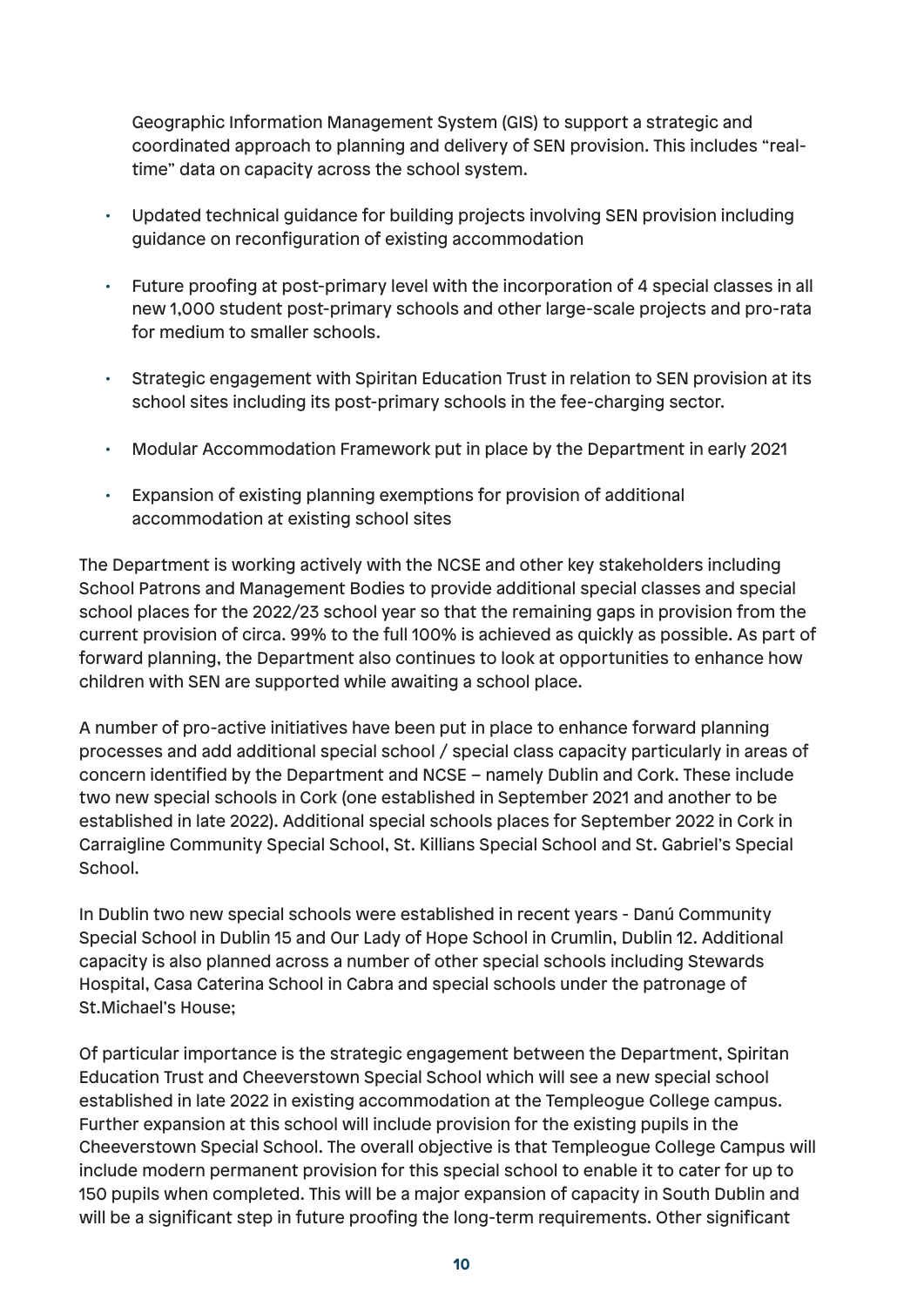Geographic Information Management System (GIS) to support a strategic and coordinated approach to planning and delivery of SEN provision. This includes "real-time" data on capacity across the school system.

- Updated technical guidance for building projects involving SEN provision including guidance on reconfiguration of existing accommodation
- Future proofing at post-primary level with the incorporation of 4 special classes in all new 1,000 student post-primary schools and other large-scale projects and pro-rata for medium to smaller schools.
- Strategic engagement with Spiritan Education Trust in relation to SEN provision at its school sites including its post-primary schools in the fee-charging sector.
- Modular Accommodation Framework put in place by the Department in early 2021
- Expansion of existing planning exemptions for provision of additional accommodation at existing school sites

The Department is working actively with the NCSE and other key stakeholders including School Patrons and Management Bodies to provide additional special classes and special school places for the 2022/23 school year so that the remaining gaps in provision from the current provision of circa. 99% to the full 100% is achieved as quickly as possible. As part of forward planning, the Department also continues to look at opportunities to enhance how children with SEN are supported while awaiting a school place.

A number of pro-active initiatives have been put in place to enhance forward planning processes and add additional special school / special class capacity particularly in areas of concern identified by the Department and NCSE – namely Dublin and Cork. These include two new special schools in Cork (one established in September 2021 and another to be established in late 2022). Additional special schools places for September 2022 in Cork in Carraigline Community Special School, St. Killians Special School and St. Gabriel's Special School.

In Dublin two new special schools were established in recent years - Danú Community Special School in Dublin 15 and Our Lady of Hope School in Crumlin, Dublin 12. Additional capacity is also planned across a number of other special schools including Stewards Hospital, Casa Caterina School in Cabra and special schools under the patronage of St.Michael's House;

Of particular importance is the strategic engagement between the Department, Spiritan Education Trust and Cheeverstown Special School which will see a new special school established in late 2022 in existing accommodation at the Templeogue College campus. Further expansion at this school will include provision for the existing pupils in the Cheeverstown Special School. The overall objective is that Templeogue College Campus will include modern permanent provision for this special school to enable it to cater for up to 150 pupils when completed. This will be a major expansion of capacity in South Dublin and will be a significant step in future proofing the long-term requirements. Other significant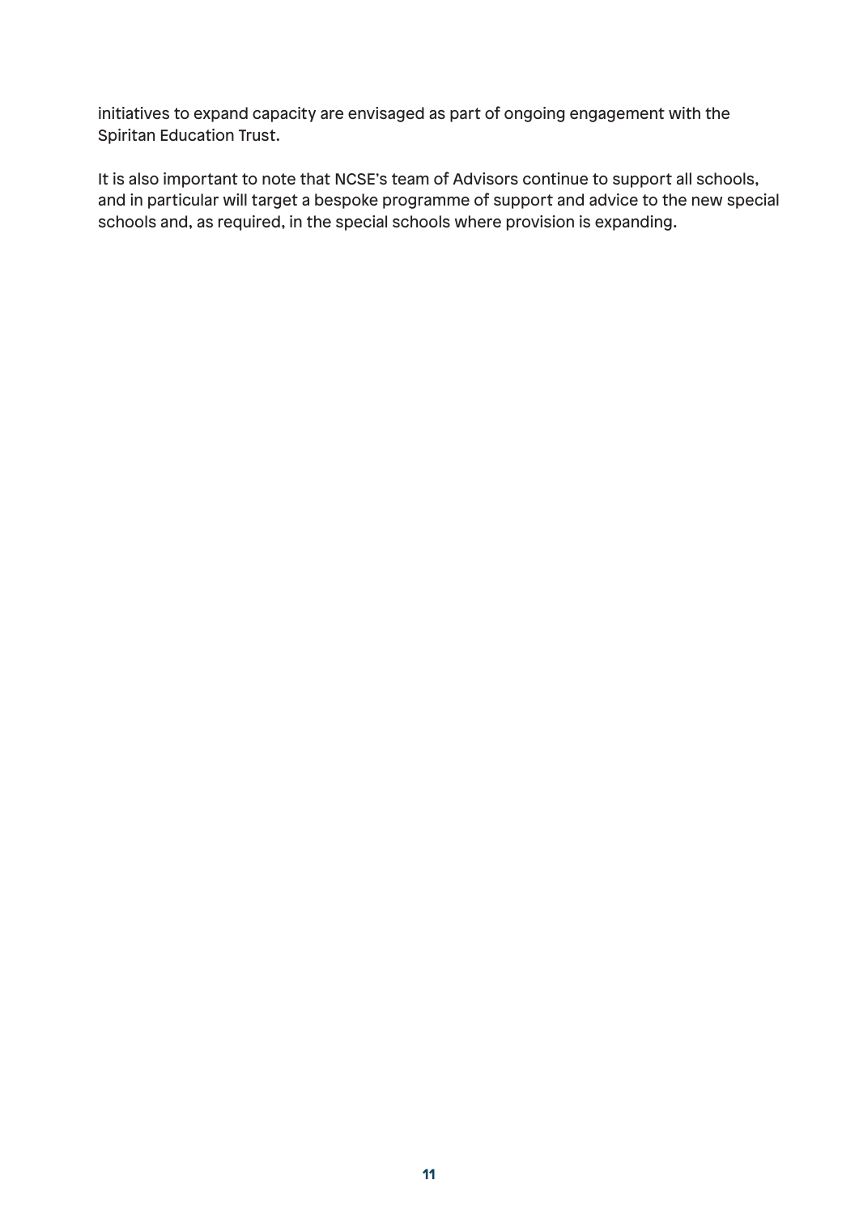initiatives to expand capacity are envisaged as part of ongoing engagement with the Spiritan Education Trust.

It is also important to note that NCSE's team of Advisors continue to support all schools, and in particular will target a bespoke programme of support and advice to the new special schools and, as required, in the special schools where provision is expanding.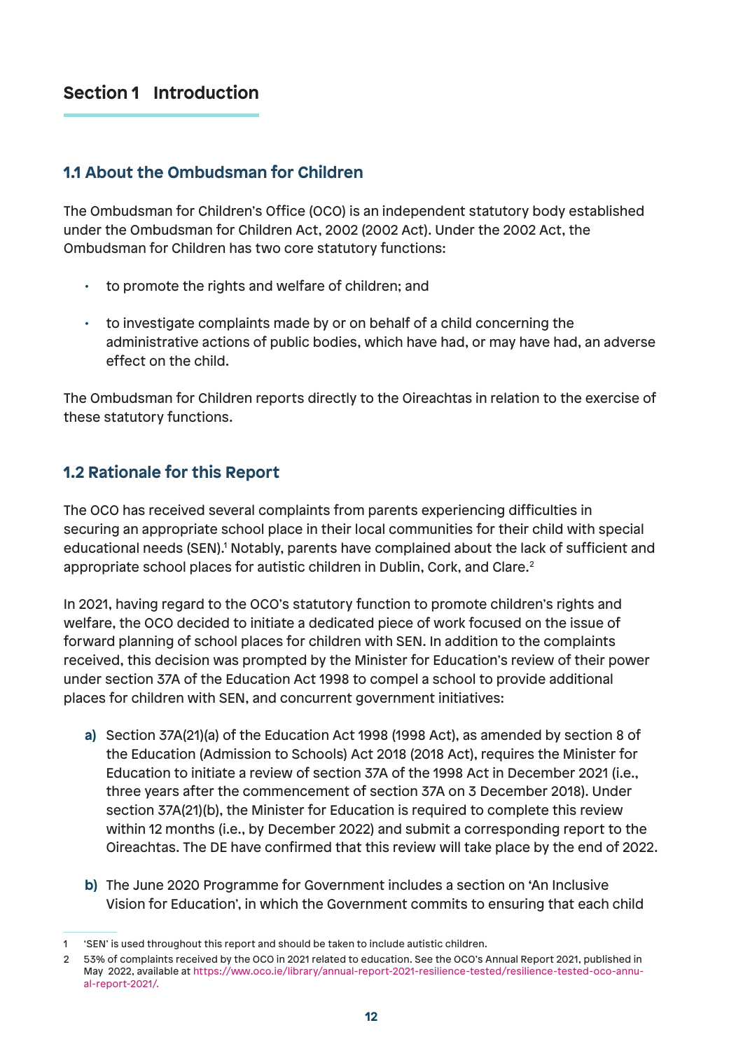# Section 1 Introduction

## 1.1 About the Ombudsman for Children

The Ombudsman for Children's Office (OCO) is an independent statutory body established under the Ombudsman for Children Act, 2002 (2002 Act). Under the 2002 Act, the Ombudsman for Children has two core statutory functions:

- to promote the rights and welfare of children; and
- to investigate complaints made by or on behalf of a child concerning the administrative actions of public bodies, which have had, or may have had, an adverse effect on the child.

The Ombudsman for Children reports directly to the Oireachtas in relation to the exercise of these statutory functions.

## 1.2 Rationale for this Report

The OCO has received several complaints from parents experiencing difficulties in securing an appropriate school place in their local communities for their child with special educational needs (SEN).[1] Notably, parents have complained about the lack of sufficient and appropriate school places for autistic children in Dublin, Cork, and Clare.[2]

In 2021, having regard to the OCO's statutory function to promote children's rights and welfare, the OCO decided to initiate a dedicated piece of work focused on the issue of forward planning of school places for children with SEN. In addition to the complaints received, this decision was prompted by the Minister for Education's review of their power under section 37A of the Education Act 1998 to compel a school to provide additional places for children with SEN, and concurrent government initiatives:

**a)** Section 37A(21)(a) of the Education Act 1998 (1998 Act), as amended by section 8 of the Education (Admission to Schools) Act 2018 (2018 Act), requires the Minister for Education to initiate a review of section 37A of the 1998 Act in December 2021 (i.e., three years after the commencement of section 37A on 3 December 2018). Under section 37A(21)(b), the Minister for Education is required to complete this review within 12 months (i.e., by December 2022) and submit a corresponding report to the Oireachtas. The DE have confirmed that this review will take place by the end of 2022.

**b)** The June 2020 Programme for Government includes a section on 'An Inclusive Vision for Education', in which the Government commits to ensuring that each child

---

1 'SEN' is used throughout this report and should be taken to include autistic children.

2 53% of complaints received by the OCO in 2021 related to education. See the OCO's Annual Report 2021, published in May 2022, available at https://www.oco.ie/library/annual-report-2021-resilience-tested/resilience-tested-oco-annual-report-2021/.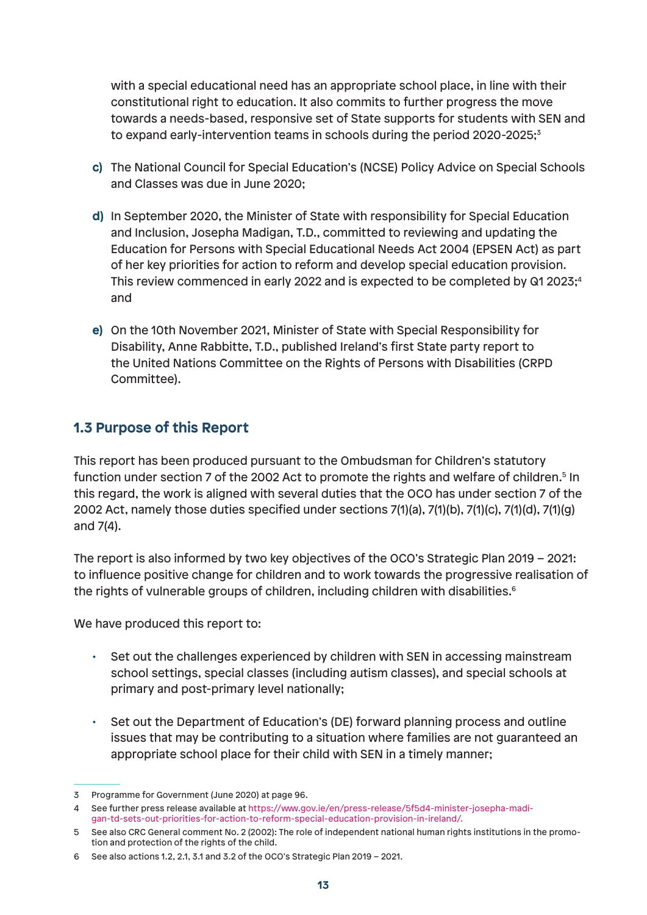with a special educational need has an appropriate school place, in line with their constitutional right to education. It also commits to further progress the move towards a needs-based, responsive set of State supports for students with SEN and to expand early-intervention teams in schools during the period 2020-2025;[3]

**c)** The National Council for Special Education's (NCSE) Policy Advice on Special Schools and Classes was due in June 2020;

**d)** In September 2020, the Minister of State with responsibility for Special Education and Inclusion, Josepha Madigan, T.D., committed to reviewing and updating the Education for Persons with Special Educational Needs Act 2004 (EPSEN Act) as part of her key priorities for action to reform and develop special education provision. This review commenced in early 2022 and is expected to be completed by Q1 2023;[4] and

**e)** On the 10th November 2021, Minister of State with Special Responsibility for Disability, Anne Rabbitte, T.D., published Ireland's first State party report to the United Nations Committee on the Rights of Persons with Disabilities (CRPD Committee).

## 1.3 Purpose of this Report

This report has been produced pursuant to the Ombudsman for Children's statutory function under section 7 of the 2002 Act to promote the rights and welfare of children.[5] In this regard, the work is aligned with several duties that the OCO has under section 7 of the 2002 Act, namely those duties specified under sections 7(1)(a), 7(1)(b), 7(1)(c), 7(1)(d), 7(1)(g) and 7(4).

The report is also informed by two key objectives of the OCO's Strategic Plan 2019 – 2021: to influence positive change for children and to work towards the progressive realisation of the rights of vulnerable groups of children, including children with disabilities.[6]

We have produced this report to:

- Set out the challenges experienced by children with SEN in accessing mainstream school settings, special classes (including autism classes), and special schools at primary and post-primary level nationally;
- Set out the Department of Education's (DE) forward planning process and outline issues that may be contributing to a situation where families are not guaranteed an appropriate school place for their child with SEN in a timely manner;

---

3 Programme for Government (June 2020) at page 96.

4 See further press release available at https://www.gov.ie/en/press-release/5f5d4-minister-josepha-madigan-td-sets-out-priorities-for-action-to-reform-special-education-provision-in-ireland/.

5 See also CRC General comment No. 2 (2002): The role of independent national human rights institutions in the promotion and protection of the rights of the child.

6 See also actions 1.2, 2.1, 3.1 and 3.2 of the OCO's Strategic Plan 2019 – 2021.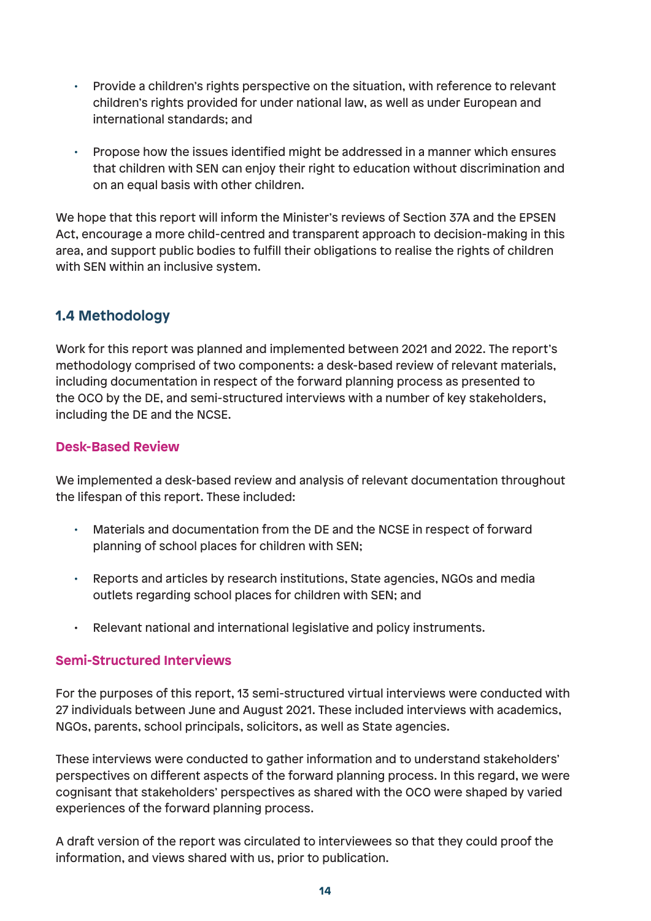- Provide a children's rights perspective on the situation, with reference to relevant children's rights provided for under national law, as well as under European and international standards; and

- Propose how the issues identified might be addressed in a manner which ensures that children with SEN can enjoy their right to education without discrimination and on an equal basis with other children.

We hope that this report will inform the Minister's reviews of Section 37A and the EPSEN Act, encourage a more child-centred and transparent approach to decision-making in this area, and support public bodies to fulfill their obligations to realise the rights of children with SEN within an inclusive system.

## 1.4 Methodology

Work for this report was planned and implemented between 2021 and 2022. The report's methodology comprised of two components: a desk-based review of relevant materials, including documentation in respect of the forward planning process as presented to the OCO by the DE, and semi-structured interviews with a number of key stakeholders, including the DE and the NCSE.

### Desk-Based Review

We implemented a desk-based review and analysis of relevant documentation throughout the lifespan of this report. These included:

- Materials and documentation from the DE and the NCSE in respect of forward planning of school places for children with SEN;

- Reports and articles by research institutions, State agencies, NGOs and media outlets regarding school places for children with SEN; and

- Relevant national and international legislative and policy instruments.

### Semi-Structured Interviews

For the purposes of this report, 13 semi-structured virtual interviews were conducted with 27 individuals between June and August 2021. These included interviews with academics, NGOs, parents, school principals, solicitors, as well as State agencies.

These interviews were conducted to gather information and to understand stakeholders' perspectives on different aspects of the forward planning process. In this regard, we were cognisant that stakeholders' perspectives as shared with the OCO were shaped by varied experiences of the forward planning process.

A draft version of the report was circulated to interviewees so that they could proof the information, and views shared with us, prior to publication.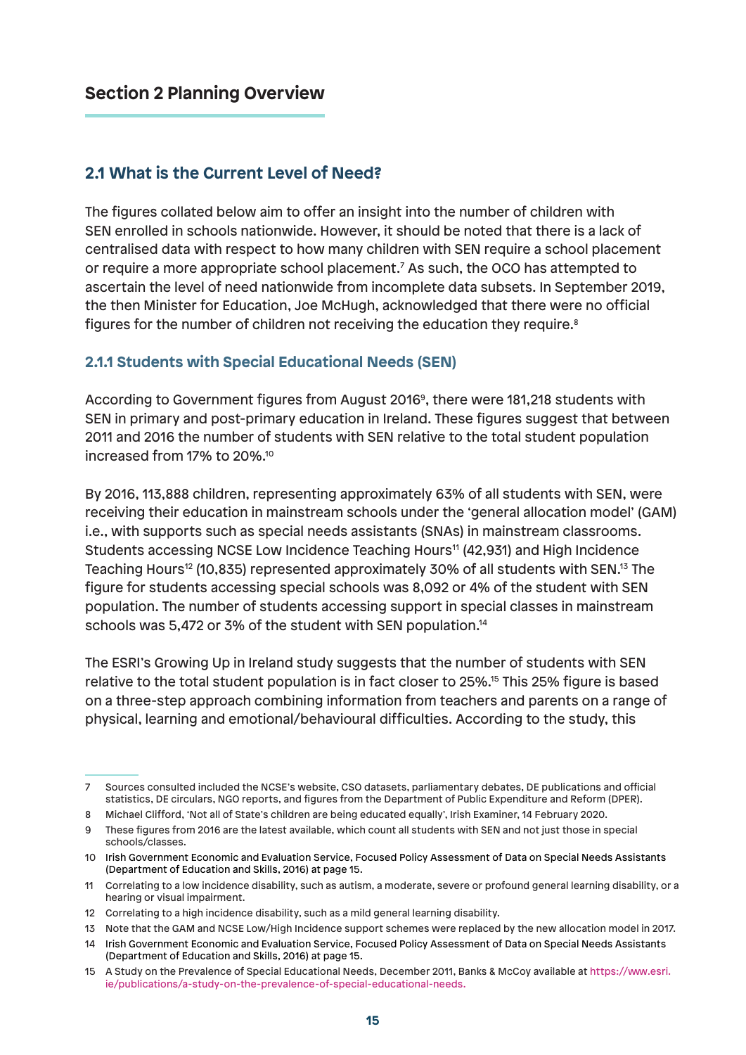## Section 2 Planning Overview

### 2.1 What is the Current Level of Need?

The figures collated below aim to offer an insight into the number of children with SEN enrolled in schools nationwide. However, it should be noted that there is a lack of centralised data with respect to how many children with SEN require a school placement or require a more appropriate school placement.[7] As such, the OCO has attempted to ascertain the level of need nationwide from incomplete data subsets. In September 2019, the then Minister for Education, Joe McHugh, acknowledged that there were no official figures for the number of children not receiving the education they require.[8]

#### 2.1.1 Students with Special Educational Needs (SEN)

According to Government figures from August 2016[9], there were 181,218 students with SEN in primary and post-primary education in Ireland. These figures suggest that between 2011 and 2016 the number of students with SEN relative to the total student population increased from 17% to 20%.[10]

By 2016, 113,888 children, representing approximately 63% of all students with SEN, were receiving their education in mainstream schools under the 'general allocation model' (GAM) i.e., with supports such as special needs assistants (SNAs) in mainstream classrooms. Students accessing NCSE Low Incidence Teaching Hours[11] (42,931) and High Incidence Teaching Hours[12] (10,835) represented approximately 30% of all students with SEN.[13] The figure for students accessing special schools was 8,092 or 4% of the student with SEN population. The number of students accessing support in special classes in mainstream schools was 5,472 or 3% of the student with SEN population.[14]

The ESRI's Growing Up in Ireland study suggests that the number of students with SEN relative to the total student population is in fact closer to 25%.[15] This 25% figure is based on a three-step approach combining information from teachers and parents on a range of physical, learning and emotional/behavioural difficulties. According to the study, this

---

7 Sources consulted included the NCSE's website, CSO datasets, parliamentary debates, DE publications and official statistics, DE circulars, NGO reports, and figures from the Department of Public Expenditure and Reform (DPER).

8 Michael Clifford, 'Not all of State's children are being educated equally', Irish Examiner, 14 February 2020.

9 These figures from 2016 are the latest available, which count all students with SEN and not just those in special schools/classes.

10 Irish Government Economic and Evaluation Service, Focused Policy Assessment of Data on Special Needs Assistants (Department of Education and Skills, 2016) at page 15.

11 Correlating to a low incidence disability, such as autism, a moderate, severe or profound general learning disability, or a hearing or visual impairment.

12 Correlating to a high incidence disability, such as a mild general learning disability.

13 Note that the GAM and NCSE Low/High Incidence support schemes were replaced by the new allocation model in 2017.

14 Irish Government Economic and Evaluation Service, Focused Policy Assessment of Data on Special Needs Assistants (Department of Education and Skills, 2016) at page 15.

15 A Study on the Prevalence of Special Educational Needs, December 2011, Banks & McCoy available at https://www.esri.ie/publications/a-study-on-the-prevalence-of-special-educational-needs.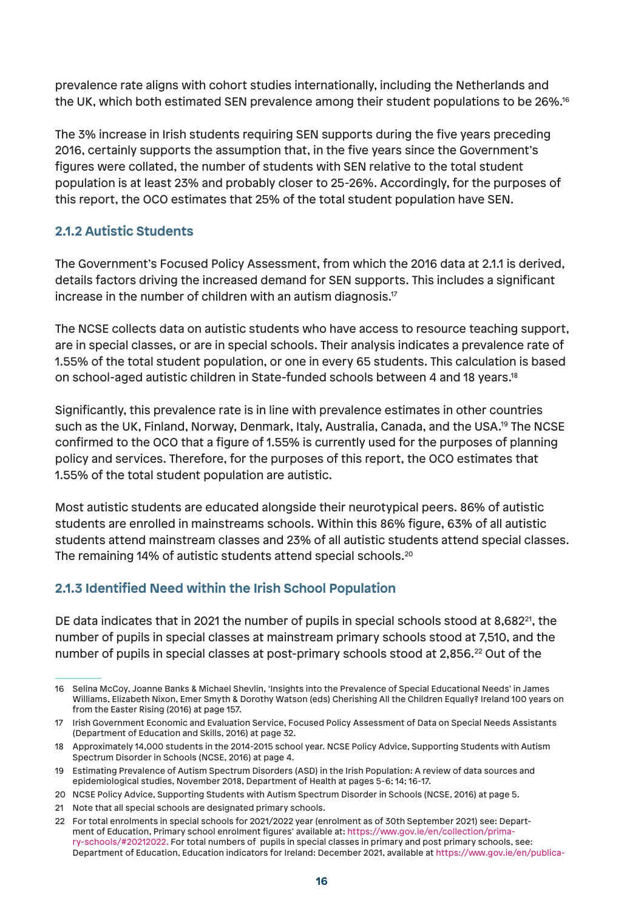prevalence rate aligns with cohort studies internationally, including the Netherlands and the UK, which both estimated SEN prevalence among their student populations to be 26%.[16]

The 3% increase in Irish students requiring SEN supports during the five years preceding 2016, certainly supports the assumption that, in the five years since the Government's figures were collated, the number of students with SEN relative to the total student population is at least 23% and probably closer to 25-26%. Accordingly, for the purposes of this report, the OCO estimates that 25% of the total student population have SEN.

### 2.1.2 Autistic Students

The Government's Focused Policy Assessment, from which the 2016 data at 2.1.1 is derived, details factors driving the increased demand for SEN supports. This includes a significant increase in the number of children with an autism diagnosis.[17]

The NCSE collects data on autistic students who have access to resource teaching support, are in special classes, or are in special schools. Their analysis indicates a prevalence rate of 1.55% of the total student population, or one in every 65 students. This calculation is based on school-aged autistic children in State-funded schools between 4 and 18 years.[18]

Significantly, this prevalence rate is in line with prevalence estimates in other countries such as the UK, Finland, Norway, Denmark, Italy, Australia, Canada, and the USA.[19] The NCSE confirmed to the OCO that a figure of 1.55% is currently used for the purposes of planning policy and services. Therefore, for the purposes of this report, the OCO estimates that 1.55% of the total student population are autistic.

Most autistic students are educated alongside their neurotypical peers. 86% of autistic students are enrolled in mainstreams schools. Within this 86% figure, 63% of all autistic students attend mainstream classes and 23% of all autistic students attend special classes. The remaining 14% of autistic students attend special schools.[20]

### 2.1.3 Identified Need within the Irish School Population

DE data indicates that in 2021 the number of pupils in special schools stood at 8,682[21], the number of pupils in special classes at mainstream primary schools stood at 7,510, and the number of pupils in special classes at post-primary schools stood at 2,856.[22] Out of the

---

16 Selina McCoy, Joanne Banks & Michael Shevlin, 'Insights into the Prevalence of Special Educational Needs' in James Williams, Elizabeth Nixon, Emer Smyth & Dorothy Watson (eds) Cherishing All the Children Equally? Ireland 100 years on from the Easter Rising (2016) at page 157.

17 Irish Government Economic and Evaluation Service, Focused Policy Assessment of Data on Special Needs Assistants (Department of Education and Skills, 2016) at page 32.

18 Approximately 14,000 students in the 2014-2015 school year. NCSE Policy Advice, Supporting Students with Autism Spectrum Disorder in Schools (NCSE, 2016) at page 4.

19 Estimating Prevalence of Autism Spectrum Disorders (ASD) in the Irish Population: A review of data sources and epidemiological studies, November 2018, Department of Health at pages 5-6; 14; 16-17.

20 NCSE Policy Advice, Supporting Students with Autism Spectrum Disorder in Schools (NCSE, 2016) at page 5.

21 Note that all special schools are designated primary schools.

22 For total enrolments in special schools for 2021/2022 year (enrolment as of 30th September 2021) see: Department of Education, Primary school enrolment figures' available at: https://www.gov.ie/en/collection/primary-schools/#20212022. For total numbers of pupils in special classes in primary and post primary schools, see: Department of Education, Education indicators for Ireland: December 2021, available at https://www.gov.ie/en/publica-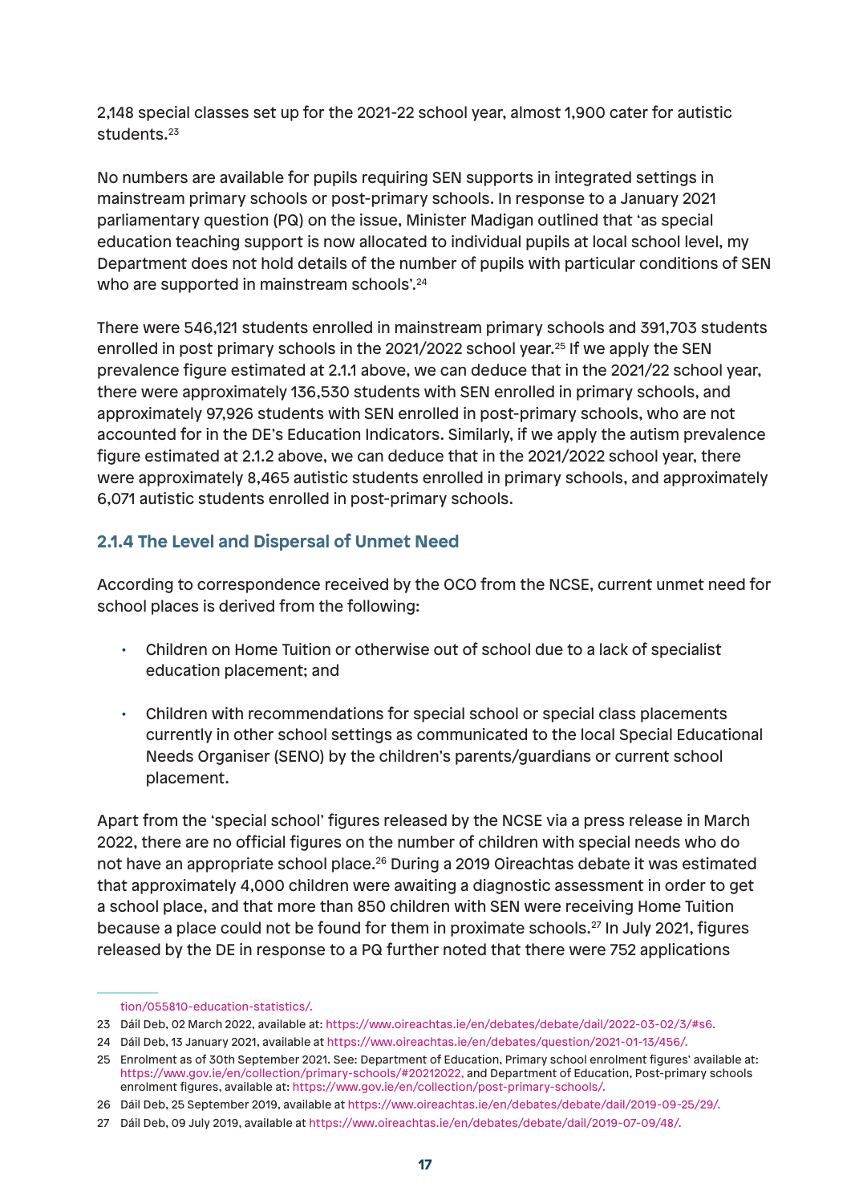2,148 special classes set up for the 2021-22 school year, almost 1,900 cater for autistic students.[23]

No numbers are available for pupils requiring SEN supports in integrated settings in mainstream primary schools or post-primary schools. In response to a January 2021 parliamentary question (PQ) on the issue, Minister Madigan outlined that 'as special education teaching support is now allocated to individual pupils at local school level, my Department does not hold details of the number of pupils with particular conditions of SEN who are supported in mainstream schools'.[24]

There were 546,121 students enrolled in mainstream primary schools and 391,703 students enrolled in post primary schools in the 2021/2022 school year.[25] If we apply the SEN prevalence figure estimated at 2.1.1 above, we can deduce that in the 2021/22 school year, there were approximately 136,530 students with SEN enrolled in primary schools, and approximately 97,926 students with SEN enrolled in post-primary schools, who are not accounted for in the DE's Education Indicators. Similarly, if we apply the autism prevalence figure estimated at 2.1.2 above, we can deduce that in the 2021/2022 school year, there were approximately 8,465 autistic students enrolled in primary schools, and approximately 6,071 autistic students enrolled in post-primary schools.

### 2.1.4 The Level and Dispersal of Unmet Need

According to correspondence received by the OCO from the NCSE, current unmet need for school places is derived from the following:

- Children on Home Tuition or otherwise out of school due to a lack of specialist education placement; and
- Children with recommendations for special school or special class placements currently in other school settings as communicated to the local Special Educational Needs Organiser (SENO) by the children's parents/guardians or current school placement.

Apart from the 'special school' figures released by the NCSE via a press release in March 2022, there are no official figures on the number of children with special needs who do not have an appropriate school place.[26] During a 2019 Oireachtas debate it was estimated that approximately 4,000 children were awaiting a diagnostic assessment in order to get a school place, and that more than 850 children with SEN were receiving Home Tuition because a place could not be found for them in proximate schools.[27] In July 2021, figures released by the DE in response to a PQ further noted that there were 752 applications

---

tion/055810-education-statistics/.

23 Dáil Deb, 02 March 2022, available at: https://www.oireachtas.ie/en/debates/debate/dail/2022-03-02/3/#s6.

24 Dáil Deb, 13 January 2021, available at https://www.oireachtas.ie/en/debates/question/2021-01-13/456/.

25 Enrolment as of 30th September 2021. See: Department of Education, Primary school enrolment figures' available at: https://www.gov.ie/en/collection/primary-schools/#20212022, and Department of Education, Post-primary schools enrolment figures, available at: https://www.gov.ie/en/collection/post-primary-schools/.

26 Dáil Deb, 25 September 2019, available at https://www.oireachtas.ie/en/debates/debate/dail/2019-09-25/29/.

27 Dáil Deb, 09 July 2019, available at https://www.oireachtas.ie/en/debates/debate/dail/2019-07-09/48/.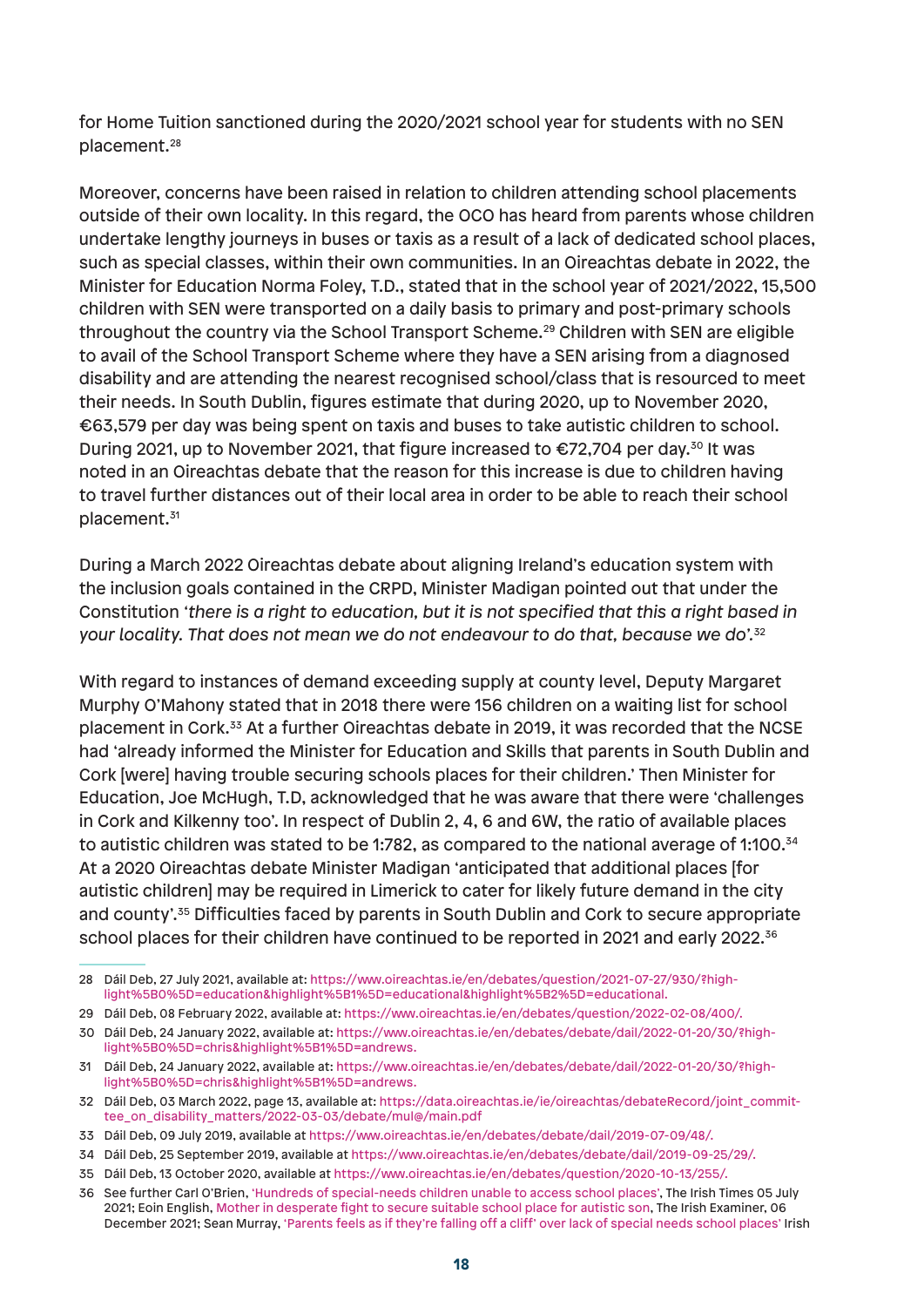for Home Tuition sanctioned during the 2020/2021 school year for students with no SEN placement.[28]

Moreover, concerns have been raised in relation to children attending school placements outside of their own locality. In this regard, the OCO has heard from parents whose children undertake lengthy journeys in buses or taxis as a result of a lack of dedicated school places, such as special classes, within their own communities. In an Oireachtas debate in 2022, the Minister for Education Norma Foley, T.D., stated that in the school year of 2021/2022, 15,500 children with SEN were transported on a daily basis to primary and post-primary schools throughout the country via the School Transport Scheme.[29] Children with SEN are eligible to avail of the School Transport Scheme where they have a SEN arising from a diagnosed disability and are attending the nearest recognised school/class that is resourced to meet their needs. In South Dublin, figures estimate that during 2020, up to November 2020, €63,579 per day was being spent on taxis and buses to take autistic children to school. During 2021, up to November 2021, that figure increased to €72,704 per day.[30] It was noted in an Oireachtas debate that the reason for this increase is due to children having to travel further distances out of their local area in order to be able to reach their school placement.[31]

During a March 2022 Oireachtas debate about aligning Ireland's education system with the inclusion goals contained in the CRPD, Minister Madigan pointed out that under the Constitution '*there is a right to education, but it is not specified that this a right based in your locality. That does not mean we do not endeavour to do that, because we do*'.[32]

With regard to instances of demand exceeding supply at county level, Deputy Margaret Murphy O'Mahony stated that in 2018 there were 156 children on a waiting list for school placement in Cork.[33] At a further Oireachtas debate in 2019, it was recorded that the NCSE had 'already informed the Minister for Education and Skills that parents in South Dublin and Cork [were] having trouble securing schools places for their children.' Then Minister for Education, Joe McHugh, T.D, acknowledged that he was aware that there were 'challenges in Cork and Kilkenny too'. In respect of Dublin 2, 4, 6 and 6W, the ratio of available places to autistic children was stated to be 1:782, as compared to the national average of 1:100.[34] At a 2020 Oireachtas debate Minister Madigan 'anticipated that additional places [for autistic children] may be required in Limerick to cater for likely future demand in the city and county'.[35] Difficulties faced by parents in South Dublin and Cork to secure appropriate school places for their children have continued to be reported in 2021 and early 2022.[36]

---

28 Dáil Deb, 27 July 2021, available at: https://www.oireachtas.ie/en/debates/question/2021-07-27/930/?highlight%5B0%5D=education&highlight%5B1%5D=educational&highlight%5B2%5D=educational.

29 Dáil Deb, 08 February 2022, available at: https://www.oireachtas.ie/en/debates/question/2022-02-08/400/.

30 Dáil Deb, 24 January 2022, available at: https://www.oireachtas.ie/en/debates/debate/dail/2022-01-20/30/?highlight%5B0%5D=chris&highlight%5B1%5D=andrews.

31 Dáil Deb, 24 January 2022, available at: https://www.oireachtas.ie/en/debates/debate/dail/2022-01-20/30/?highlight%5B0%5D=chris&highlight%5B1%5D=andrews.

32 Dáil Deb, 03 March 2022, page 13, available at: https://data.oireachtas.ie/ie/oireachtas/debateRecord/joint_committee_on_disability_matters/2022-03-03/debate/mul@/main.pdf

33 Dáil Deb, 09 July 2019, available at https://www.oireachtas.ie/en/debates/debate/dail/2019-07-09/48/.

34 Dáil Deb, 25 September 2019, available at https://www.oireachtas.ie/en/debates/debate/dail/2019-09-25/29/.

35 Dáil Deb, 13 October 2020, available at https://www.oireachtas.ie/en/debates/question/2020-10-13/255/.

36 See further Carl O'Brien, 'Hundreds of special-needs children unable to access school places', The Irish Times 05 July 2021; Eoin English, Mother in desperate fight to secure suitable school place for autistic son, The Irish Examiner, 06 December 2021; Sean Murray, 'Parents feels as if they're falling off a cliff' over lack of special needs school places' Irish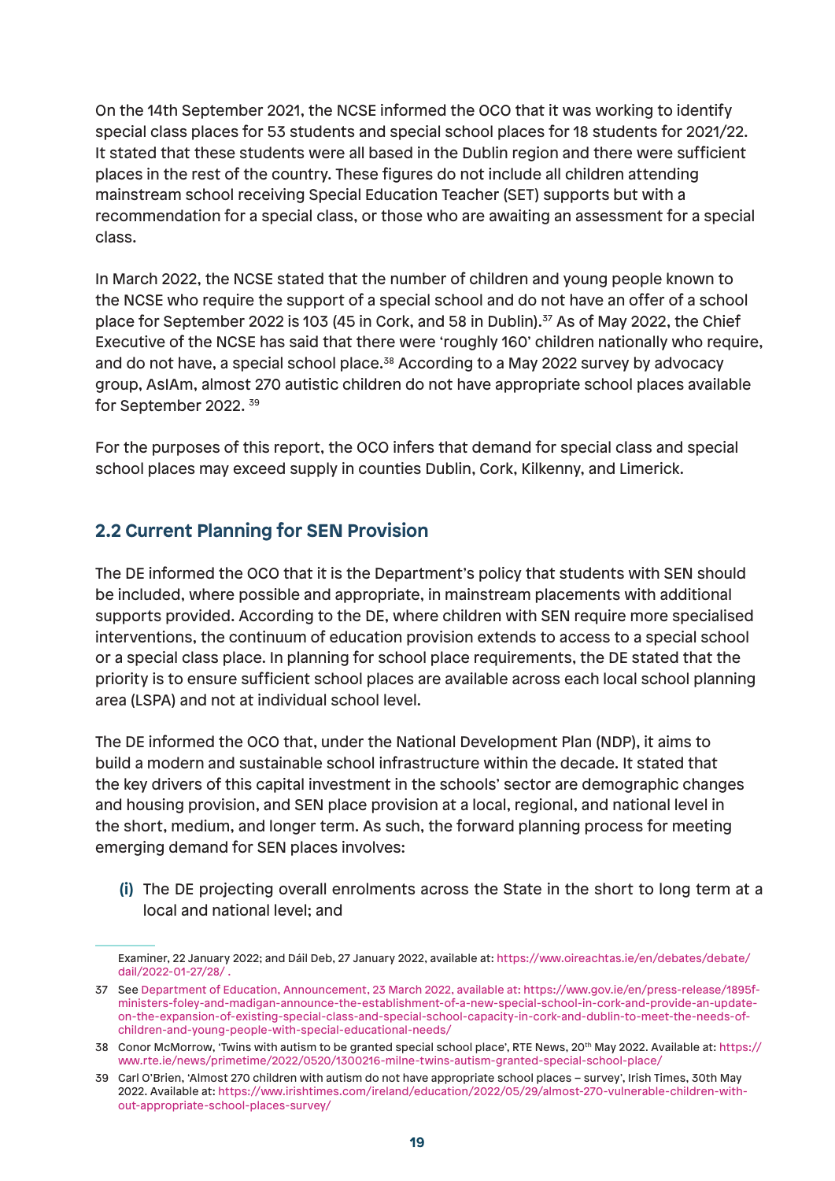On the 14th September 2021, the NCSE informed the OCO that it was working to identify special class places for 53 students and special school places for 18 students for 2021/22. It stated that these students were all based in the Dublin region and there were sufficient places in the rest of the country. These figures do not include all children attending mainstream school receiving Special Education Teacher (SET) supports but with a recommendation for a special class, or those who are awaiting an assessment for a special class.

In March 2022, the NCSE stated that the number of children and young people known to the NCSE who require the support of a special school and do not have an offer of a school place for September 2022 is 103 (45 in Cork, and 58 in Dublin).[37] As of May 2022, the Chief Executive of the NCSE has said that there were 'roughly 160' children nationally who require, and do not have, a special school place.[38] According to a May 2022 survey by advocacy group, AsIAm, almost 270 autistic children do not have appropriate school places available for September 2022. [39]

For the purposes of this report, the OCO infers that demand for special class and special school places may exceed supply in counties Dublin, Cork, Kilkenny, and Limerick.

## 2.2 Current Planning for SEN Provision

The DE informed the OCO that it is the Department's policy that students with SEN should be included, where possible and appropriate, in mainstream placements with additional supports provided. According to the DE, where children with SEN require more specialised interventions, the continuum of education provision extends to access to a special school or a special class place. In planning for school place requirements, the DE stated that the priority is to ensure sufficient school places are available across each local school planning area (LSPA) and not at individual school level.

The DE informed the OCO that, under the National Development Plan (NDP), it aims to build a modern and sustainable school infrastructure within the decade. It stated that the key drivers of this capital investment in the schools' sector are demographic changes and housing provision, and SEN place provision at a local, regional, and national level in the short, medium, and longer term. As such, the forward planning process for meeting emerging demand for SEN places involves:

**(i)** The DE projecting overall enrolments across the State in the short to long term at a local and national level; and

---

Examiner, 22 January 2022; and Dáil Deb, 27 January 2022, available at: https://www.oireachtas.ie/en/debates/debate/dail/2022-01-27/28/ .

37 See Department of Education, Announcement, 23 March 2022, available at: https://www.gov.ie/en/press-release/1895f-ministers-foley-and-madigan-announce-the-establishment-of-a-new-special-school-in-cork-and-provide-an-update-on-the-expansion-of-existing-special-class-and-special-school-capacity-in-cork-and-dublin-to-meet-the-needs-of-children-and-young-people-with-special-educational-needs/

38 Conor McMorrow, 'Twins with autism to be granted special school place', RTE News, 20th May 2022. Available at: https://www.rte.ie/news/primetime/2022/0520/1300216-milne-twins-autism-granted-special-school-place/

39 Carl O'Brien, 'Almost 270 children with autism do not have appropriate school places – survey', Irish Times, 30th May 2022. Available at: https://www.irishtimes.com/ireland/education/2022/05/29/almost-270-vulnerable-children-without-appropriate-school-places-survey/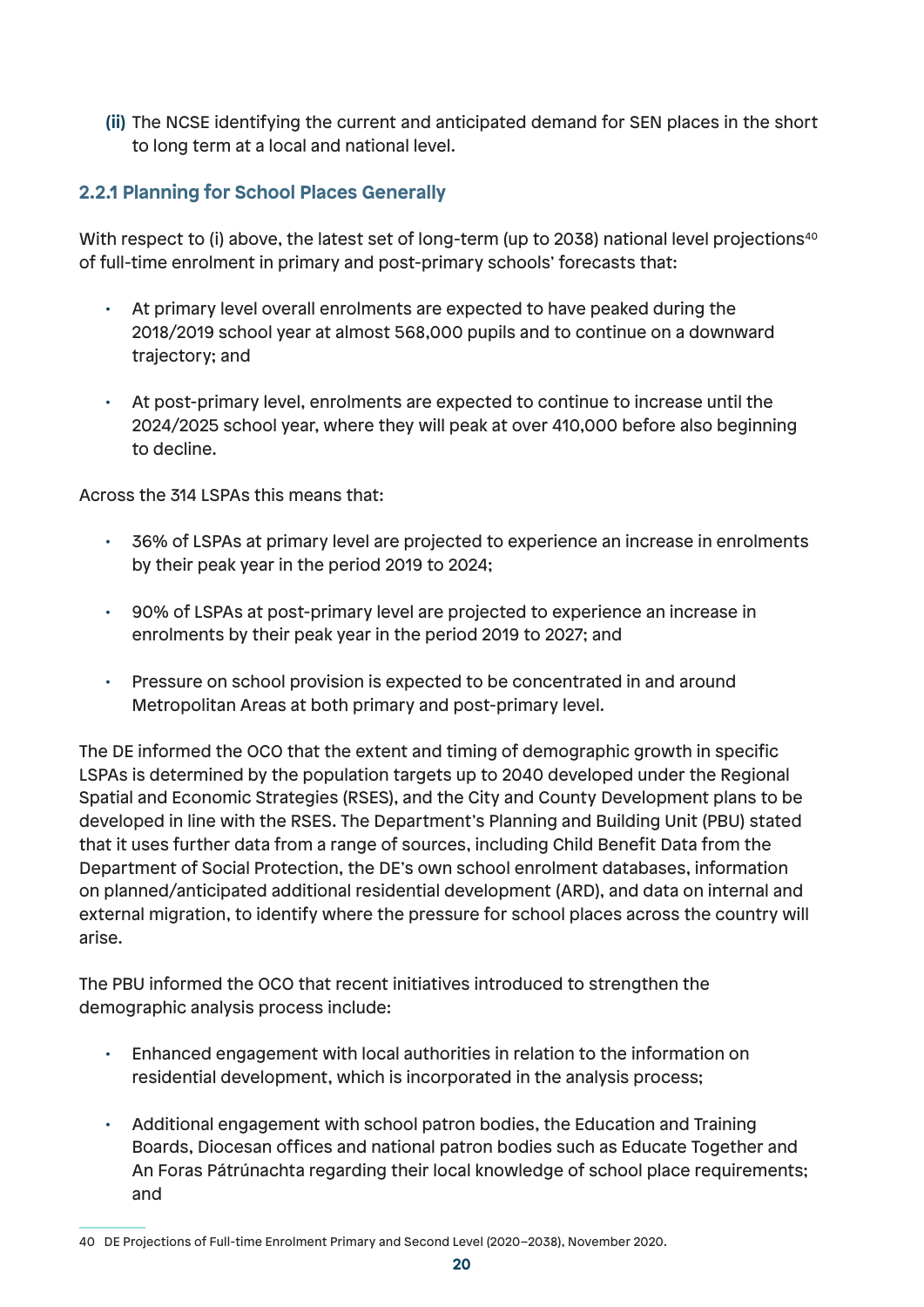**(ii)** The NCSE identifying the current and anticipated demand for SEN places in the short to long term at a local and national level.

### 2.2.1 Planning for School Places Generally

With respect to (i) above, the latest set of long-term (up to 2038) national level projections[40] of full-time enrolment in primary and post-primary schools' forecasts that:

- At primary level overall enrolments are expected to have peaked during the 2018/2019 school year at almost 568,000 pupils and to continue on a downward trajectory; and
- At post-primary level, enrolments are expected to continue to increase until the 2024/2025 school year, where they will peak at over 410,000 before also beginning to decline.

Across the 314 LSPAs this means that:

- 36% of LSPAs at primary level are projected to experience an increase in enrolments by their peak year in the period 2019 to 2024;
- 90% of LSPAs at post-primary level are projected to experience an increase in enrolments by their peak year in the period 2019 to 2027; and
- Pressure on school provision is expected to be concentrated in and around Metropolitan Areas at both primary and post-primary level.

The DE informed the OCO that the extent and timing of demographic growth in specific LSPAs is determined by the population targets up to 2040 developed under the Regional Spatial and Economic Strategies (RSES), and the City and County Development plans to be developed in line with the RSES. The Department's Planning and Building Unit (PBU) stated that it uses further data from a range of sources, including Child Benefit Data from the Department of Social Protection, the DE's own school enrolment databases, information on planned/anticipated additional residential development (ARD), and data on internal and external migration, to identify where the pressure for school places across the country will arise.

The PBU informed the OCO that recent initiatives introduced to strengthen the demographic analysis process include:

- Enhanced engagement with local authorities in relation to the information on residential development, which is incorporated in the analysis process;
- Additional engagement with school patron bodies, the Education and Training Boards, Diocesan offices and national patron bodies such as Educate Together and An Foras Pátrúnachta regarding their local knowledge of school place requirements; and

---

40 DE Projections of Full-time Enrolment Primary and Second Level (2020–2038), November 2020.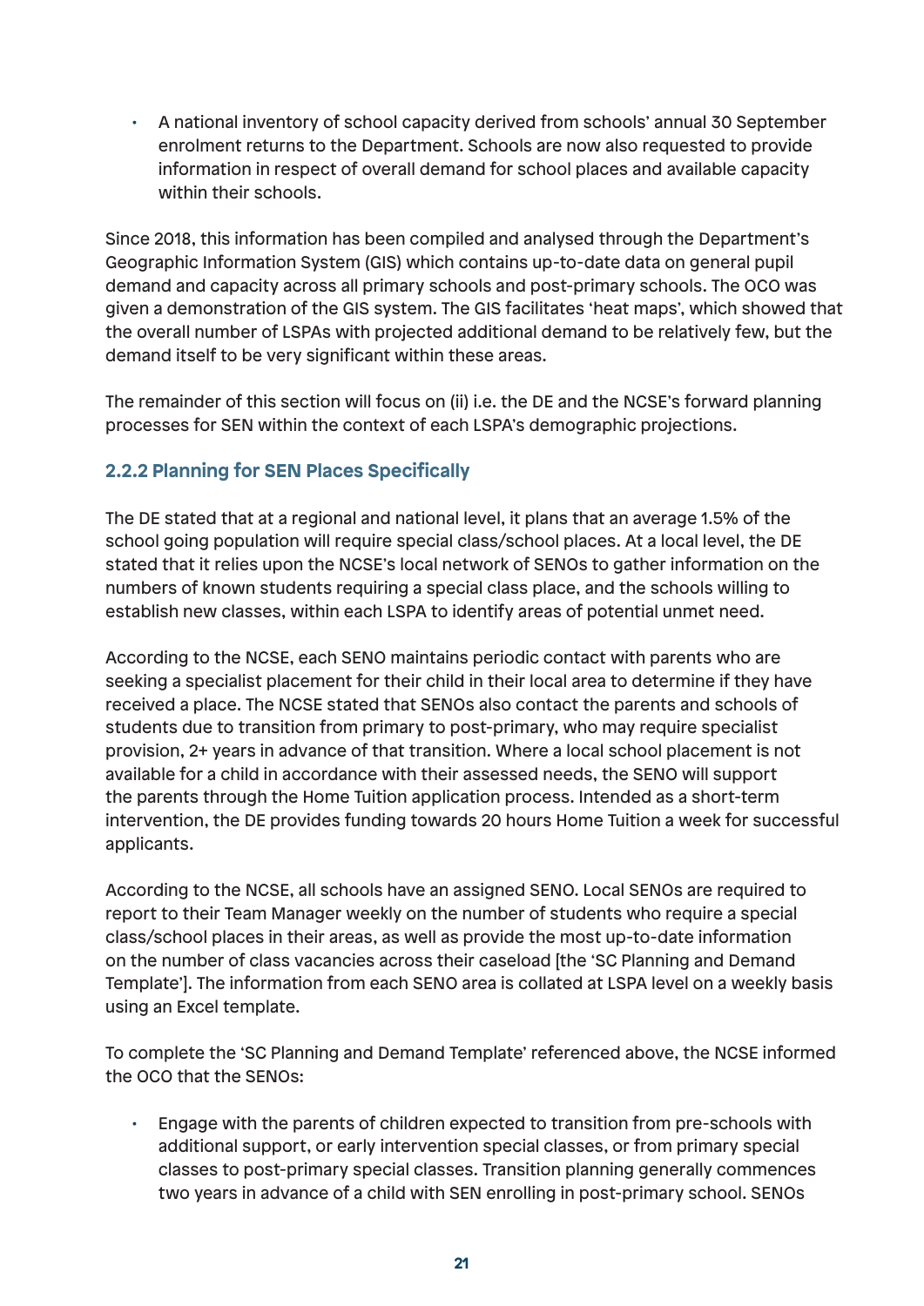- A national inventory of school capacity derived from schools' annual 30 September enrolment returns to the Department. Schools are now also requested to provide information in respect of overall demand for school places and available capacity within their schools.

Since 2018, this information has been compiled and analysed through the Department's Geographic Information System (GIS) which contains up-to-date data on general pupil demand and capacity across all primary schools and post-primary schools. The OCO was given a demonstration of the GIS system. The GIS facilitates 'heat maps', which showed that the overall number of LSPAs with projected additional demand to be relatively few, but the demand itself to be very significant within these areas.

The remainder of this section will focus on (ii) i.e. the DE and the NCSE's forward planning processes for SEN within the context of each LSPA's demographic projections.

### 2.2.2 Planning for SEN Places Specifically

The DE stated that at a regional and national level, it plans that an average 1.5% of the school going population will require special class/school places. At a local level, the DE stated that it relies upon the NCSE's local network of SENOs to gather information on the numbers of known students requiring a special class place, and the schools willing to establish new classes, within each LSPA to identify areas of potential unmet need.

According to the NCSE, each SENO maintains periodic contact with parents who are seeking a specialist placement for their child in their local area to determine if they have received a place. The NCSE stated that SENOs also contact the parents and schools of students due to transition from primary to post-primary, who may require specialist provision, 2+ years in advance of that transition. Where a local school placement is not available for a child in accordance with their assessed needs, the SENO will support the parents through the Home Tuition application process. Intended as a short-term intervention, the DE provides funding towards 20 hours Home Tuition a week for successful applicants.

According to the NCSE, all schools have an assigned SENO. Local SENOs are required to report to their Team Manager weekly on the number of students who require a special class/school places in their areas, as well as provide the most up-to-date information on the number of class vacancies across their caseload [the 'SC Planning and Demand Template']. The information from each SENO area is collated at LSPA level on a weekly basis using an Excel template.

To complete the 'SC Planning and Demand Template' referenced above, the NCSE informed the OCO that the SENOs:

- Engage with the parents of children expected to transition from pre-schools with additional support, or early intervention special classes, or from primary special classes to post-primary special classes. Transition planning generally commences two years in advance of a child with SEN enrolling in post-primary school. SENOs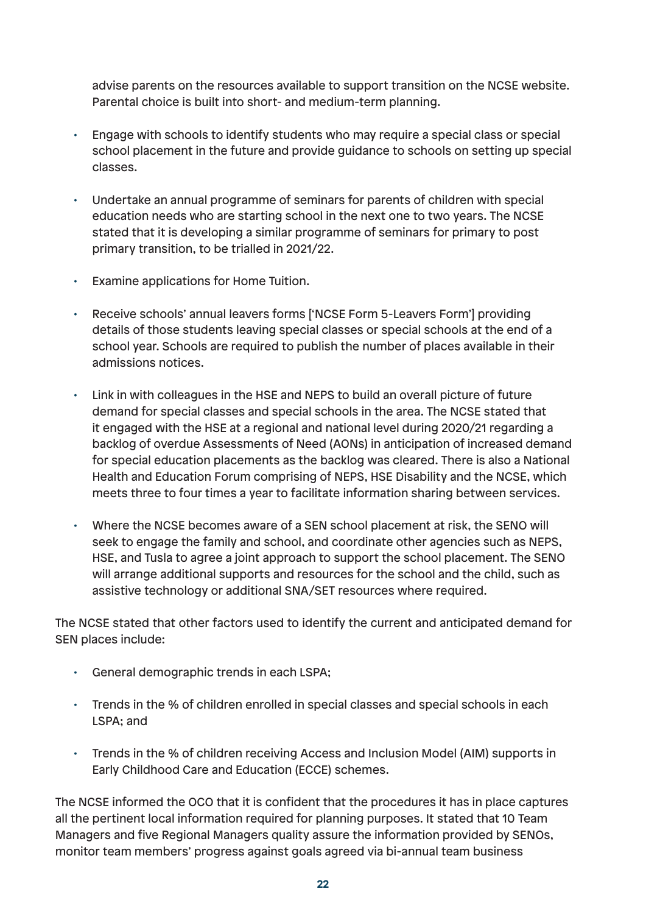advise parents on the resources available to support transition on the NCSE website. Parental choice is built into short- and medium-term planning.

- Engage with schools to identify students who may require a special class or special school placement in the future and provide guidance to schools on setting up special classes.

- Undertake an annual programme of seminars for parents of children with special education needs who are starting school in the next one to two years. The NCSE stated that it is developing a similar programme of seminars for primary to post primary transition, to be trialled in 2021/22.

- Examine applications for Home Tuition.

- Receive schools' annual leavers forms ['NCSE Form 5-Leavers Form'] providing details of those students leaving special classes or special schools at the end of a school year. Schools are required to publish the number of places available in their admissions notices.

- Link in with colleagues in the HSE and NEPS to build an overall picture of future demand for special classes and special schools in the area. The NCSE stated that it engaged with the HSE at a regional and national level during 2020/21 regarding a backlog of overdue Assessments of Need (AONs) in anticipation of increased demand for special education placements as the backlog was cleared. There is also a National Health and Education Forum comprising of NEPS, HSE Disability and the NCSE, which meets three to four times a year to facilitate information sharing between services.

- Where the NCSE becomes aware of a SEN school placement at risk, the SENO will seek to engage the family and school, and coordinate other agencies such as NEPS, HSE, and Tusla to agree a joint approach to support the school placement. The SENO will arrange additional supports and resources for the school and the child, such as assistive technology or additional SNA/SET resources where required.

The NCSE stated that other factors used to identify the current and anticipated demand for SEN places include:

- General demographic trends in each LSPA;

- Trends in the % of children enrolled in special classes and special schools in each LSPA; and

- Trends in the % of children receiving Access and Inclusion Model (AIM) supports in Early Childhood Care and Education (ECCE) schemes.

The NCSE informed the OCO that it is confident that the procedures it has in place captures all the pertinent local information required for planning purposes. It stated that 10 Team Managers and five Regional Managers quality assure the information provided by SENOs, monitor team members' progress against goals agreed via bi-annual team business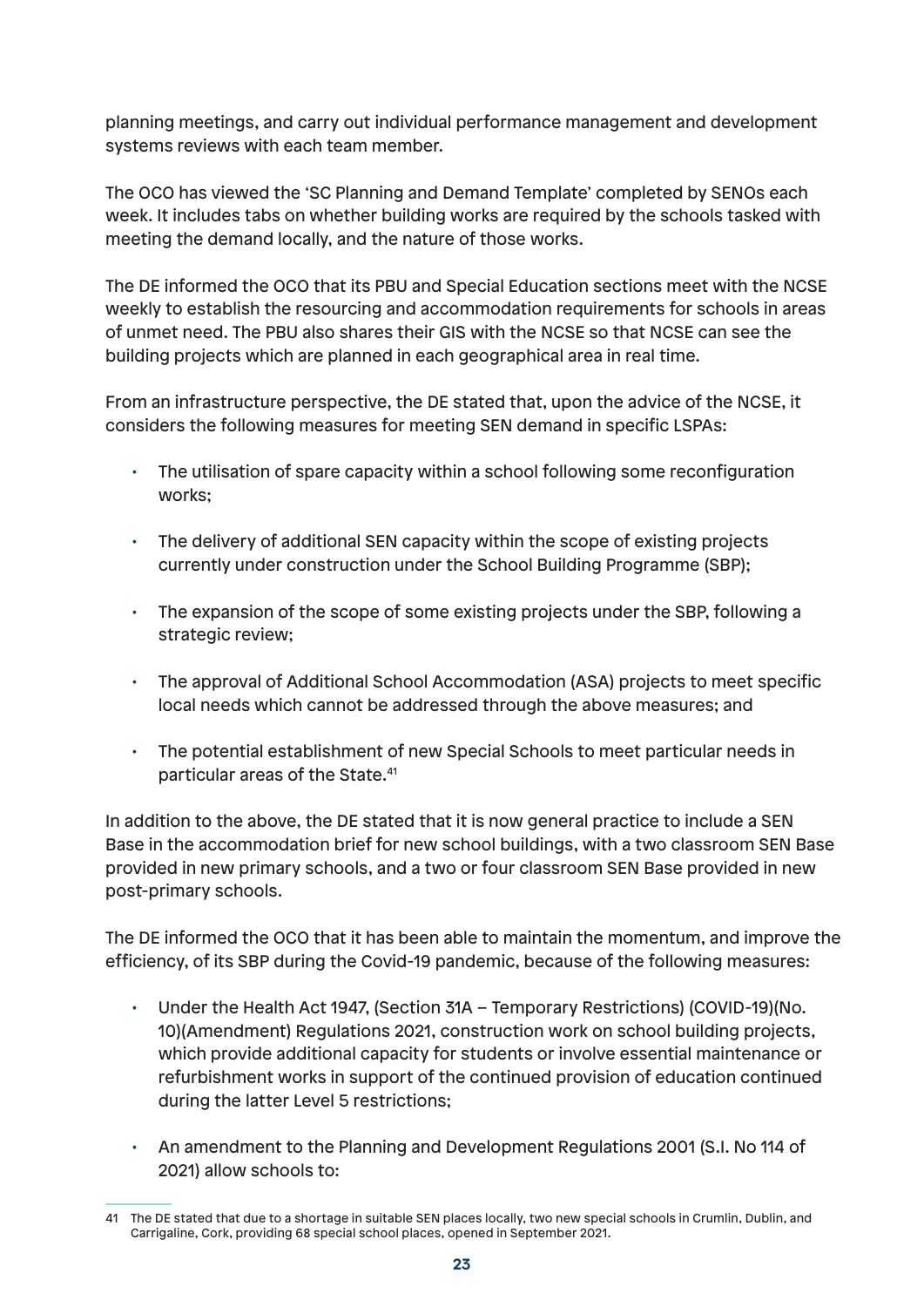planning meetings, and carry out individual performance management and development systems reviews with each team member.

The OCO has viewed the 'SC Planning and Demand Template' completed by SENOs each week. It includes tabs on whether building works are required by the schools tasked with meeting the demand locally, and the nature of those works.

The DE informed the OCO that its PBU and Special Education sections meet with the NCSE weekly to establish the resourcing and accommodation requirements for schools in areas of unmet need. The PBU also shares their GIS with the NCSE so that NCSE can see the building projects which are planned in each geographical area in real time.

From an infrastructure perspective, the DE stated that, upon the advice of the NCSE, it considers the following measures for meeting SEN demand in specific LSPAs:

- The utilisation of spare capacity within a school following some reconfiguration works;
- The delivery of additional SEN capacity within the scope of existing projects currently under construction under the School Building Programme (SBP);
- The expansion of the scope of some existing projects under the SBP, following a strategic review;
- The approval of Additional School Accommodation (ASA) projects to meet specific local needs which cannot be addressed through the above measures; and
- The potential establishment of new Special Schools to meet particular needs in particular areas of the State.[41]

In addition to the above, the DE stated that it is now general practice to include a SEN Base in the accommodation brief for new school buildings, with a two classroom SEN Base provided in new primary schools, and a two or four classroom SEN Base provided in new post-primary schools.

The DE informed the OCO that it has been able to maintain the momentum, and improve the efficiency, of its SBP during the Covid-19 pandemic, because of the following measures:

- Under the Health Act 1947, (Section 31A – Temporary Restrictions) (COVID-19)(No. 10)(Amendment) Regulations 2021, construction work on school building projects, which provide additional capacity for students or involve essential maintenance or refurbishment works in support of the continued provision of education continued during the latter Level 5 restrictions;
- An amendment to the Planning and Development Regulations 2001 (S.I. No 114 of 2021) allow schools to:

41 The DE stated that due to a shortage in suitable SEN places locally, two new special schools in Crumlin, Dublin, and Carrigaline, Cork, providing 68 special school places, opened in September 2021.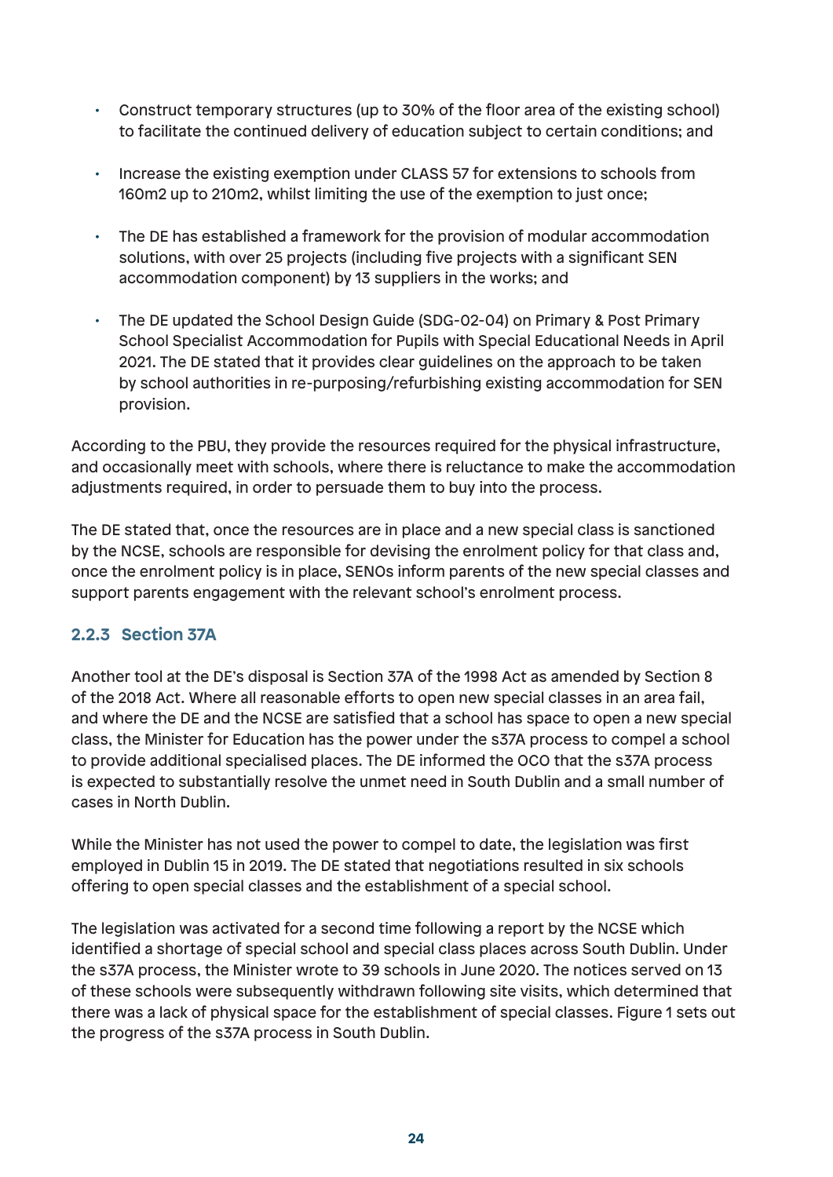- Construct temporary structures (up to 30% of the floor area of the existing school) to facilitate the continued delivery of education subject to certain conditions; and
- Increase the existing exemption under CLASS 57 for extensions to schools from 160m2 up to 210m2, whilst limiting the use of the exemption to just once;
- The DE has established a framework for the provision of modular accommodation solutions, with over 25 projects (including five projects with a significant SEN accommodation component) by 13 suppliers in the works; and
- The DE updated the School Design Guide (SDG-02-04) on Primary & Post Primary School Specialist Accommodation for Pupils with Special Educational Needs in April 2021. The DE stated that it provides clear guidelines on the approach to be taken by school authorities in re-purposing/refurbishing existing accommodation for SEN provision.

According to the PBU, they provide the resources required for the physical infrastructure, and occasionally meet with schools, where there is reluctance to make the accommodation adjustments required, in order to persuade them to buy into the process.

The DE stated that, once the resources are in place and a new special class is sanctioned by the NCSE, schools are responsible for devising the enrolment policy for that class and, once the enrolment policy is in place, SENOs inform parents of the new special classes and support parents engagement with the relevant school's enrolment process.

### 2.2.3 Section 37A

Another tool at the DE's disposal is Section 37A of the 1998 Act as amended by Section 8 of the 2018 Act. Where all reasonable efforts to open new special classes in an area fail, and where the DE and the NCSE are satisfied that a school has space to open a new special class, the Minister for Education has the power under the s37A process to compel a school to provide additional specialised places. The DE informed the OCO that the s37A process is expected to substantially resolve the unmet need in South Dublin and a small number of cases in North Dublin.

While the Minister has not used the power to compel to date, the legislation was first employed in Dublin 15 in 2019. The DE stated that negotiations resulted in six schools offering to open special classes and the establishment of a special school.

The legislation was activated for a second time following a report by the NCSE which identified a shortage of special school and special class places across South Dublin. Under the s37A process, the Minister wrote to 39 schools in June 2020. The notices served on 13 of these schools were subsequently withdrawn following site visits, which determined that there was a lack of physical space for the establishment of special classes. Figure 1 sets out the progress of the s37A process in South Dublin.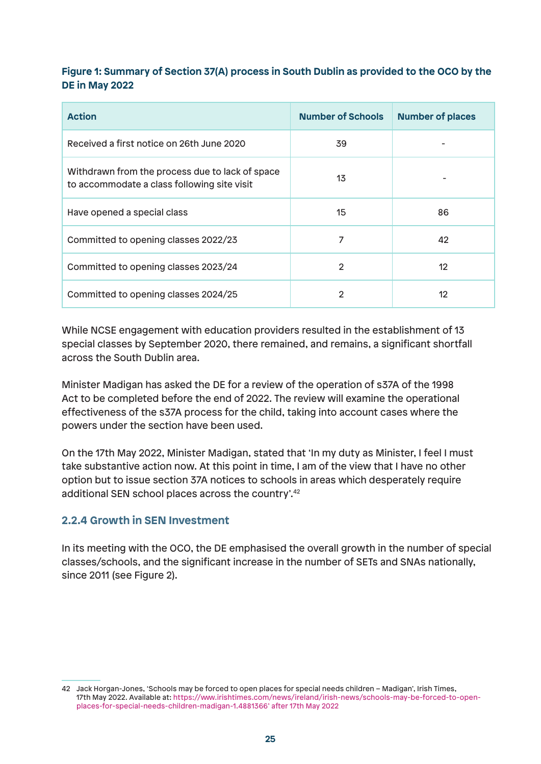**Figure 1: Summary of Section 37(A) process in South Dublin as provided to the OCO by the DE in May 2022**

| Action | Number of Schools | Number of places |
|---|---|---|
| Received a first notice on 26th June 2020 | 39 | - |
| Withdrawn from the process due to lack of space to accommodate a class following site visit | 13 | - |
| Have opened a special class | 15 | 86 |
| Committed to opening classes 2022/23 | 7 | 42 |
| Committed to opening classes 2023/24 | 2 | 12 |
| Committed to opening classes 2024/25 | 2 | 12 |

While NCSE engagement with education providers resulted in the establishment of 13 special classes by September 2020, there remained, and remains, a significant shortfall across the South Dublin area.

Minister Madigan has asked the DE for a review of the operation of s37A of the 1998 Act to be completed before the end of 2022. The review will examine the operational effectiveness of the s37A process for the child, taking into account cases where the powers under the section have been used.

On the 17th May 2022, Minister Madigan, stated that 'In my duty as Minister, I feel I must take substantive action now. At this point in time, I am of the view that I have no other option but to issue section 37A notices to schools in areas which desperately require additional SEN school places across the country'.[42]

### 2.2.4 Growth in SEN Investment

In its meeting with the OCO, the DE emphasised the overall growth in the number of special classes/schools, and the significant increase in the number of SETs and SNAs nationally, since 2011 (see Figure 2).

---

42 Jack Horgan-Jones, 'Schools may be forced to open places for special needs children – Madigan', Irish Times, 17th May 2022. Available at: https://www.irishtimes.com/news/ireland/irish-news/schools-may-be-forced-to-open-places-for-special-needs-children-madigan-1.4881366' after 17th May 2022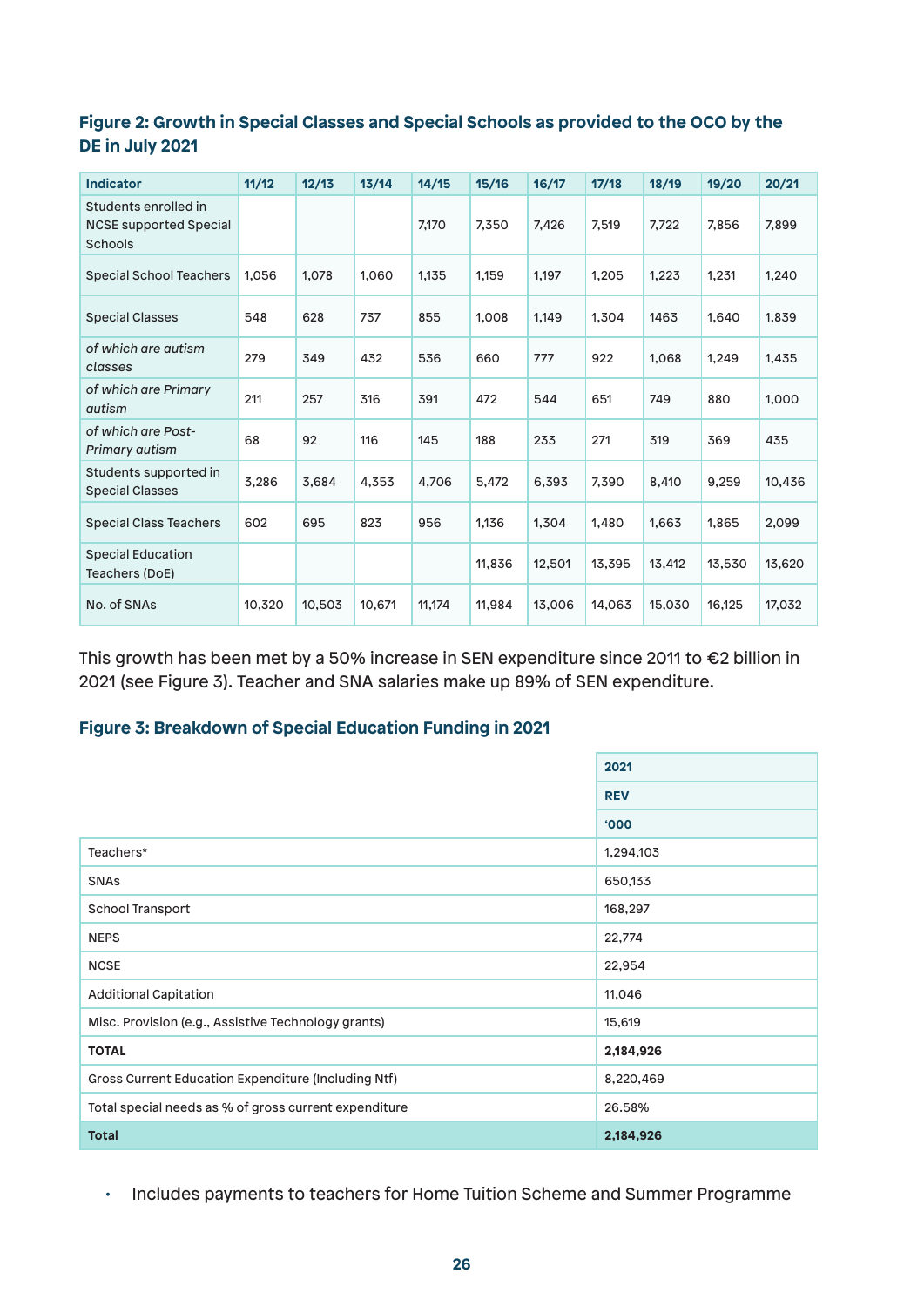### Figure 2: Growth in Special Classes and Special Schools as provided to the OCO by the DE in July 2021

| Indicator | 11/12 | 12/13 | 13/14 | 14/15 | 15/16 | 16/17 | 17/18 | 18/19 | 19/20 | 20/21 |
|---|---|---|---|---|---|---|---|---|---|---|
| Students enrolled in NCSE supported Special Schools | | | | 7,170 | 7,350 | 7,426 | 7,519 | 7,722 | 7,856 | 7,899 |
| Special School Teachers | 1,056 | 1,078 | 1,060 | 1,135 | 1,159 | 1,197 | 1,205 | 1,223 | 1,231 | 1,240 |
| Special Classes | 548 | 628 | 737 | 855 | 1,008 | 1,149 | 1,304 | 1463 | 1,640 | 1,839 |
| *of which are autism classes* | 279 | 349 | 432 | 536 | 660 | 777 | 922 | 1,068 | 1,249 | 1,435 |
| *of which are Primary autism* | 211 | 257 | 316 | 391 | 472 | 544 | 651 | 749 | 880 | 1,000 |
| *of which are Post-Primary autism* | 68 | 92 | 116 | 145 | 188 | 233 | 271 | 319 | 369 | 435 |
| Students supported in Special Classes | 3,286 | 3,684 | 4,353 | 4,706 | 5,472 | 6,393 | 7,390 | 8,410 | 9,259 | 10,436 |
| Special Class Teachers | 602 | 695 | 823 | 956 | 1,136 | 1,304 | 1,480 | 1,663 | 1,865 | 2,099 |
| Special Education Teachers (DoE) | | | | | 11,836 | 12,501 | 13,395 | 13,412 | 13,530 | 13,620 |
| No. of SNAs | 10,320 | 10,503 | 10,671 | 11,174 | 11,984 | 13,006 | 14,063 | 15,030 | 16,125 | 17,032 |

This growth has been met by a 50% increase in SEN expenditure since 2011 to €2 billion in 2021 (see Figure 3). Teacher and SNA salaries make up 89% of SEN expenditure.

### Figure 3: Breakdown of Special Education Funding in 2021

| | 2021 REV '000 |
|---|---|
| Teachers* | 1,294,103 |
| SNAs | 650,133 |
| School Transport | 168,297 |
| NEPS | 22,774 |
| NCSE | 22,954 |
| Additional Capitation | 11,046 |
| Misc. Provision (e.g., Assistive Technology grants) | 15,619 |
| **TOTAL** | **2,184,926** |
| Gross Current Education Expenditure (Including Ntf) | 8,220,469 |
| Total special needs as % of gross current expenditure | 26.58% |
| **Total** | **2,184,926** |

- Includes payments to teachers for Home Tuition Scheme and Summer Programme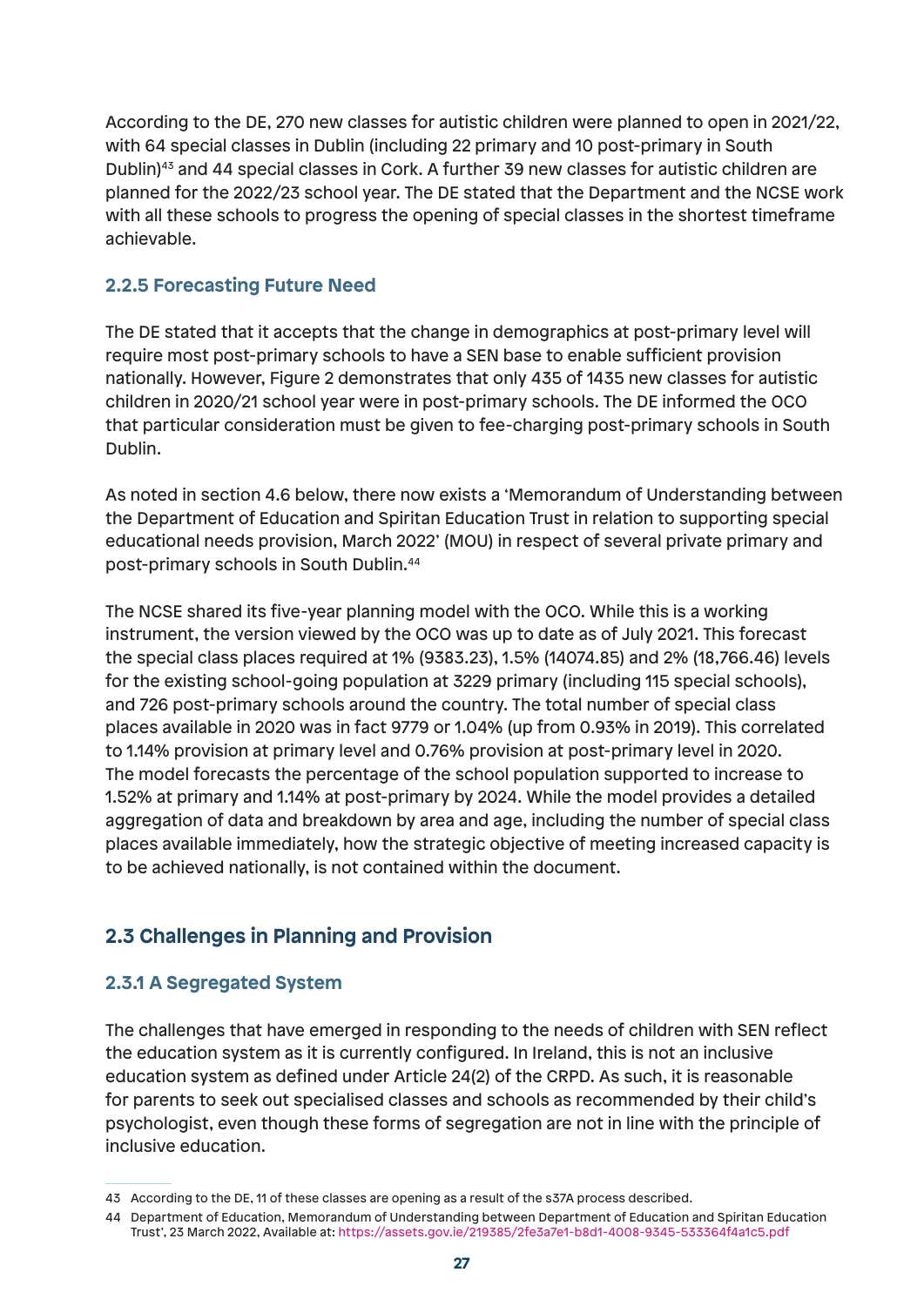According to the DE, 270 new classes for autistic children were planned to open in 2021/22, with 64 special classes in Dublin (including 22 primary and 10 post-primary in South Dublin)[43] and 44 special classes in Cork. A further 39 new classes for autistic children are planned for the 2022/23 school year. The DE stated that the Department and the NCSE work with all these schools to progress the opening of special classes in the shortest timeframe achievable.

### 2.2.5 Forecasting Future Need

The DE stated that it accepts that the change in demographics at post-primary level will require most post-primary schools to have a SEN base to enable sufficient provision nationally. However, Figure 2 demonstrates that only 435 of 1435 new classes for autistic children in 2020/21 school year were in post-primary schools. The DE informed the OCO that particular consideration must be given to fee-charging post-primary schools in South Dublin.

As noted in section 4.6 below, there now exists a 'Memorandum of Understanding between the Department of Education and Spiritan Education Trust in relation to supporting special educational needs provision, March 2022' (MOU) in respect of several private primary and post-primary schools in South Dublin.[44]

The NCSE shared its five-year planning model with the OCO. While this is a working instrument, the version viewed by the OCO was up to date as of July 2021. This forecast the special class places required at 1% (9383.23), 1.5% (14074.85) and 2% (18,766.46) levels for the existing school-going population at 3229 primary (including 115 special schools), and 726 post-primary schools around the country. The total number of special class places available in 2020 was in fact 9779 or 1.04% (up from 0.93% in 2019). This correlated to 1.14% provision at primary level and 0.76% provision at post-primary level in 2020. The model forecasts the percentage of the school population supported to increase to 1.52% at primary and 1.14% at post-primary by 2024. While the model provides a detailed aggregation of data and breakdown by area and age, including the number of special class places available immediately, how the strategic objective of meeting increased capacity is to be achieved nationally, is not contained within the document.

## 2.3 Challenges in Planning and Provision

### 2.3.1 A Segregated System

The challenges that have emerged in responding to the needs of children with SEN reflect the education system as it is currently configured. In Ireland, this is not an inclusive education system as defined under Article 24(2) of the CRPD. As such, it is reasonable for parents to seek out specialised classes and schools as recommended by their child's psychologist, even though these forms of segregation are not in line with the principle of inclusive education.

---

43 According to the DE, 11 of these classes are opening as a result of the s37A process described.

44 Department of Education, Memorandum of Understanding between Department of Education and Spiritan Education Trust', 23 March 2022, Available at: https://assets.gov.ie/219385/2fe3a7e1-b8d1-4008-9345-533364f4a1c5.pdf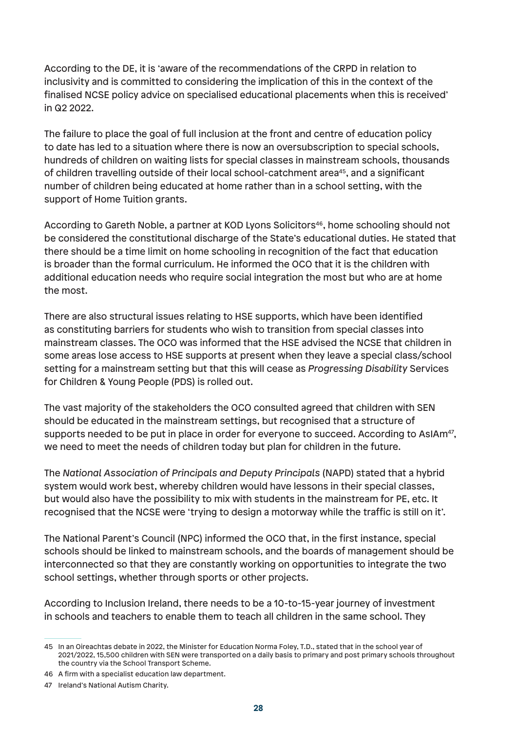According to the DE, it is 'aware of the recommendations of the CRPD in relation to inclusivity and is committed to considering the implication of this in the context of the finalised NCSE policy advice on specialised educational placements when this is received' in Q2 2022.

The failure to place the goal of full inclusion at the front and centre of education policy to date has led to a situation where there is now an oversubscription to special schools, hundreds of children on waiting lists for special classes in mainstream schools, thousands of children travelling outside of their local school-catchment area[45], and a significant number of children being educated at home rather than in a school setting, with the support of Home Tuition grants.

According to Gareth Noble, a partner at KOD Lyons Solicitors[46], home schooling should not be considered the constitutional discharge of the State's educational duties. He stated that there should be a time limit on home schooling in recognition of the fact that education is broader than the formal curriculum. He informed the OCO that it is the children with additional education needs who require social integration the most but who are at home the most.

There are also structural issues relating to HSE supports, which have been identified as constituting barriers for students who wish to transition from special classes into mainstream classes. The OCO was informed that the HSE advised the NCSE that children in some areas lose access to HSE supports at present when they leave a special class/school setting for a mainstream setting but that this will cease as *Progressing Disability* Services for Children & Young People (PDS) is rolled out.

The vast majority of the stakeholders the OCO consulted agreed that children with SEN should be educated in the mainstream settings, but recognised that a structure of supports needed to be put in place in order for everyone to succeed. According to AsIAm[47], we need to meet the needs of children today but plan for children in the future.

The *National Association of Principals and Deputy Principals* (NAPD) stated that a hybrid system would work best, whereby children would have lessons in their special classes, but would also have the possibility to mix with students in the mainstream for PE, etc. It recognised that the NCSE were 'trying to design a motorway while the traffic is still on it'.

The National Parent's Council (NPC) informed the OCO that, in the first instance, special schools should be linked to mainstream schools, and the boards of management should be interconnected so that they are constantly working on opportunities to integrate the two school settings, whether through sports or other projects.

According to Inclusion Ireland, there needs to be a 10-to-15-year journey of investment in schools and teachers to enable them to teach all children in the same school. They

---

45 In an Oireachtas debate in 2022, the Minister for Education Norma Foley, T.D., stated that in the school year of 2021/2022, 15,500 children with SEN were transported on a daily basis to primary and post primary schools throughout the country via the School Transport Scheme.

46 A firm with a specialist education law department.

47 Ireland's National Autism Charity.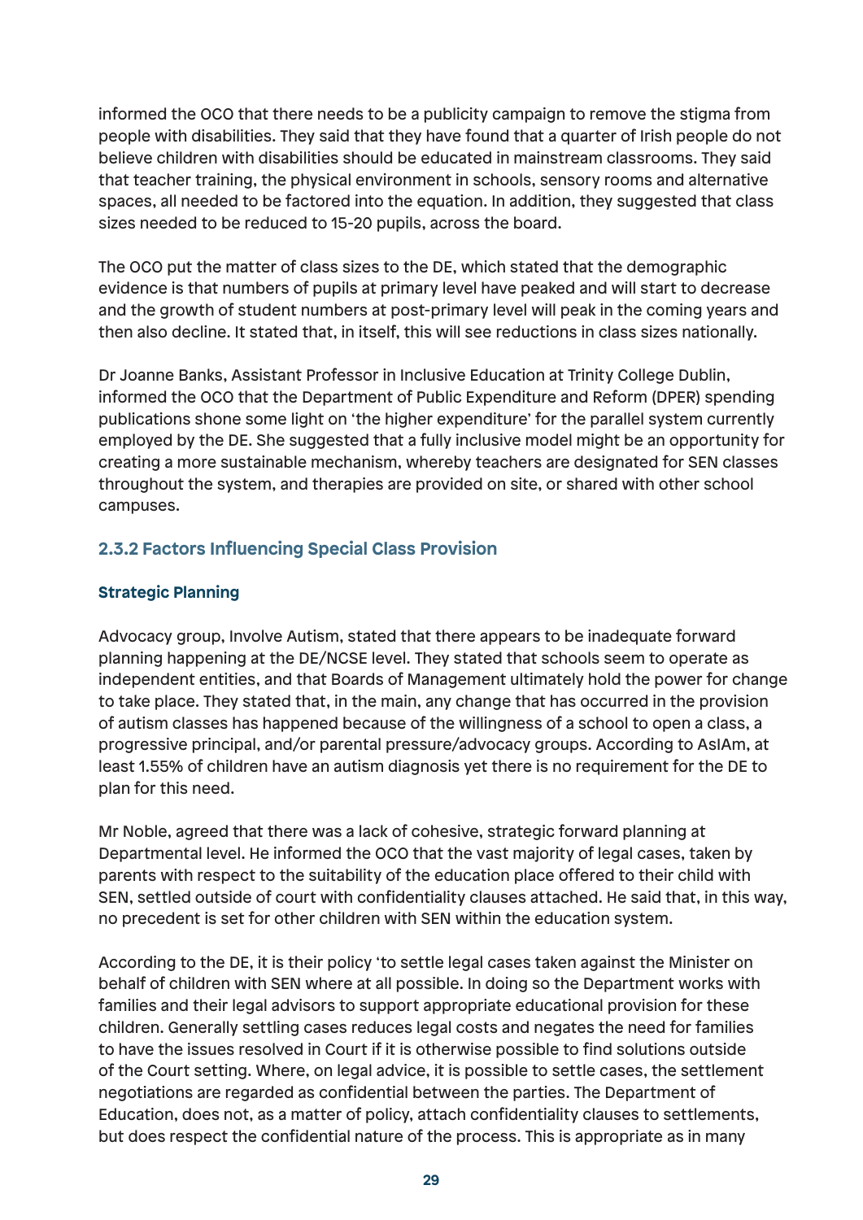informed the OCO that there needs to be a publicity campaign to remove the stigma from people with disabilities. They said that they have found that a quarter of Irish people do not believe children with disabilities should be educated in mainstream classrooms. They said that teacher training, the physical environment in schools, sensory rooms and alternative spaces, all needed to be factored into the equation. In addition, they suggested that class sizes needed to be reduced to 15-20 pupils, across the board.

The OCO put the matter of class sizes to the DE, which stated that the demographic evidence is that numbers of pupils at primary level have peaked and will start to decrease and the growth of student numbers at post-primary level will peak in the coming years and then also decline. It stated that, in itself, this will see reductions in class sizes nationally.

Dr Joanne Banks, Assistant Professor in Inclusive Education at Trinity College Dublin, informed the OCO that the Department of Public Expenditure and Reform (DPER) spending publications shone some light on 'the higher expenditure' for the parallel system currently employed by the DE. She suggested that a fully inclusive model might be an opportunity for creating a more sustainable mechanism, whereby teachers are designated for SEN classes throughout the system, and therapies are provided on site, or shared with other school campuses.

### 2.3.2 Factors Influencing Special Class Provision

#### Strategic Planning

Advocacy group, Involve Autism, stated that there appears to be inadequate forward planning happening at the DE/NCSE level. They stated that schools seem to operate as independent entities, and that Boards of Management ultimately hold the power for change to take place. They stated that, in the main, any change that has occurred in the provision of autism classes has happened because of the willingness of a school to open a class, a progressive principal, and/or parental pressure/advocacy groups. According to AsIAm, at least 1.55% of children have an autism diagnosis yet there is no requirement for the DE to plan for this need.

Mr Noble, agreed that there was a lack of cohesive, strategic forward planning at Departmental level. He informed the OCO that the vast majority of legal cases, taken by parents with respect to the suitability of the education place offered to their child with SEN, settled outside of court with confidentiality clauses attached. He said that, in this way, no precedent is set for other children with SEN within the education system.

According to the DE, it is their policy 'to settle legal cases taken against the Minister on behalf of children with SEN where at all possible. In doing so the Department works with families and their legal advisors to support appropriate educational provision for these children. Generally settling cases reduces legal costs and negates the need for families to have the issues resolved in Court if it is otherwise possible to find solutions outside of the Court setting. Where, on legal advice, it is possible to settle cases, the settlement negotiations are regarded as confidential between the parties. The Department of Education, does not, as a matter of policy, attach confidentiality clauses to settlements, but does respect the confidential nature of the process. This is appropriate as in many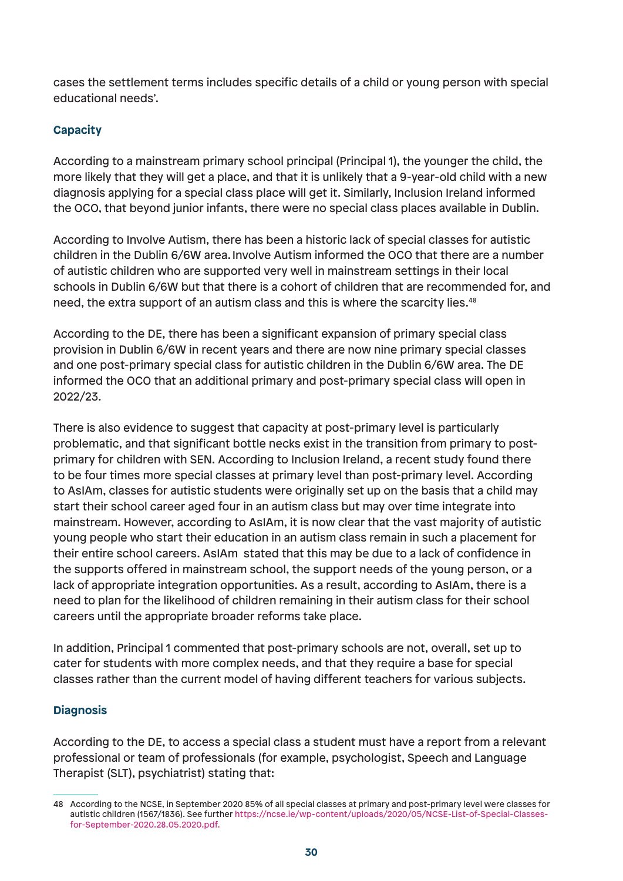cases the settlement terms includes specific details of a child or young person with special educational needs'.

### Capacity

According to a mainstream primary school principal (Principal 1), the younger the child, the more likely that they will get a place, and that it is unlikely that a 9-year-old child with a new diagnosis applying for a special class place will get it. Similarly, Inclusion Ireland informed the OCO, that beyond junior infants, there were no special class places available in Dublin.

According to Involve Autism, there has been a historic lack of special classes for autistic children in the Dublin 6/6W area. Involve Autism informed the OCO that there are a number of autistic children who are supported very well in mainstream settings in their local schools in Dublin 6/6W but that there is a cohort of children that are recommended for, and need, the extra support of an autism class and this is where the scarcity lies.[48]

According to the DE, there has been a significant expansion of primary special class provision in Dublin 6/6W in recent years and there are now nine primary special classes and one post-primary special class for autistic children in the Dublin 6/6W area. The DE informed the OCO that an additional primary and post-primary special class will open in 2022/23.

There is also evidence to suggest that capacity at post-primary level is particularly problematic, and that significant bottle necks exist in the transition from primary to post-primary for children with SEN. According to Inclusion Ireland, a recent study found there to be four times more special classes at primary level than post-primary level. According to AsIAm, classes for autistic students were originally set up on the basis that a child may start their school career aged four in an autism class but may over time integrate into mainstream. However, according to AsIAm, it is now clear that the vast majority of autistic young people who start their education in an autism class remain in such a placement for their entire school careers. AsIAm stated that this may be due to a lack of confidence in the supports offered in mainstream school, the support needs of the young person, or a lack of appropriate integration opportunities. As a result, according to AsIAm, there is a need to plan for the likelihood of children remaining in their autism class for their school careers until the appropriate broader reforms take place.

In addition, Principal 1 commented that post-primary schools are not, overall, set up to cater for students with more complex needs, and that they require a base for special classes rather than the current model of having different teachers for various subjects.

### Diagnosis

According to the DE, to access a special class a student must have a report from a relevant professional or team of professionals (for example, psychologist, Speech and Language Therapist (SLT), psychiatrist) stating that:

---

48 According to the NCSE, in September 2020 85% of all special classes at primary and post-primary level were classes for autistic children (1567/1836). See further https://ncse.ie/wp-content/uploads/2020/05/NCSE-List-of-Special-Classes-for-September-2020.28.05.2020.pdf.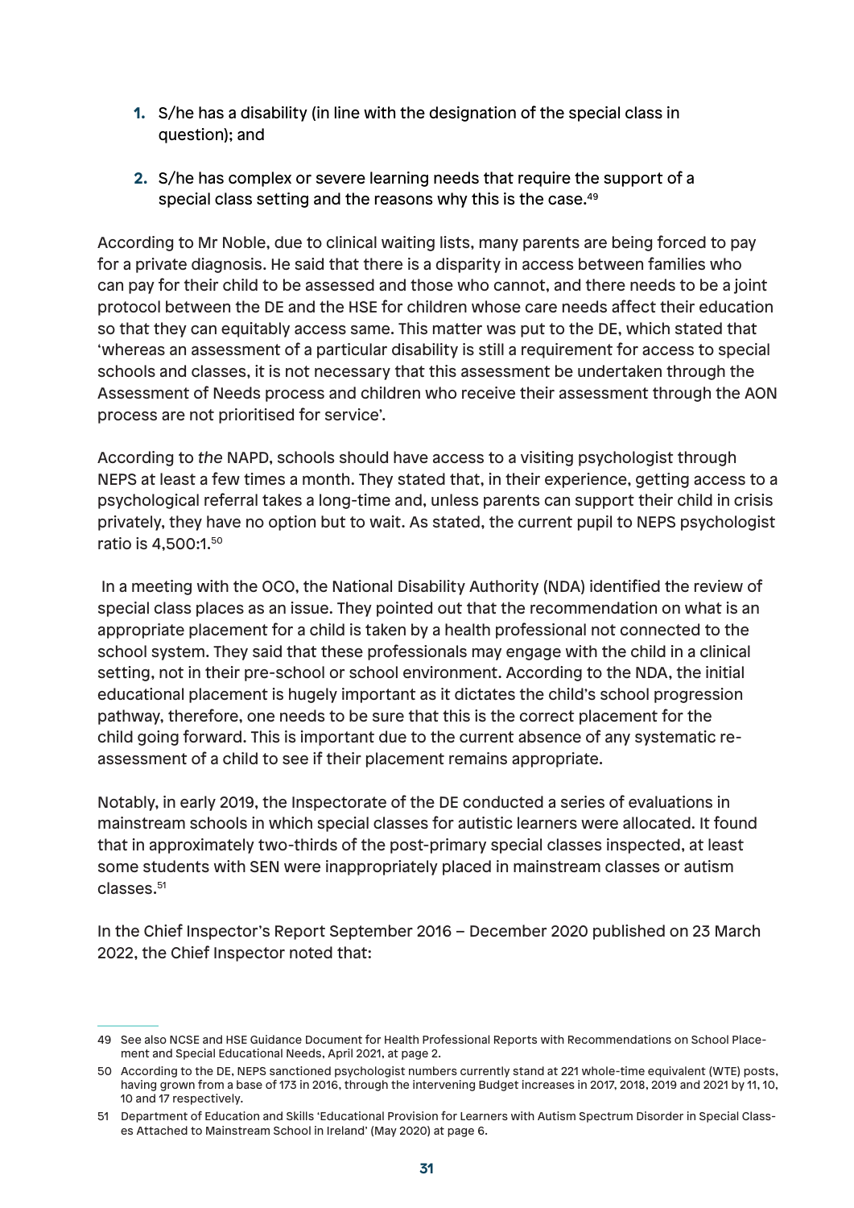1. S/he has a disability (in line with the designation of the special class in question); and
2. S/he has complex or severe learning needs that require the support of a special class setting and the reasons why this is the case.[49]

According to Mr Noble, due to clinical waiting lists, many parents are being forced to pay for a private diagnosis. He said that there is a disparity in access between families who can pay for their child to be assessed and those who cannot, and there needs to be a joint protocol between the DE and the HSE for children whose care needs affect their education so that they can equitably access same. This matter was put to the DE, which stated that 'whereas an assessment of a particular disability is still a requirement for access to special schools and classes, it is not necessary that this assessment be undertaken through the Assessment of Needs process and children who receive their assessment through the AON process are not prioritised for service'.

According to *the* NAPD, schools should have access to a visiting psychologist through NEPS at least a few times a month. They stated that, in their experience, getting access to a psychological referral takes a long-time and, unless parents can support their child in crisis privately, they have no option but to wait. As stated, the current pupil to NEPS psychologist ratio is 4,500:1.[50]

In a meeting with the OCO, the National Disability Authority (NDA) identified the review of special class places as an issue. They pointed out that the recommendation on what is an appropriate placement for a child is taken by a health professional not connected to the school system. They said that these professionals may engage with the child in a clinical setting, not in their pre-school or school environment. According to the NDA, the initial educational placement is hugely important as it dictates the child's school progression pathway, therefore, one needs to be sure that this is the correct placement for the child going forward. This is important due to the current absence of any systematic re-assessment of a child to see if their placement remains appropriate.

Notably, in early 2019, the Inspectorate of the DE conducted a series of evaluations in mainstream schools in which special classes for autistic learners were allocated. It found that in approximately two-thirds of the post-primary special classes inspected, at least some students with SEN were inappropriately placed in mainstream classes or autism classes.[51]

In the Chief Inspector's Report September 2016 – December 2020 published on 23 March 2022, the Chief Inspector noted that:

---

49 See also NCSE and HSE Guidance Document for Health Professional Reports with Recommendations on School Placement and Special Educational Needs, April 2021, at page 2.

50 According to the DE, NEPS sanctioned psychologist numbers currently stand at 221 whole-time equivalent (WTE) posts, having grown from a base of 173 in 2016, through the intervening Budget increases in 2017, 2018, 2019 and 2021 by 11, 10, 10 and 17 respectively.

51 Department of Education and Skills 'Educational Provision for Learners with Autism Spectrum Disorder in Special Classes Attached to Mainstream School in Ireland' (May 2020) at page 6.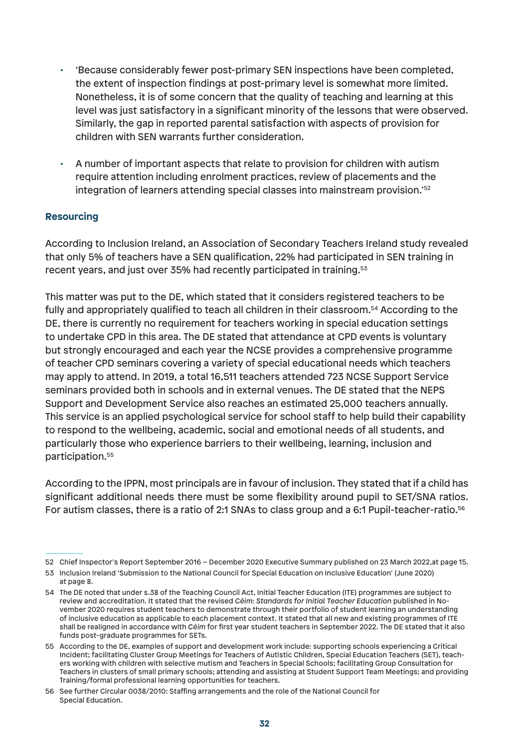- 'Because considerably fewer post-primary SEN inspections have been completed, the extent of inspection findings at post-primary level is somewhat more limited. Nonetheless, it is of some concern that the quality of teaching and learning at this level was just satisfactory in a significant minority of the lessons that were observed. Similarly, the gap in reported parental satisfaction with aspects of provision for children with SEN warrants further consideration.

- A number of important aspects that relate to provision for children with autism require attention including enrolment practices, review of placements and the integration of learners attending special classes into mainstream provision.'[52]

### Resourcing

According to Inclusion Ireland, an Association of Secondary Teachers Ireland study revealed that only 5% of teachers have a SEN qualification, 22% had participated in SEN training in recent years, and just over 35% had recently participated in training.[53]

This matter was put to the DE, which stated that it considers registered teachers to be fully and appropriately qualified to teach all children in their classroom.[54] According to the DE, there is currently no requirement for teachers working in special education settings to undertake CPD in this area. The DE stated that attendance at CPD events is voluntary but strongly encouraged and each year the NCSE provides a comprehensive programme of teacher CPD seminars covering a variety of special educational needs which teachers may apply to attend. In 2019, a total 16,511 teachers attended 723 NCSE Support Service seminars provided both in schools and in external venues. The DE stated that the NEPS Support and Development Service also reaches an estimated 25,000 teachers annually. This service is an applied psychological service for school staff to help build their capability to respond to the wellbeing, academic, social and emotional needs of all students, and particularly those who experience barriers to their wellbeing, learning, inclusion and participation.[55]

According to the IPPN, most principals are in favour of inclusion. They stated that if a child has significant additional needs there must be some flexibility around pupil to SET/SNA ratios. For autism classes, there is a ratio of 2:1 SNAs to class group and a 6:1 Pupil-teacher-ratio.[56]

---

52 Chief Inspector's Report September 2016 – December 2020 Executive Summary published on 23 March 2022,at page 15.

53 Inclusion Ireland 'Submission to the National Council for Special Education on Inclusive Education' (June 2020) at page 8.

54 The DE noted that under s.38 of the Teaching Council Act, Initial Teacher Education (ITE) programmes are subject to review and accreditation. It stated that the revised *Céim: Standards for Initial Teacher Education* published in November 2020 requires student teachers to demonstrate through their portfolio of student learning an understanding of inclusive education as applicable to each placement context. It stated that all new and existing programmes of ITE shall be realigned in accordance with *Céim* for first year student teachers in September 2022. The DE stated that it also funds post-graduate programmes for SETs.

55 According to the DE, examples of support and development work include: supporting schools experiencing a Critical Incident; facilitating Cluster Group Meetings for Teachers of Autistic Children, Special Education Teachers (SET), teachers working with children with selective mutism and Teachers in Special Schools; facilitating Group Consultation for Teachers in clusters of small primary schools; attending and assisting at Student Support Team Meetings; and providing Training/formal professional learning opportunities for teachers.

56 See further Circular 0038/2010: Staffing arrangements and the role of the National Council for Special Education.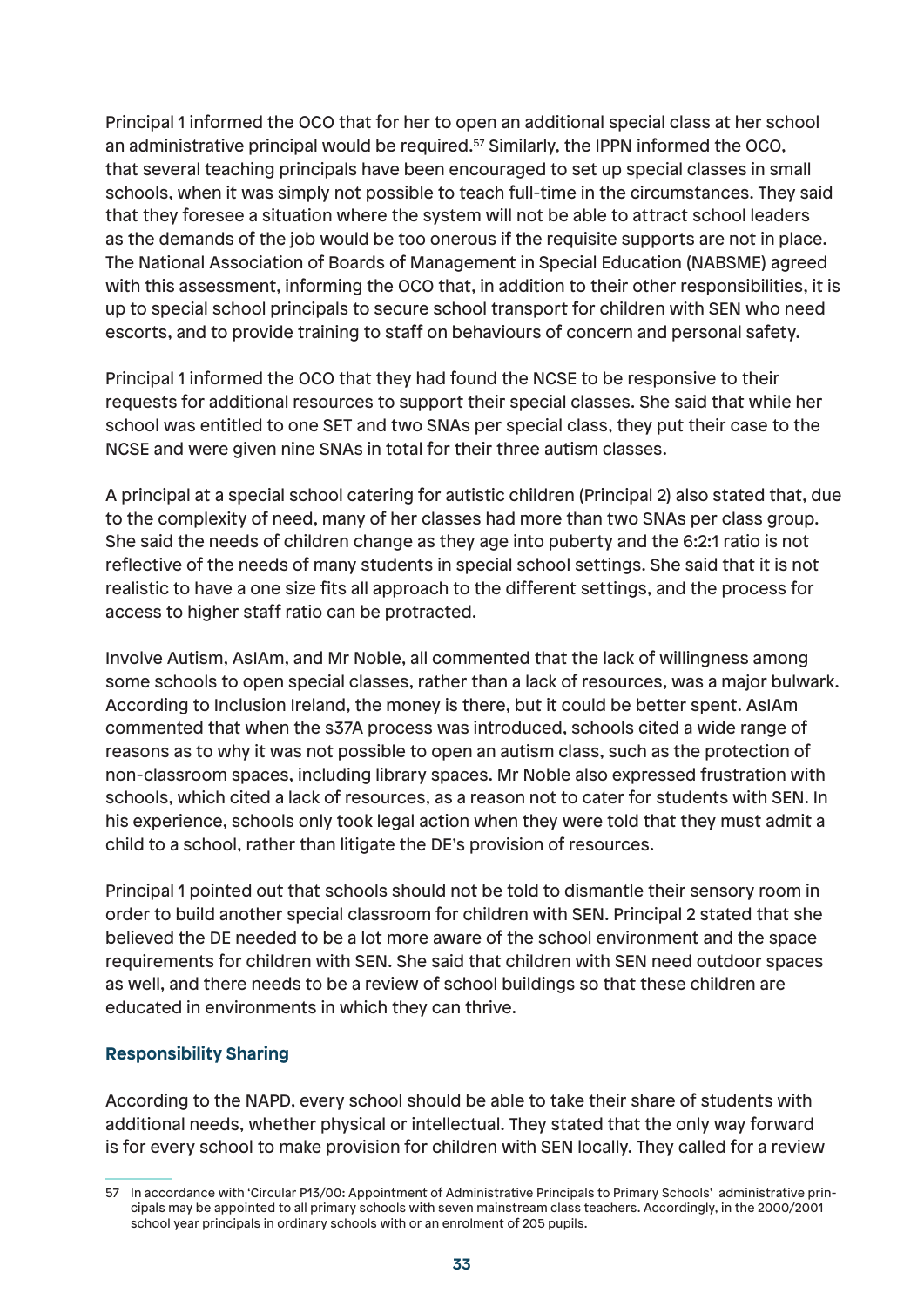Principal 1 informed the OCO that for her to open an additional special class at her school an administrative principal would be required.[57] Similarly, the IPPN informed the OCO, that several teaching principals have been encouraged to set up special classes in small schools, when it was simply not possible to teach full-time in the circumstances. They said that they foresee a situation where the system will not be able to attract school leaders as the demands of the job would be too onerous if the requisite supports are not in place. The National Association of Boards of Management in Special Education (NABSME) agreed with this assessment, informing the OCO that, in addition to their other responsibilities, it is up to special school principals to secure school transport for children with SEN who need escorts, and to provide training to staff on behaviours of concern and personal safety.

Principal 1 informed the OCO that they had found the NCSE to be responsive to their requests for additional resources to support their special classes. She said that while her school was entitled to one SET and two SNAs per special class, they put their case to the NCSE and were given nine SNAs in total for their three autism classes.

A principal at a special school catering for autistic children (Principal 2) also stated that, due to the complexity of need, many of her classes had more than two SNAs per class group. She said the needs of children change as they age into puberty and the 6:2:1 ratio is not reflective of the needs of many students in special school settings. She said that it is not realistic to have a one size fits all approach to the different settings, and the process for access to higher staff ratio can be protracted.

Involve Autism, AsIAm, and Mr Noble, all commented that the lack of willingness among some schools to open special classes, rather than a lack of resources, was a major bulwark. According to Inclusion Ireland, the money is there, but it could be better spent. AsIAm commented that when the s37A process was introduced, schools cited a wide range of reasons as to why it was not possible to open an autism class, such as the protection of non-classroom spaces, including library spaces. Mr Noble also expressed frustration with schools, which cited a lack of resources, as a reason not to cater for students with SEN. In his experience, schools only took legal action when they were told that they must admit a child to a school, rather than litigate the DE's provision of resources.

Principal 1 pointed out that schools should not be told to dismantle their sensory room in order to build another special classroom for children with SEN. Principal 2 stated that she believed the DE needed to be a lot more aware of the school environment and the space requirements for children with SEN. She said that children with SEN need outdoor spaces as well, and there needs to be a review of school buildings so that these children are educated in environments in which they can thrive.

### Responsibility Sharing

According to the NAPD, every school should be able to take their share of students with additional needs, whether physical or intellectual. They stated that the only way forward is for every school to make provision for children with SEN locally. They called for a review

[57] In accordance with 'Circular P13/00: Appointment of Administrative Principals to Primary Schools' administrative principals may be appointed to all primary schools with seven mainstream class teachers. Accordingly, in the 2000/2001 school year principals in ordinary schools with or an enrolment of 205 pupils.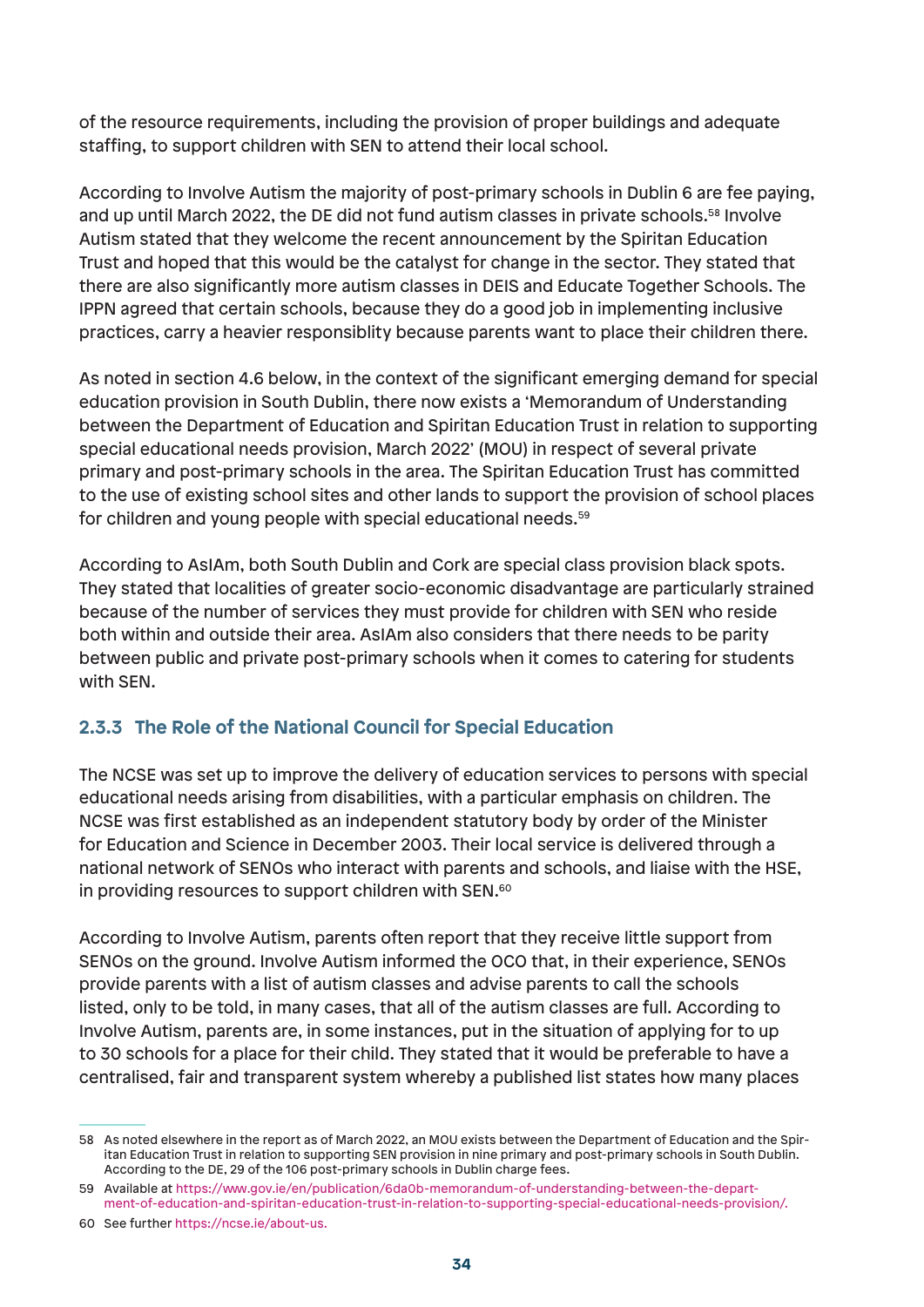of the resource requirements, including the provision of proper buildings and adequate staffing, to support children with SEN to attend their local school.

According to Involve Autism the majority of post-primary schools in Dublin 6 are fee paying, and up until March 2022, the DE did not fund autism classes in private schools.[58] Involve Autism stated that they welcome the recent announcement by the Spiritan Education Trust and hoped that this would be the catalyst for change in the sector. They stated that there are also significantly more autism classes in DEIS and Educate Together Schools. The IPPN agreed that certain schools, because they do a good job in implementing inclusive practices, carry a heavier responsiblity because parents want to place their children there.

As noted in section 4.6 below, in the context of the significant emerging demand for special education provision in South Dublin, there now exists a 'Memorandum of Understanding between the Department of Education and Spiritan Education Trust in relation to supporting special educational needs provision, March 2022' (MOU) in respect of several private primary and post-primary schools in the area. The Spiritan Education Trust has committed to the use of existing school sites and other lands to support the provision of school places for children and young people with special educational needs.[59]

According to AsIAm, both South Dublin and Cork are special class provision black spots. They stated that localities of greater socio-economic disadvantage are particularly strained because of the number of services they must provide for children with SEN who reside both within and outside their area. AsIAm also considers that there needs to be parity between public and private post-primary schools when it comes to catering for students with SEN.

### 2.3.3 The Role of the National Council for Special Education

The NCSE was set up to improve the delivery of education services to persons with special educational needs arising from disabilities, with a particular emphasis on children. The NCSE was first established as an independent statutory body by order of the Minister for Education and Science in December 2003. Their local service is delivered through a national network of SENOs who interact with parents and schools, and liaise with the HSE, in providing resources to support children with SEN.[60]

According to Involve Autism, parents often report that they receive little support from SENOs on the ground. Involve Autism informed the OCO that, in their experience, SENOs provide parents with a list of autism classes and advise parents to call the schools listed, only to be told, in many cases, that all of the autism classes are full. According to Involve Autism, parents are, in some instances, put in the situation of applying for to up to 30 schools for a place for their child. They stated that it would be preferable to have a centralised, fair and transparent system whereby a published list states how many places

---

58 As noted elsewhere in the report as of March 2022, an MOU exists between the Department of Education and the Spiritan Education Trust in relation to supporting SEN provision in nine primary and post-primary schools in South Dublin. According to the DE, 29 of the 106 post-primary schools in Dublin charge fees.

59 Available at https://www.gov.ie/en/publication/6da0b-memorandum-of-understanding-between-the-department-of-education-and-spiritan-education-trust-in-relation-to-supporting-special-educational-needs-provision/.

60 See further https://ncse.ie/about-us.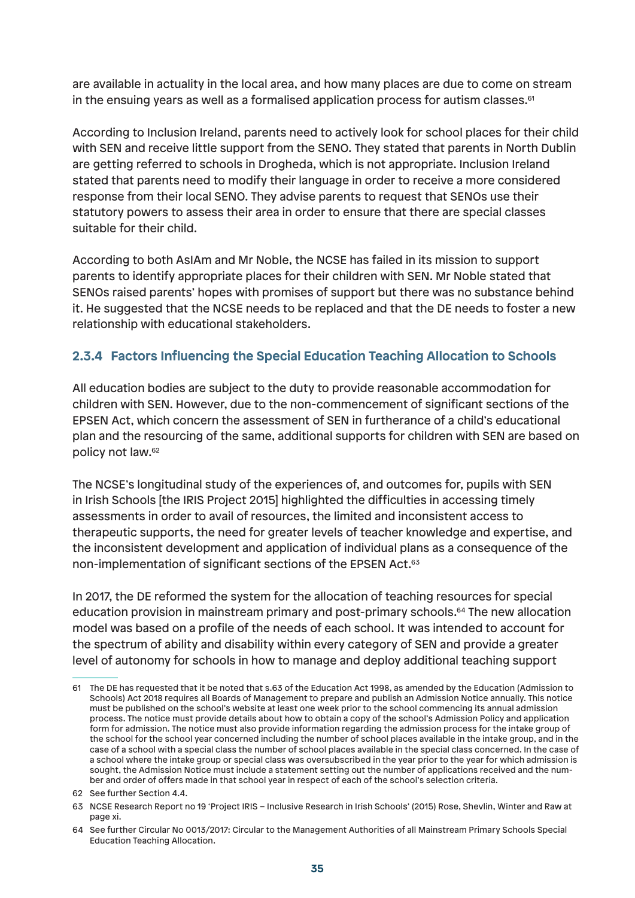are available in actuality in the local area, and how many places are due to come on stream in the ensuing years as well as a formalised application process for autism classes.[61]

According to Inclusion Ireland, parents need to actively look for school places for their child with SEN and receive little support from the SENO. They stated that parents in North Dublin are getting referred to schools in Drogheda, which is not appropriate. Inclusion Ireland stated that parents need to modify their language in order to receive a more considered response from their local SENO. They advise parents to request that SENOs use their statutory powers to assess their area in order to ensure that there are special classes suitable for their child.

According to both AsIAm and Mr Noble, the NCSE has failed in its mission to support parents to identify appropriate places for their children with SEN. Mr Noble stated that SENOs raised parents' hopes with promises of support but there was no substance behind it. He suggested that the NCSE needs to be replaced and that the DE needs to foster a new relationship with educational stakeholders.

### 2.3.4 Factors Influencing the Special Education Teaching Allocation to Schools

All education bodies are subject to the duty to provide reasonable accommodation for children with SEN. However, due to the non-commencement of significant sections of the EPSEN Act, which concern the assessment of SEN in furtherance of a child's educational plan and the resourcing of the same, additional supports for children with SEN are based on policy not law.[62]

The NCSE's longitudinal study of the experiences of, and outcomes for, pupils with SEN in Irish Schools [the IRIS Project 2015] highlighted the difficulties in accessing timely assessments in order to avail of resources, the limited and inconsistent access to therapeutic supports, the need for greater levels of teacher knowledge and expertise, and the inconsistent development and application of individual plans as a consequence of the non-implementation of significant sections of the EPSEN Act.[63]

In 2017, the DE reformed the system for the allocation of teaching resources for special education provision in mainstream primary and post-primary schools.[64] The new allocation model was based on a profile of the needs of each school. It was intended to account for the spectrum of ability and disability within every category of SEN and provide a greater level of autonomy for schools in how to manage and deploy additional teaching support

---

61 The DE has requested that it be noted that s.63 of the Education Act 1998, as amended by the Education (Admission to Schools) Act 2018 requires all Boards of Management to prepare and publish an Admission Notice annually. This notice must be published on the school's website at least one week prior to the school commencing its annual admission process. The notice must provide details about how to obtain a copy of the school's Admission Policy and application form for admission. The notice must also provide information regarding the admission process for the intake group of the school for the school year concerned including the number of school places available in the intake group, and in the case of a school with a special class the number of school places available in the special class concerned. In the case of a school where the intake group or special class was oversubscribed in the year prior to the year for which admission is sought, the Admission Notice must include a statement setting out the number of applications received and the number and order of offers made in that school year in respect of each of the school's selection criteria.

62 See further Section 4.4.

63 NCSE Research Report no 19 'Project IRIS – Inclusive Research in Irish Schools' (2015) Rose, Shevlin, Winter and Raw at page xi.

64 See further Circular No 0013/2017: Circular to the Management Authorities of all Mainstream Primary Schools Special Education Teaching Allocation.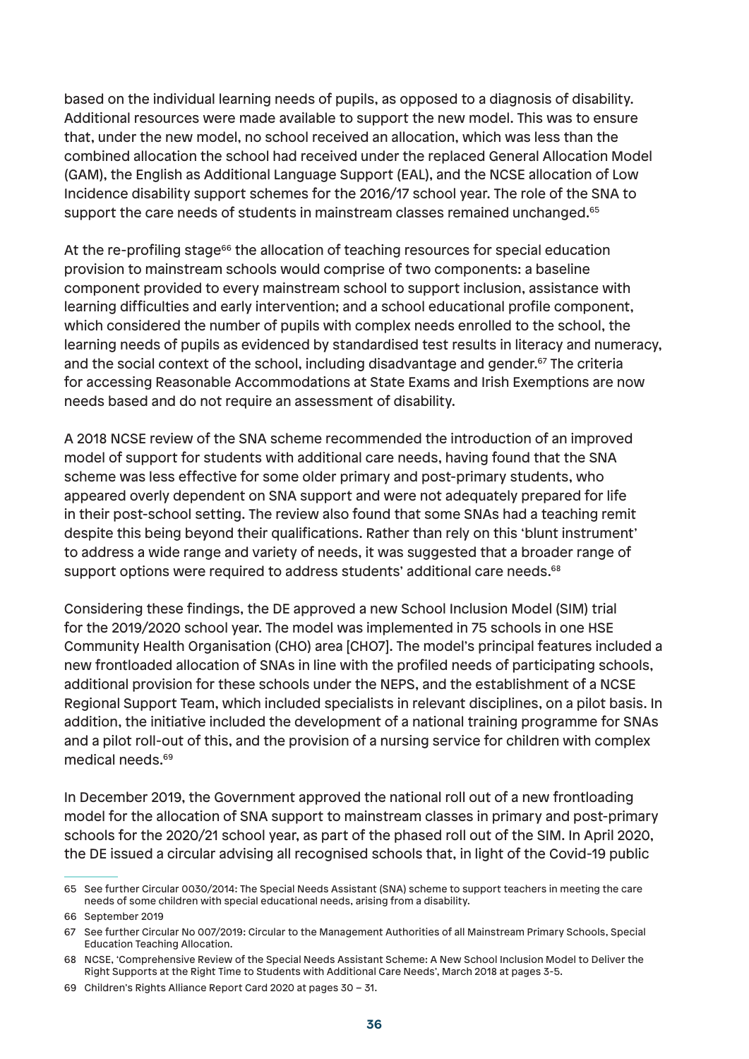based on the individual learning needs of pupils, as opposed to a diagnosis of disability. Additional resources were made available to support the new model. This was to ensure that, under the new model, no school received an allocation, which was less than the combined allocation the school had received under the replaced General Allocation Model (GAM), the English as Additional Language Support (EAL), and the NCSE allocation of Low Incidence disability support schemes for the 2016/17 school year. The role of the SNA to support the care needs of students in mainstream classes remained unchanged.[65]

At the re-profiling stage[66] the allocation of teaching resources for special education provision to mainstream schools would comprise of two components: a baseline component provided to every mainstream school to support inclusion, assistance with learning difficulties and early intervention; and a school educational profile component, which considered the number of pupils with complex needs enrolled to the school, the learning needs of pupils as evidenced by standardised test results in literacy and numeracy, and the social context of the school, including disadvantage and gender.[67] The criteria for accessing Reasonable Accommodations at State Exams and Irish Exemptions are now needs based and do not require an assessment of disability.

A 2018 NCSE review of the SNA scheme recommended the introduction of an improved model of support for students with additional care needs, having found that the SNA scheme was less effective for some older primary and post-primary students, who appeared overly dependent on SNA support and were not adequately prepared for life in their post-school setting. The review also found that some SNAs had a teaching remit despite this being beyond their qualifications. Rather than rely on this 'blunt instrument' to address a wide range and variety of needs, it was suggested that a broader range of support options were required to address students' additional care needs.[68]

Considering these findings, the DE approved a new School Inclusion Model (SIM) trial for the 2019/2020 school year. The model was implemented in 75 schools in one HSE Community Health Organisation (CHO) area [CHO7]. The model's principal features included a new frontloaded allocation of SNAs in line with the profiled needs of participating schools, additional provision for these schools under the NEPS, and the establishment of a NCSE Regional Support Team, which included specialists in relevant disciplines, on a pilot basis. In addition, the initiative included the development of a national training programme for SNAs and a pilot roll-out of this, and the provision of a nursing service for children with complex medical needs.[69]

In December 2019, the Government approved the national roll out of a new frontloading model for the allocation of SNA support to mainstream classes in primary and post-primary schools for the 2020/21 school year, as part of the phased roll out of the SIM. In April 2020, the DE issued a circular advising all recognised schools that, in light of the Covid-19 public

---

65 See further Circular 0030/2014: The Special Needs Assistant (SNA) scheme to support teachers in meeting the care needs of some children with special educational needs, arising from a disability.

66 September 2019

67 See further Circular No 007/2019: Circular to the Management Authorities of all Mainstream Primary Schools, Special Education Teaching Allocation.

68 NCSE, 'Comprehensive Review of the Special Needs Assistant Scheme: A New School Inclusion Model to Deliver the Right Supports at the Right Time to Students with Additional Care Needs', March 2018 at pages 3-5.

69 Children's Rights Alliance Report Card 2020 at pages 30 – 31.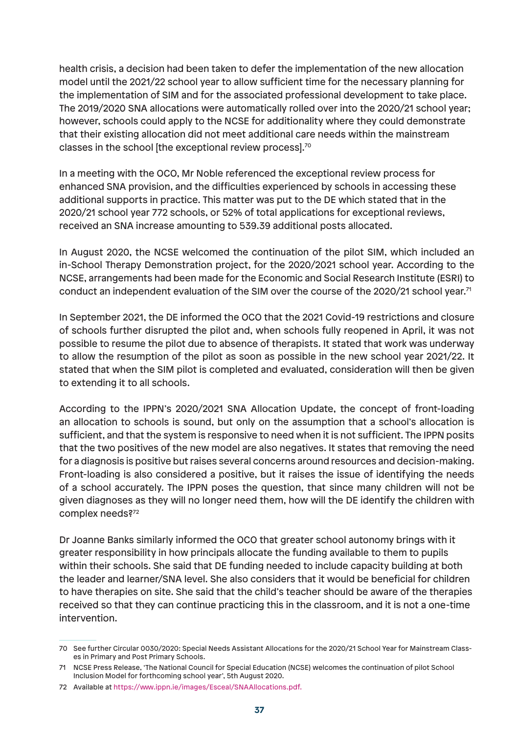health crisis, a decision had been taken to defer the implementation of the new allocation model until the 2021/22 school year to allow sufficient time for the necessary planning for the implementation of SIM and for the associated professional development to take place. The 2019/2020 SNA allocations were automatically rolled over into the 2020/21 school year; however, schools could apply to the NCSE for additionality where they could demonstrate that their existing allocation did not meet additional care needs within the mainstream classes in the school [the exceptional review process].[70]

In a meeting with the OCO, Mr Noble referenced the exceptional review process for enhanced SNA provision, and the difficulties experienced by schools in accessing these additional supports in practice. This matter was put to the DE which stated that in the 2020/21 school year 772 schools, or 52% of total applications for exceptional reviews, received an SNA increase amounting to 539.39 additional posts allocated.

In August 2020, the NCSE welcomed the continuation of the pilot SIM, which included an in-School Therapy Demonstration project, for the 2020/2021 school year. According to the NCSE, arrangements had been made for the Economic and Social Research Institute (ESRI) to conduct an independent evaluation of the SIM over the course of the 2020/21 school year.[71]

In September 2021, the DE informed the OCO that the 2021 Covid-19 restrictions and closure of schools further disrupted the pilot and, when schools fully reopened in April, it was not possible to resume the pilot due to absence of therapists. It stated that work was underway to allow the resumption of the pilot as soon as possible in the new school year 2021/22. It stated that when the SIM pilot is completed and evaluated, consideration will then be given to extending it to all schools.

According to the IPPN's 2020/2021 SNA Allocation Update, the concept of front-loading an allocation to schools is sound, but only on the assumption that a school's allocation is sufficient, and that the system is responsive to need when it is not sufficient. The IPPN posits that the two positives of the new model are also negatives. It states that removing the need for a diagnosis is positive but raises several concerns around resources and decision-making. Front-loading is also considered a positive, but it raises the issue of identifying the needs of a school accurately. The IPPN poses the question, that since many children will not be given diagnoses as they will no longer need them, how will the DE identify the children with complex needs?[72]

Dr Joanne Banks similarly informed the OCO that greater school autonomy brings with it greater responsibility in how principals allocate the funding available to them to pupils within their schools. She said that DE funding needed to include capacity building at both the leader and learner/SNA level. She also considers that it would be beneficial for children to have therapies on site. She said that the child's teacher should be aware of the therapies received so that they can continue practicing this in the classroom, and it is not a one-time intervention.

---

70 See further Circular 0030/2020: Special Needs Assistant Allocations for the 2020/21 School Year for Mainstream Classes in Primary and Post Primary Schools.

71 NCSE Press Release, 'The National Council for Special Education (NCSE) welcomes the continuation of pilot School Inclusion Model for forthcoming school year', 5th August 2020.

72 Available at https://www.ippn.ie/images/Esceal/SNAAllocations.pdf.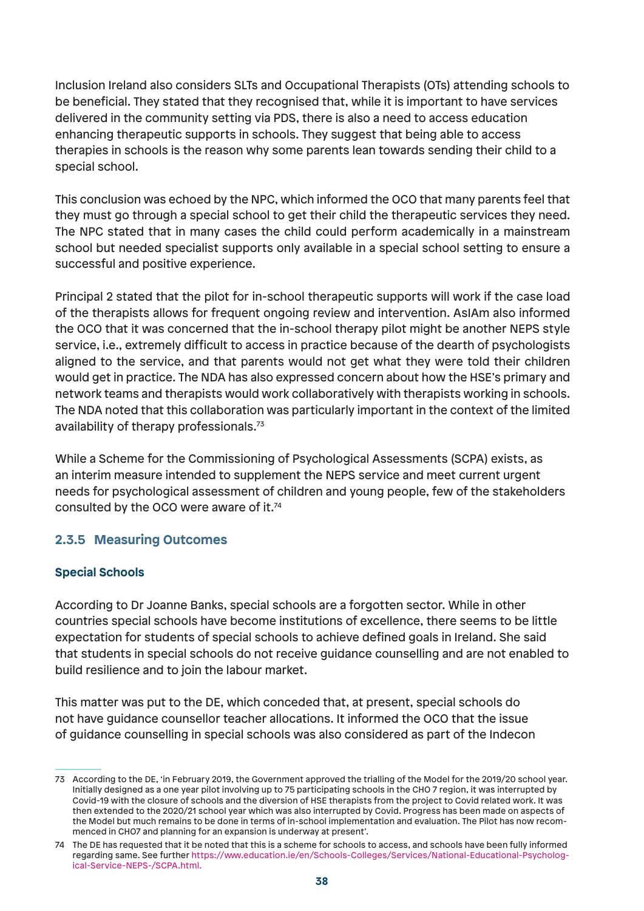Inclusion Ireland also considers SLTs and Occupational Therapists (OTs) attending schools to be beneficial. They stated that they recognised that, while it is important to have services delivered in the community setting via PDS, there is also a need to access education enhancing therapeutic supports in schools. They suggest that being able to access therapies in schools is the reason why some parents lean towards sending their child to a special school.

This conclusion was echoed by the NPC, which informed the OCO that many parents feel that they must go through a special school to get their child the therapeutic services they need. The NPC stated that in many cases the child could perform academically in a mainstream school but needed specialist supports only available in a special school setting to ensure a successful and positive experience.

Principal 2 stated that the pilot for in-school therapeutic supports will work if the case load of the therapists allows for frequent ongoing review and intervention. AsIAm also informed the OCO that it was concerned that the in-school therapy pilot might be another NEPS style service, i.e., extremely difficult to access in practice because of the dearth of psychologists aligned to the service, and that parents would not get what they were told their children would get in practice. The NDA has also expressed concern about how the HSE's primary and network teams and therapists would work collaboratively with therapists working in schools. The NDA noted that this collaboration was particularly important in the context of the limited availability of therapy professionals.[73]

While a Scheme for the Commissioning of Psychological Assessments (SCPA) exists, as an interim measure intended to supplement the NEPS service and meet current urgent needs for psychological assessment of children and young people, few of the stakeholders consulted by the OCO were aware of it.[74]

### 2.3.5 Measuring Outcomes

#### Special Schools

According to Dr Joanne Banks, special schools are a forgotten sector. While in other countries special schools have become institutions of excellence, there seems to be little expectation for students of special schools to achieve defined goals in Ireland. She said that students in special schools do not receive guidance counselling and are not enabled to build resilience and to join the labour market.

This matter was put to the DE, which conceded that, at present, special schools do not have guidance counsellor teacher allocations. It informed the OCO that the issue of guidance counselling in special schools was also considered as part of the Indecon

---

73 According to the DE, 'in February 2019, the Government approved the trialling of the Model for the 2019/20 school year. Initially designed as a one year pilot involving up to 75 participating schools in the CHO 7 region, it was interrupted by Covid-19 with the closure of schools and the diversion of HSE therapists from the project to Covid related work. It was then extended to the 2020/21 school year which was also interrupted by Covid. Progress has been made on aspects of the Model but much remains to be done in terms of in-school implementation and evaluation. The Pilot has now recommenced in CHO7 and planning for an expansion is underway at present'.

74 The DE has requested that it be noted that this is a scheme for schools to access, and schools have been fully informed regarding same. See further https://www.education.ie/en/Schools-Colleges/Services/National-Educational-Psychological-Service-NEPS-/SCPA.html.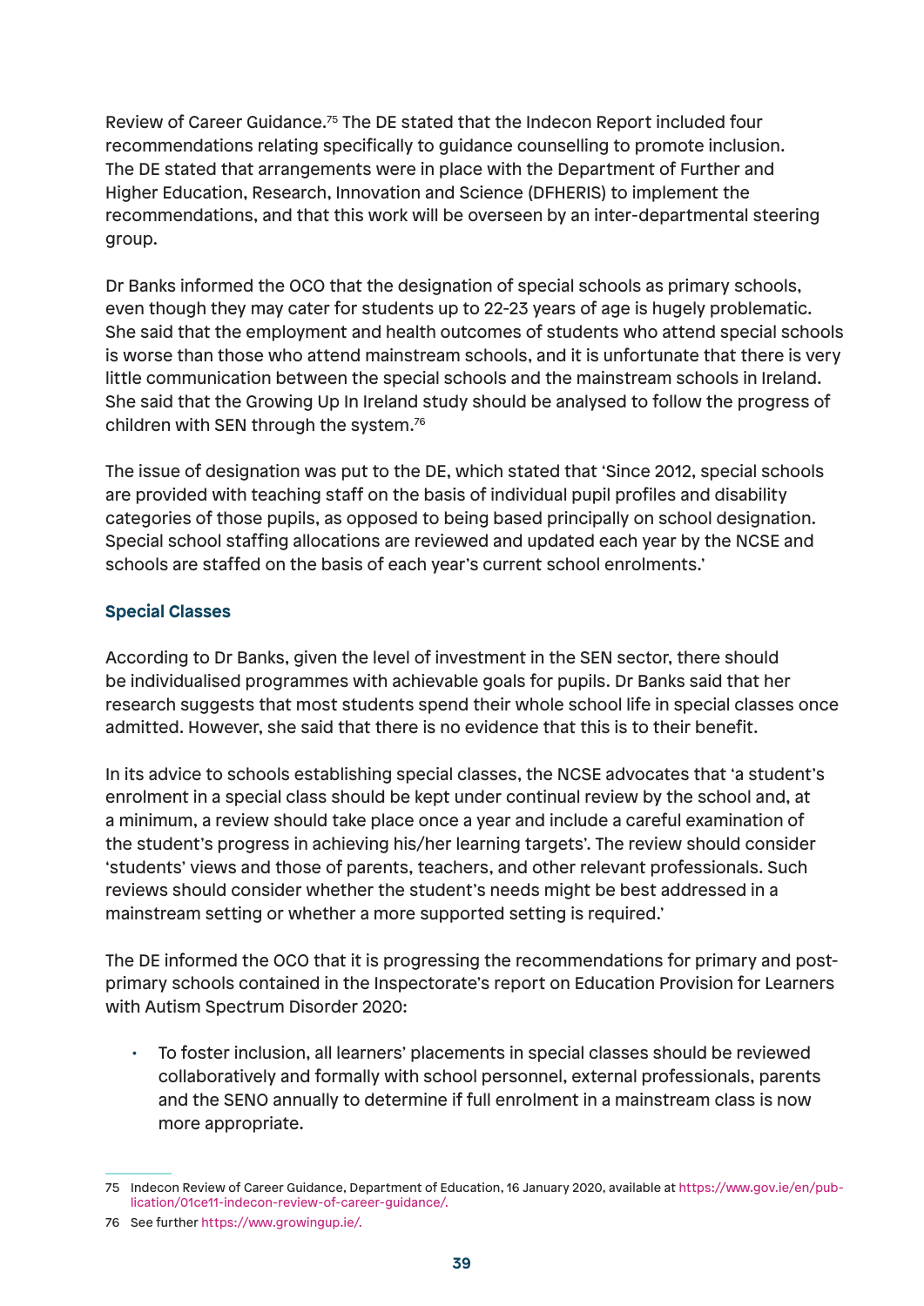Review of Career Guidance.[75] The DE stated that the Indecon Report included four recommendations relating specifically to guidance counselling to promote inclusion. The DE stated that arrangements were in place with the Department of Further and Higher Education, Research, Innovation and Science (DFHERIS) to implement the recommendations, and that this work will be overseen by an inter-departmental steering group.

Dr Banks informed the OCO that the designation of special schools as primary schools, even though they may cater for students up to 22-23 years of age is hugely problematic. She said that the employment and health outcomes of students who attend special schools is worse than those who attend mainstream schools, and it is unfortunate that there is very little communication between the special schools and the mainstream schools in Ireland. She said that the Growing Up In Ireland study should be analysed to follow the progress of children with SEN through the system.[76]

The issue of designation was put to the DE, which stated that 'Since 2012, special schools are provided with teaching staff on the basis of individual pupil profiles and disability categories of those pupils, as opposed to being based principally on school designation. Special school staffing allocations are reviewed and updated each year by the NCSE and schools are staffed on the basis of each year's current school enrolments.'

### Special Classes

According to Dr Banks, given the level of investment in the SEN sector, there should be individualised programmes with achievable goals for pupils. Dr Banks said that her research suggests that most students spend their whole school life in special classes once admitted. However, she said that there is no evidence that this is to their benefit.

In its advice to schools establishing special classes, the NCSE advocates that 'a student's enrolment in a special class should be kept under continual review by the school and, at a minimum, a review should take place once a year and include a careful examination of the student's progress in achieving his/her learning targets'. The review should consider 'students' views and those of parents, teachers, and other relevant professionals. Such reviews should consider whether the student's needs might be best addressed in a mainstream setting or whether a more supported setting is required.'

The DE informed the OCO that it is progressing the recommendations for primary and post-primary schools contained in the Inspectorate's report on Education Provision for Learners with Autism Spectrum Disorder 2020:

- To foster inclusion, all learners' placements in special classes should be reviewed collaboratively and formally with school personnel, external professionals, parents and the SENO annually to determine if full enrolment in a mainstream class is now more appropriate.

---

75 Indecon Review of Career Guidance, Department of Education, 16 January 2020, available at https://www.gov.ie/en/publication/01ce11-indecon-review-of-career-guidance/.

76 See further https://www.growingup.ie/.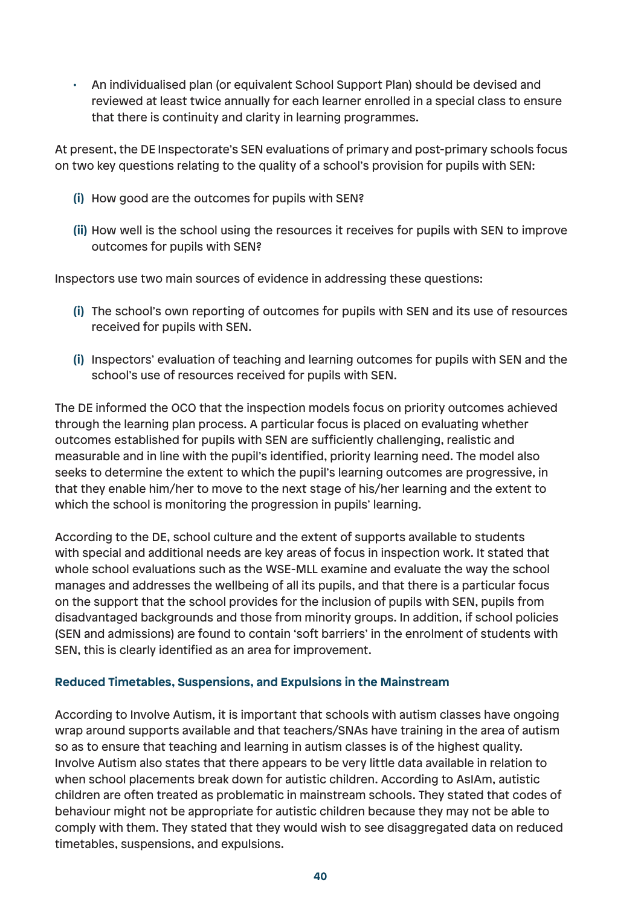- An individualised plan (or equivalent School Support Plan) should be devised and reviewed at least twice annually for each learner enrolled in a special class to ensure that there is continuity and clarity in learning programmes.

At present, the DE Inspectorate's SEN evaluations of primary and post-primary schools focus on two key questions relating to the quality of a school's provision for pupils with SEN:

**(i)** How good are the outcomes for pupils with SEN?

**(ii)** How well is the school using the resources it receives for pupils with SEN to improve outcomes for pupils with SEN?

Inspectors use two main sources of evidence in addressing these questions:

**(i)** The school's own reporting of outcomes for pupils with SEN and its use of resources received for pupils with SEN.

**(i)** Inspectors' evaluation of teaching and learning outcomes for pupils with SEN and the school's use of resources received for pupils with SEN.

The DE informed the OCO that the inspection models focus on priority outcomes achieved through the learning plan process. A particular focus is placed on evaluating whether outcomes established for pupils with SEN are sufficiently challenging, realistic and measurable and in line with the pupil's identified, priority learning need. The model also seeks to determine the extent to which the pupil's learning outcomes are progressive, in that they enable him/her to move to the next stage of his/her learning and the extent to which the school is monitoring the progression in pupils' learning.

According to the DE, school culture and the extent of supports available to students with special and additional needs are key areas of focus in inspection work. It stated that whole school evaluations such as the WSE-MLL examine and evaluate the way the school manages and addresses the wellbeing of all its pupils, and that there is a particular focus on the support that the school provides for the inclusion of pupils with SEN, pupils from disadvantaged backgrounds and those from minority groups. In addition, if school policies (SEN and admissions) are found to contain 'soft barriers' in the enrolment of students with SEN, this is clearly identified as an area for improvement.

### Reduced Timetables, Suspensions, and Expulsions in the Mainstream

According to Involve Autism, it is important that schools with autism classes have ongoing wrap around supports available and that teachers/SNAs have training in the area of autism so as to ensure that teaching and learning in autism classes is of the highest quality. Involve Autism also states that there appears to be very little data available in relation to when school placements break down for autistic children. According to AsIAm, autistic children are often treated as problematic in mainstream schools. They stated that codes of behaviour might not be appropriate for autistic children because they may not be able to comply with them. They stated that they would wish to see disaggregated data on reduced timetables, suspensions, and expulsions.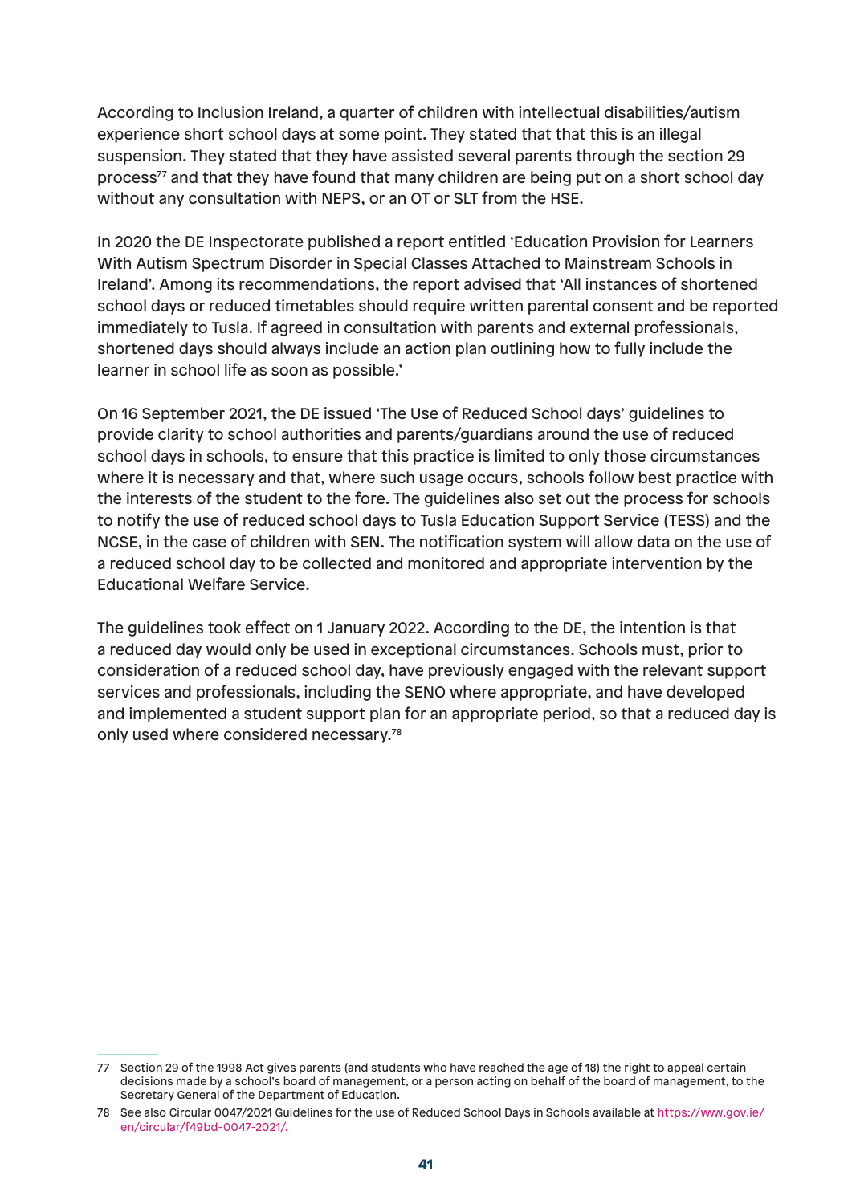According to Inclusion Ireland, a quarter of children with intellectual disabilities/autism experience short school days at some point. They stated that that this is an illegal suspension. They stated that they have assisted several parents through the section 29 process[77] and that they have found that many children are being put on a short school day without any consultation with NEPS, or an OT or SLT from the HSE.

In 2020 the DE Inspectorate published a report entitled 'Education Provision for Learners With Autism Spectrum Disorder in Special Classes Attached to Mainstream Schools in Ireland'. Among its recommendations, the report advised that 'All instances of shortened school days or reduced timetables should require written parental consent and be reported immediately to Tusla. If agreed in consultation with parents and external professionals, shortened days should always include an action plan outlining how to fully include the learner in school life as soon as possible.'

On 16 September 2021, the DE issued 'The Use of Reduced School days' guidelines to provide clarity to school authorities and parents/guardians around the use of reduced school days in schools, to ensure that this practice is limited to only those circumstances where it is necessary and that, where such usage occurs, schools follow best practice with the interests of the student to the fore. The guidelines also set out the process for schools to notify the use of reduced school days to Tusla Education Support Service (TESS) and the NCSE, in the case of children with SEN. The notification system will allow data on the use of a reduced school day to be collected and monitored and appropriate intervention by the Educational Welfare Service.

The guidelines took effect on 1 January 2022. According to the DE, the intention is that a reduced day would only be used in exceptional circumstances. Schools must, prior to consideration of a reduced school day, have previously engaged with the relevant support services and professionals, including the SENO where appropriate, and have developed and implemented a student support plan for an appropriate period, so that a reduced day is only used where considered necessary.[78]

---

77 Section 29 of the 1998 Act gives parents (and students who have reached the age of 18) the right to appeal certain decisions made by a school's board of management, or a person acting on behalf of the board of management, to the Secretary General of the Department of Education.

78 See also Circular 0047/2021 Guidelines for the use of Reduced School Days in Schools available at https://www.gov.ie/en/circular/f49bd-0047-2021/.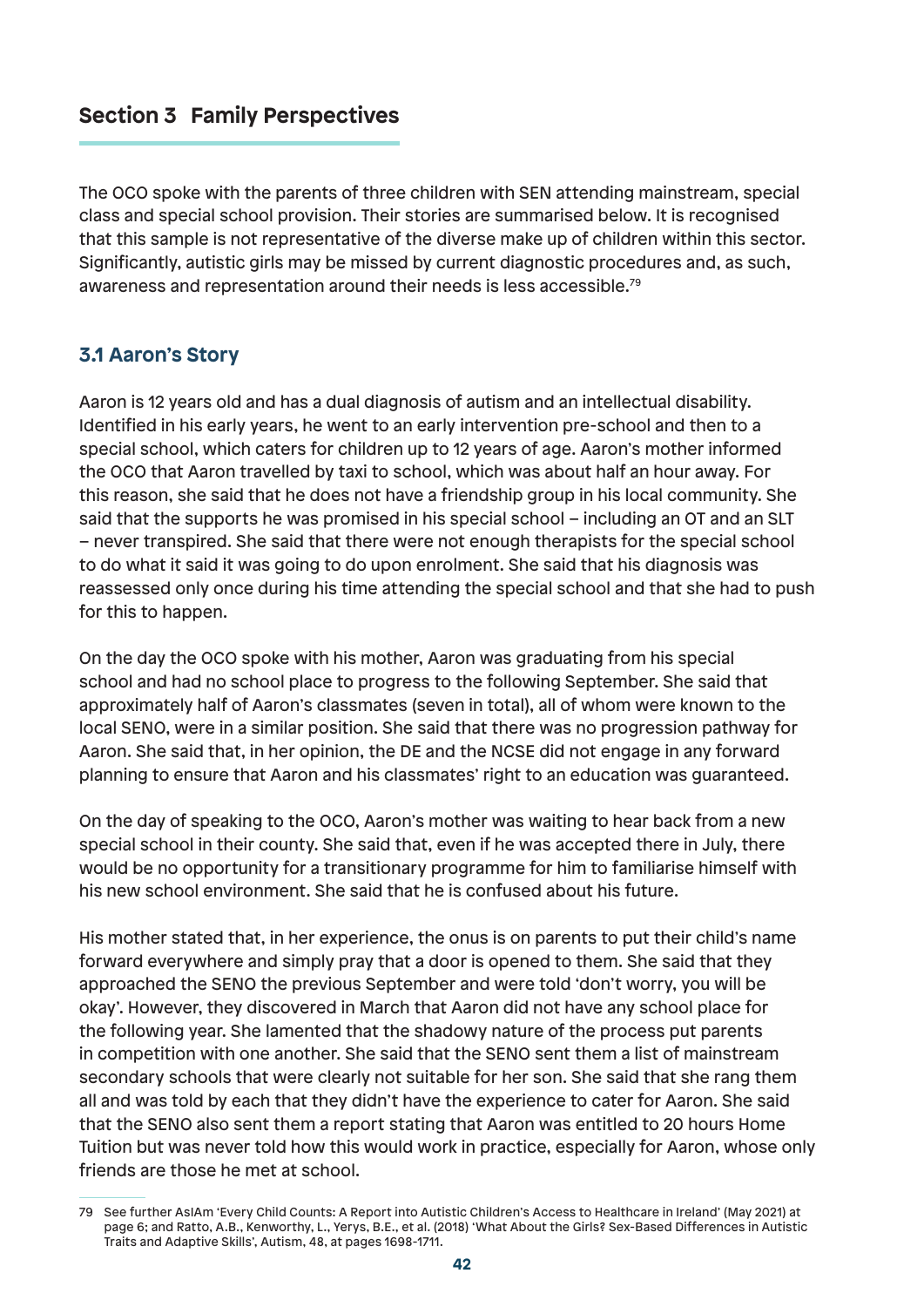## Section 3 Family Perspectives

The OCO spoke with the parents of three children with SEN attending mainstream, special class and special school provision. Their stories are summarised below. It is recognised that this sample is not representative of the diverse make up of children within this sector. Significantly, autistic girls may be missed by current diagnostic procedures and, as such, awareness and representation around their needs is less accessible.[79]

### 3.1 Aaron's Story

Aaron is 12 years old and has a dual diagnosis of autism and an intellectual disability. Identified in his early years, he went to an early intervention pre-school and then to a special school, which caters for children up to 12 years of age. Aaron's mother informed the OCO that Aaron travelled by taxi to school, which was about half an hour away. For this reason, she said that he does not have a friendship group in his local community. She said that the supports he was promised in his special school – including an OT and an SLT – never transpired. She said that there were not enough therapists for the special school to do what it said it was going to do upon enrolment. She said that his diagnosis was reassessed only once during his time attending the special school and that she had to push for this to happen.

On the day the OCO spoke with his mother, Aaron was graduating from his special school and had no school place to progress to the following September. She said that approximately half of Aaron's classmates (seven in total), all of whom were known to the local SENO, were in a similar position. She said that there was no progression pathway for Aaron. She said that, in her opinion, the DE and the NCSE did not engage in any forward planning to ensure that Aaron and his classmates' right to an education was guaranteed.

On the day of speaking to the OCO, Aaron's mother was waiting to hear back from a new special school in their county. She said that, even if he was accepted there in July, there would be no opportunity for a transitionary programme for him to familiarise himself with his new school environment. She said that he is confused about his future.

His mother stated that, in her experience, the onus is on parents to put their child's name forward everywhere and simply pray that a door is opened to them. She said that they approached the SENO the previous September and were told 'don't worry, you will be okay'. However, they discovered in March that Aaron did not have any school place for the following year. She lamented that the shadowy nature of the process put parents in competition with one another. She said that the SENO sent them a list of mainstream secondary schools that were clearly not suitable for her son. She said that she rang them all and was told by each that they didn't have the experience to cater for Aaron. She said that the SENO also sent them a report stating that Aaron was entitled to 20 hours Home Tuition but was never told how this would work in practice, especially for Aaron, whose only friends are those he met at school.

---

79 See further AsIAm 'Every Child Counts: A Report into Autistic Children's Access to Healthcare in Ireland' (May 2021) at page 6; and Ratto, A.B., Kenworthy, L., Yerys, B.E., et al. (2018) 'What About the Girls? Sex-Based Differences in Autistic Traits and Adaptive Skills', Autism, 48, at pages 1698-1711.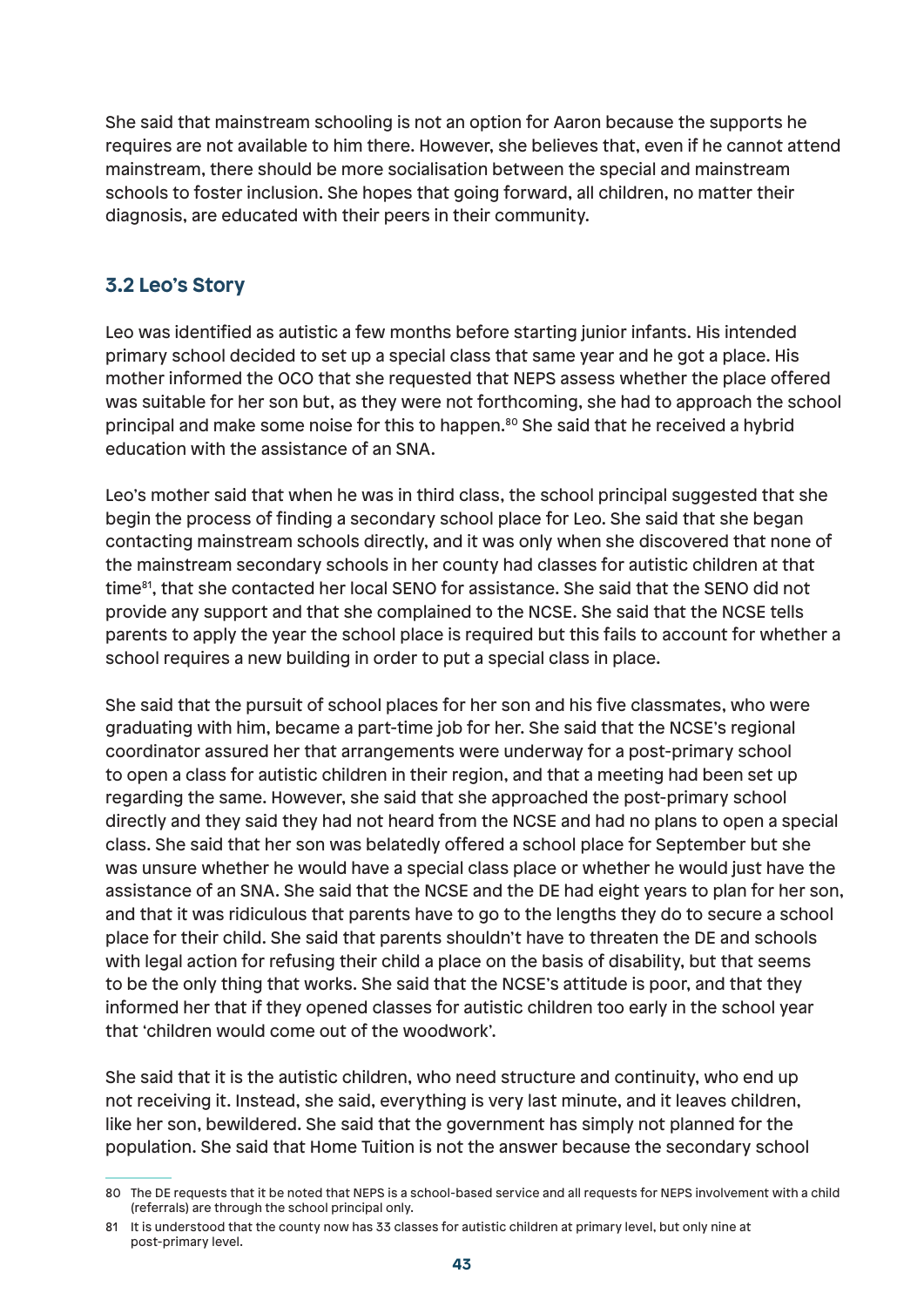She said that mainstream schooling is not an option for Aaron because the supports he requires are not available to him there. However, she believes that, even if he cannot attend mainstream, there should be more socialisation between the special and mainstream schools to foster inclusion. She hopes that going forward, all children, no matter their diagnosis, are educated with their peers in their community.

### 3.2 Leo's Story

Leo was identified as autistic a few months before starting junior infants. His intended primary school decided to set up a special class that same year and he got a place. His mother informed the OCO that she requested that NEPS assess whether the place offered was suitable for her son but, as they were not forthcoming, she had to approach the school principal and make some noise for this to happen.[80] She said that he received a hybrid education with the assistance of an SNA.

Leo's mother said that when he was in third class, the school principal suggested that she begin the process of finding a secondary school place for Leo. She said that she began contacting mainstream schools directly, and it was only when she discovered that none of the mainstream secondary schools in her county had classes for autistic children at that time[81], that she contacted her local SENO for assistance. She said that the SENO did not provide any support and that she complained to the NCSE. She said that the NCSE tells parents to apply the year the school place is required but this fails to account for whether a school requires a new building in order to put a special class in place.

She said that the pursuit of school places for her son and his five classmates, who were graduating with him, became a part-time job for her. She said that the NCSE's regional coordinator assured her that arrangements were underway for a post-primary school to open a class for autistic children in their region, and that a meeting had been set up regarding the same. However, she said that she approached the post-primary school directly and they said they had not heard from the NCSE and had no plans to open a special class. She said that her son was belatedly offered a school place for September but she was unsure whether he would have a special class place or whether he would just have the assistance of an SNA. She said that the NCSE and the DE had eight years to plan for her son, and that it was ridiculous that parents have to go to the lengths they do to secure a school place for their child. She said that parents shouldn't have to threaten the DE and schools with legal action for refusing their child a place on the basis of disability, but that seems to be the only thing that works. She said that the NCSE's attitude is poor, and that they informed her that if they opened classes for autistic children too early in the school year that 'children would come out of the woodwork'.

She said that it is the autistic children, who need structure and continuity, who end up not receiving it. Instead, she said, everything is very last minute, and it leaves children, like her son, bewildered. She said that the government has simply not planned for the population. She said that Home Tuition is not the answer because the secondary school

---

80 The DE requests that it be noted that NEPS is a school-based service and all requests for NEPS involvement with a child (referrals) are through the school principal only.

81 It is understood that the county now has 33 classes for autistic children at primary level, but only nine at post-primary level.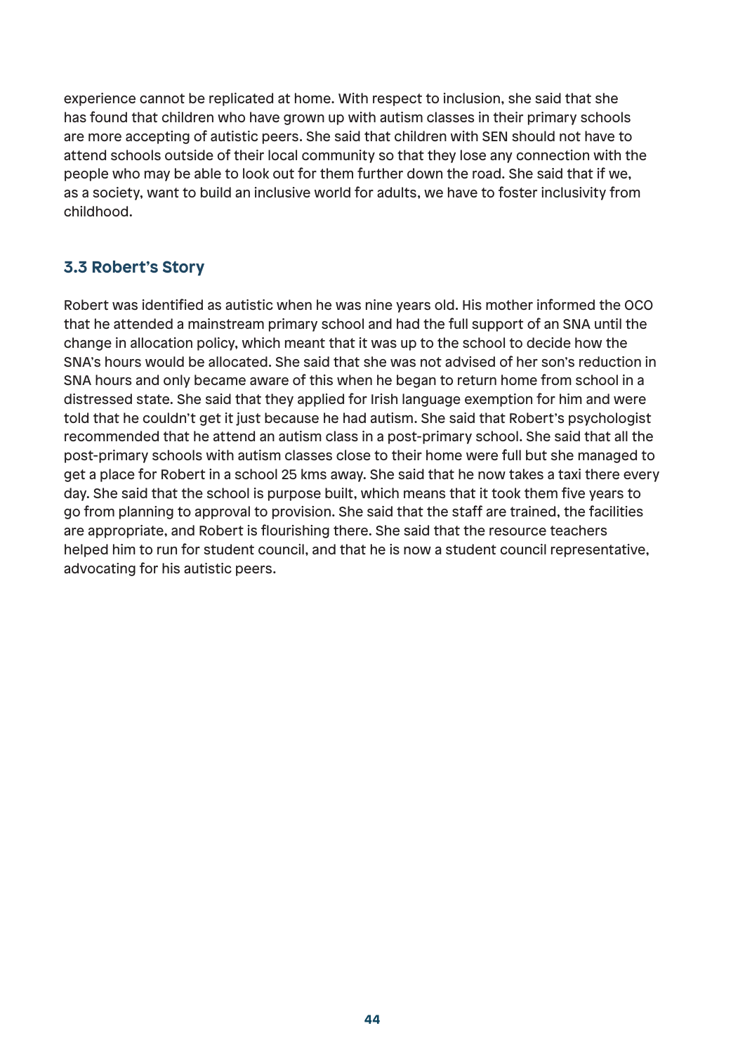experience cannot be replicated at home. With respect to inclusion, she said that she has found that children who have grown up with autism classes in their primary schools are more accepting of autistic peers. She said that children with SEN should not have to attend schools outside of their local community so that they lose any connection with the people who may be able to look out for them further down the road. She said that if we, as a society, want to build an inclusive world for adults, we have to foster inclusivity from childhood.

### 3.3 Robert's Story

Robert was identified as autistic when he was nine years old. His mother informed the OCO that he attended a mainstream primary school and had the full support of an SNA until the change in allocation policy, which meant that it was up to the school to decide how the SNA's hours would be allocated. She said that she was not advised of her son's reduction in SNA hours and only became aware of this when he began to return home from school in a distressed state. She said that they applied for Irish language exemption for him and were told that he couldn't get it just because he had autism. She said that Robert's psychologist recommended that he attend an autism class in a post-primary school. She said that all the post-primary schools with autism classes close to their home were full but she managed to get a place for Robert in a school 25 kms away. She said that he now takes a taxi there every day. She said that the school is purpose built, which means that it took them five years to go from planning to approval to provision. She said that the staff are trained, the facilities are appropriate, and Robert is flourishing there. She said that the resource teachers helped him to run for student council, and that he is now a student council representative, advocating for his autistic peers.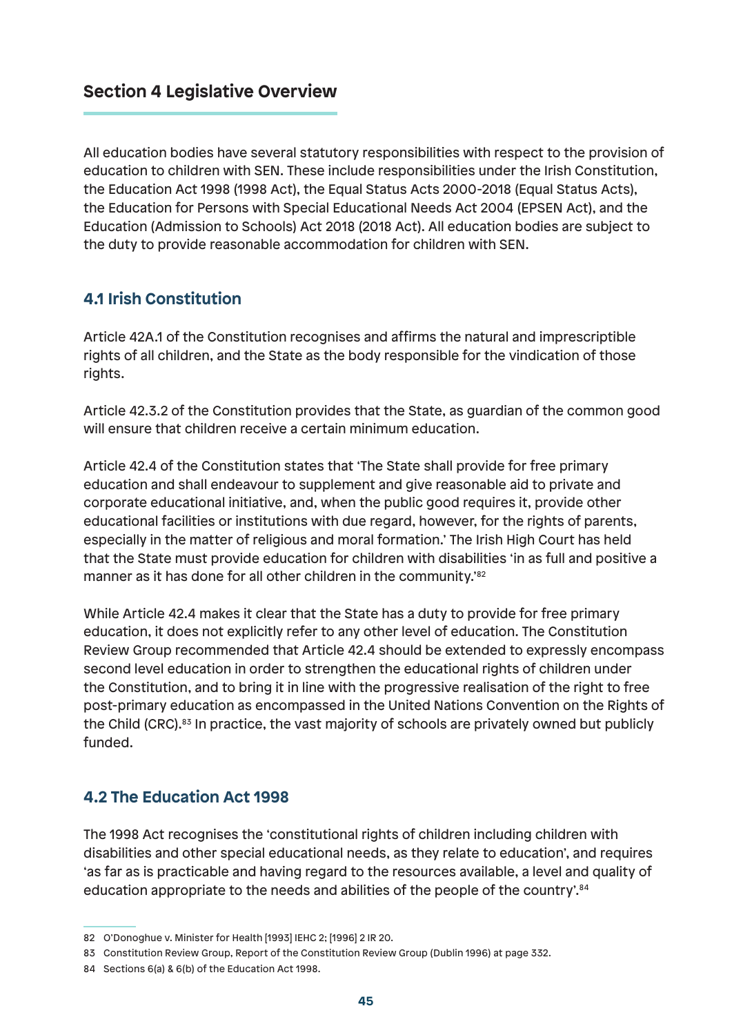## Section 4 Legislative Overview

All education bodies have several statutory responsibilities with respect to the provision of education to children with SEN. These include responsibilities under the Irish Constitution, the Education Act 1998 (1998 Act), the Equal Status Acts 2000-2018 (Equal Status Acts), the Education for Persons with Special Educational Needs Act 2004 (EPSEN Act), and the Education (Admission to Schools) Act 2018 (2018 Act). All education bodies are subject to the duty to provide reasonable accommodation for children with SEN.

### 4.1 Irish Constitution

Article 42A.1 of the Constitution recognises and affirms the natural and imprescriptible rights of all children, and the State as the body responsible for the vindication of those rights.

Article 42.3.2 of the Constitution provides that the State, as guardian of the common good will ensure that children receive a certain minimum education.

Article 42.4 of the Constitution states that 'The State shall provide for free primary education and shall endeavour to supplement and give reasonable aid to private and corporate educational initiative, and, when the public good requires it, provide other educational facilities or institutions with due regard, however, for the rights of parents, especially in the matter of religious and moral formation.' The Irish High Court has held that the State must provide education for children with disabilities 'in as full and positive a manner as it has done for all other children in the community.'[82]

While Article 42.4 makes it clear that the State has a duty to provide for free primary education, it does not explicitly refer to any other level of education. The Constitution Review Group recommended that Article 42.4 should be extended to expressly encompass second level education in order to strengthen the educational rights of children under the Constitution, and to bring it in line with the progressive realisation of the right to free post-primary education as encompassed in the United Nations Convention on the Rights of the Child (CRC).[83] In practice, the vast majority of schools are privately owned but publicly funded.

### 4.2 The Education Act 1998

The 1998 Act recognises the 'constitutional rights of children including children with disabilities and other special educational needs, as they relate to education', and requires 'as far as is practicable and having regard to the resources available, a level and quality of education appropriate to the needs and abilities of the people of the country'.[84]

---

82 O'Donoghue v. Minister for Health [1993] IEHC 2; [1996] 2 IR 20.

83 Constitution Review Group, Report of the Constitution Review Group (Dublin 1996) at page 332.

84 Sections 6(a) & 6(b) of the Education Act 1998.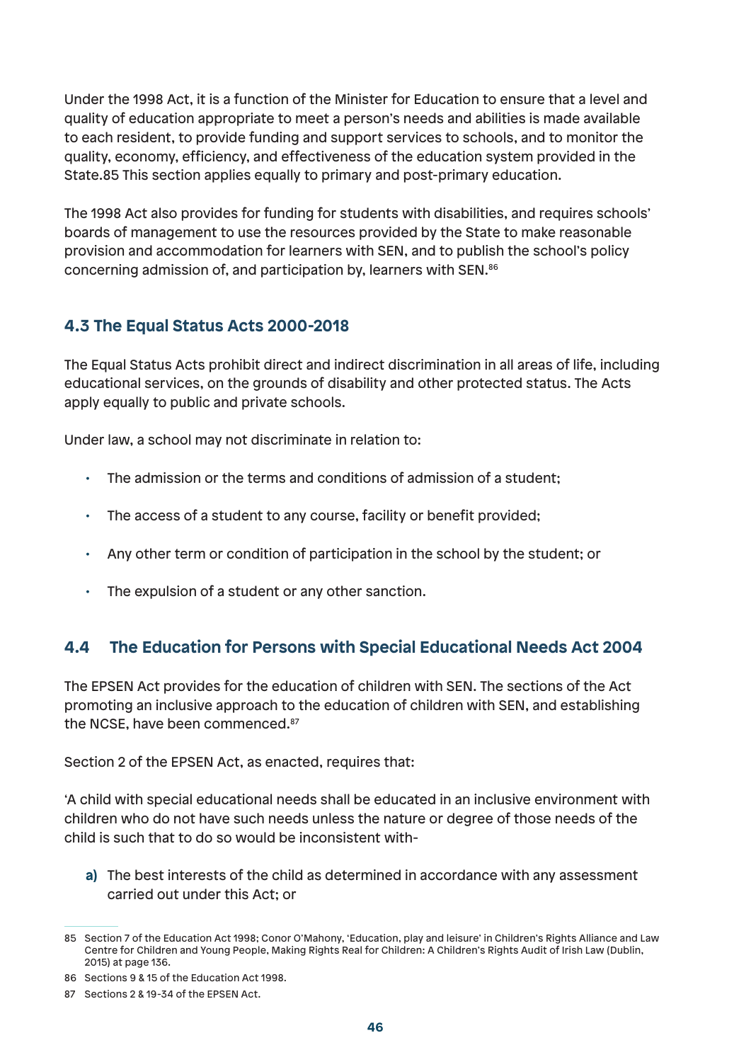Under the 1998 Act, it is a function of the Minister for Education to ensure that a level and quality of education appropriate to meet a person's needs and abilities is made available to each resident, to provide funding and support services to schools, and to monitor the quality, economy, efficiency, and effectiveness of the education system provided in the State.[85] This section applies equally to primary and post-primary education.

The 1998 Act also provides for funding for students with disabilities, and requires schools' boards of management to use the resources provided by the State to make reasonable provision and accommodation for learners with SEN, and to publish the school's policy concerning admission of, and participation by, learners with SEN.[86]

### 4.3 The Equal Status Acts 2000-2018

The Equal Status Acts prohibit direct and indirect discrimination in all areas of life, including educational services, on the grounds of disability and other protected status. The Acts apply equally to public and private schools.

Under law, a school may not discriminate in relation to:

- The admission or the terms and conditions of admission of a student;
- The access of a student to any course, facility or benefit provided;
- Any other term or condition of participation in the school by the student; or
- The expulsion of a student or any other sanction.

### 4.4 The Education for Persons with Special Educational Needs Act 2004

The EPSEN Act provides for the education of children with SEN. The sections of the Act promoting an inclusive approach to the education of children with SEN, and establishing the NCSE, have been commenced.[87]

Section 2 of the EPSEN Act, as enacted, requires that:

'A child with special educational needs shall be educated in an inclusive environment with children who do not have such needs unless the nature or degree of those needs of the child is such that to do so would be inconsistent with-

a) The best interests of the child as determined in accordance with any assessment carried out under this Act; or

---

85 Section 7 of the Education Act 1998; Conor O'Mahony, 'Education, play and leisure' in Children's Rights Alliance and Law Centre for Children and Young People, Making Rights Real for Children: A Children's Rights Audit of Irish Law (Dublin, 2015) at page 136.

86 Sections 9 & 15 of the Education Act 1998.

87 Sections 2 & 19-34 of the EPSEN Act.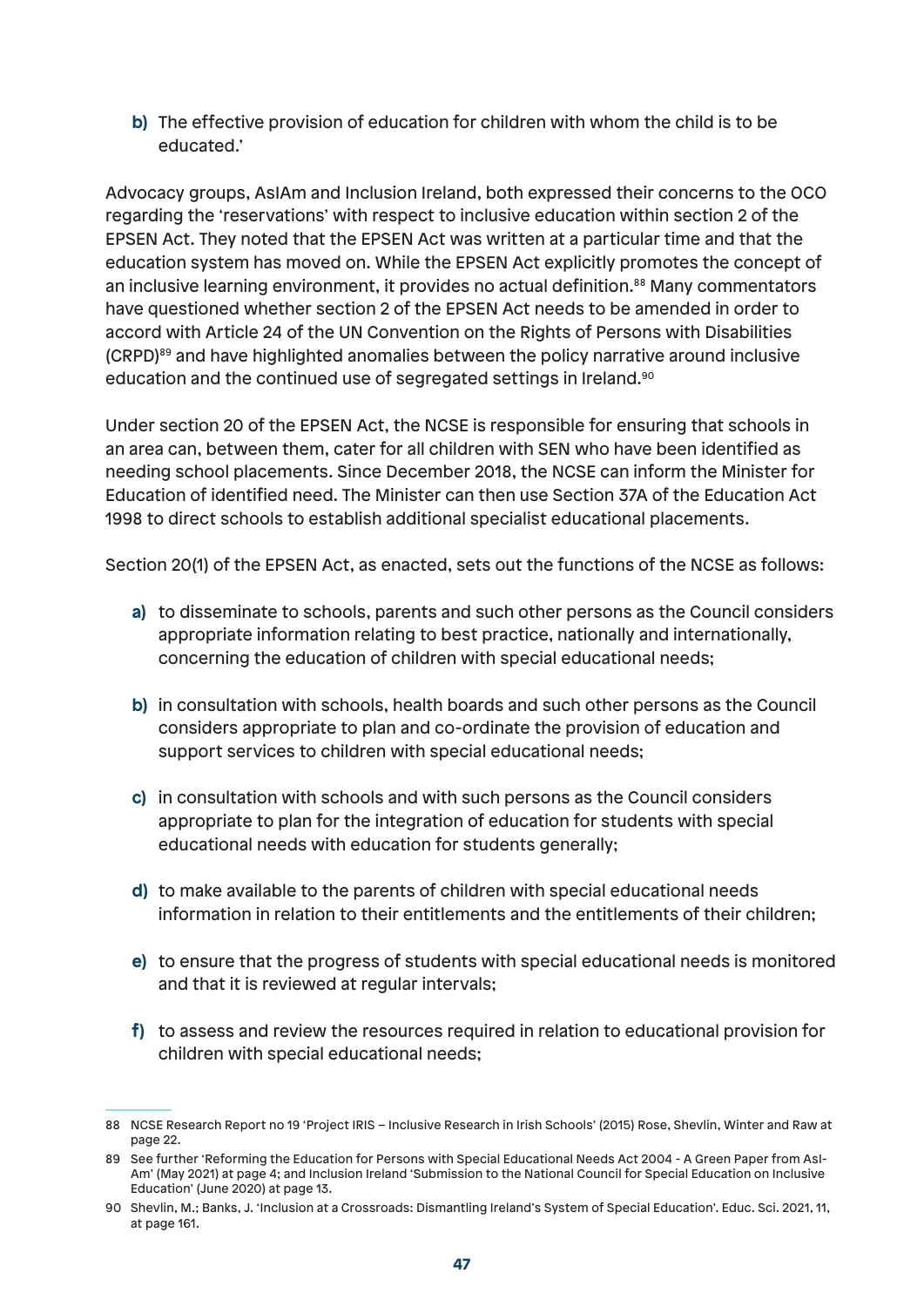b) The effective provision of education for children with whom the child is to be educated.'

Advocacy groups, AsIAm and Inclusion Ireland, both expressed their concerns to the OCO regarding the 'reservations' with respect to inclusive education within section 2 of the EPSEN Act. They noted that the EPSEN Act was written at a particular time and that the education system has moved on. While the EPSEN Act explicitly promotes the concept of an inclusive learning environment, it provides no actual definition.[88] Many commentators have questioned whether section 2 of the EPSEN Act needs to be amended in order to accord with Article 24 of the UN Convention on the Rights of Persons with Disabilities (CRPD)[89] and have highlighted anomalies between the policy narrative around inclusive education and the continued use of segregated settings in Ireland.[90]

Under section 20 of the EPSEN Act, the NCSE is responsible for ensuring that schools in an area can, between them, cater for all children with SEN who have been identified as needing school placements. Since December 2018, the NCSE can inform the Minister for Education of identified need. The Minister can then use Section 37A of the Education Act 1998 to direct schools to establish additional specialist educational placements.

Section 20(1) of the EPSEN Act, as enacted, sets out the functions of the NCSE as follows:

a) to disseminate to schools, parents and such other persons as the Council considers appropriate information relating to best practice, nationally and internationally, concerning the education of children with special educational needs;

b) in consultation with schools, health boards and such other persons as the Council considers appropriate to plan and co-ordinate the provision of education and support services to children with special educational needs;

c) in consultation with schools and with such persons as the Council considers appropriate to plan for the integration of education for students with special educational needs with education for students generally;

d) to make available to the parents of children with special educational needs information in relation to their entitlements and the entitlements of their children;

e) to ensure that the progress of students with special educational needs is monitored and that it is reviewed at regular intervals;

f) to assess and review the resources required in relation to educational provision for children with special educational needs;

---

88 NCSE Research Report no 19 'Project IRIS – Inclusive Research in Irish Schools' (2015) Rose, Shevlin, Winter and Raw at page 22.

89 See further 'Reforming the Education for Persons with Special Educational Needs Act 2004 - A Green Paper from AsI-Am' (May 2021) at page 4; and Inclusion Ireland 'Submission to the National Council for Special Education on Inclusive Education' (June 2020) at page 13.

90 Shevlin, M.; Banks, J. 'Inclusion at a Crossroads: Dismantling Ireland's System of Special Education'. Educ. Sci. 2021, 11, at page 161.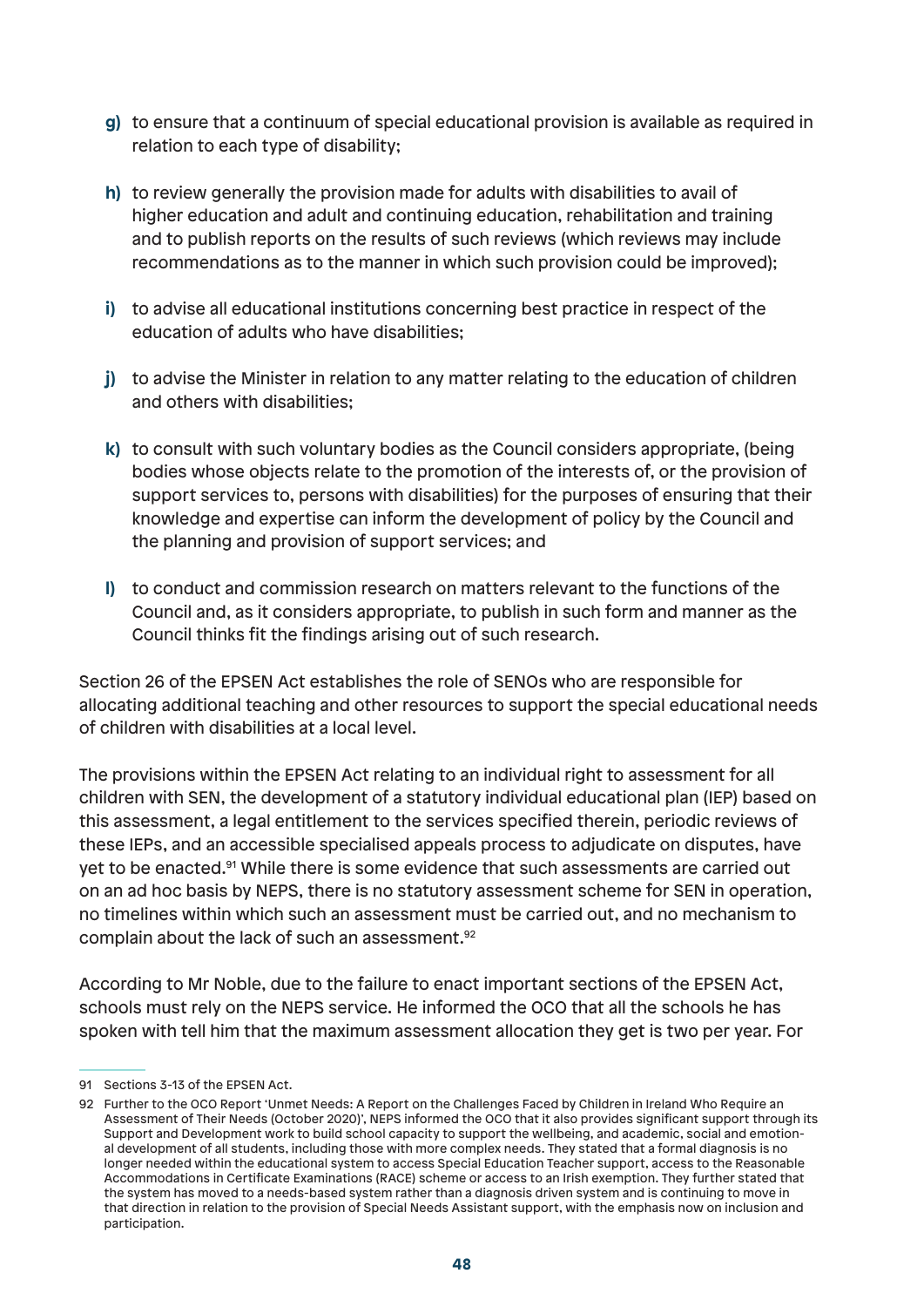**g)** to ensure that a continuum of special educational provision is available as required in relation to each type of disability;

**h)** to review generally the provision made for adults with disabilities to avail of higher education and adult and continuing education, rehabilitation and training and to publish reports on the results of such reviews (which reviews may include recommendations as to the manner in which such provision could be improved);

**i)** to advise all educational institutions concerning best practice in respect of the education of adults who have disabilities;

**j)** to advise the Minister in relation to any matter relating to the education of children and others with disabilities;

**k)** to consult with such voluntary bodies as the Council considers appropriate, (being bodies whose objects relate to the promotion of the interests of, or the provision of support services to, persons with disabilities) for the purposes of ensuring that their knowledge and expertise can inform the development of policy by the Council and the planning and provision of support services; and

**l)** to conduct and commission research on matters relevant to the functions of the Council and, as it considers appropriate, to publish in such form and manner as the Council thinks fit the findings arising out of such research.

Section 26 of the EPSEN Act establishes the role of SENOs who are responsible for allocating additional teaching and other resources to support the special educational needs of children with disabilities at a local level.

The provisions within the EPSEN Act relating to an individual right to assessment for all children with SEN, the development of a statutory individual educational plan (IEP) based on this assessment, a legal entitlement to the services specified therein, periodic reviews of these IEPs, and an accessible specialised appeals process to adjudicate on disputes, have yet to be enacted.[91] While there is some evidence that such assessments are carried out on an ad hoc basis by NEPS, there is no statutory assessment scheme for SEN in operation, no timelines within which such an assessment must be carried out, and no mechanism to complain about the lack of such an assessment.[92]

According to Mr Noble, due to the failure to enact important sections of the EPSEN Act, schools must rely on the NEPS service. He informed the OCO that all the schools he has spoken with tell him that the maximum assessment allocation they get is two per year. For

91 Sections 3-13 of the EPSEN Act.

92 Further to the OCO Report 'Unmet Needs: A Report on the Challenges Faced by Children in Ireland Who Require an Assessment of Their Needs (October 2020)', NEPS informed the OCO that it also provides significant support through its Support and Development work to build school capacity to support the wellbeing, and academic, social and emotional development of all students, including those with more complex needs. They stated that a formal diagnosis is no longer needed within the educational system to access Special Education Teacher support, access to the Reasonable Accommodations in Certificate Examinations (RACE) scheme or access to an Irish exemption. They further stated that the system has moved to a needs-based system rather than a diagnosis driven system and is continuing to move in that direction in relation to the provision of Special Needs Assistant support, with the emphasis now on inclusion and participation.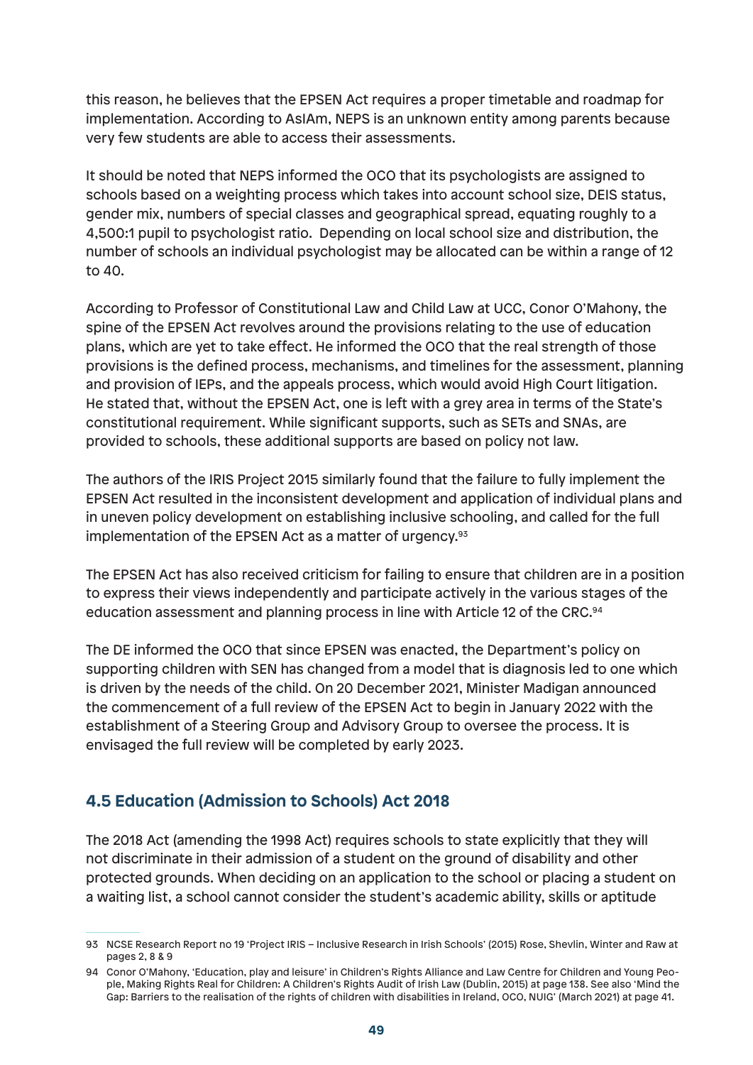this reason, he believes that the EPSEN Act requires a proper timetable and roadmap for implementation. According to AsIAm, NEPS is an unknown entity among parents because very few students are able to access their assessments.

It should be noted that NEPS informed the OCO that its psychologists are assigned to schools based on a weighting process which takes into account school size, DEIS status, gender mix, numbers of special classes and geographical spread, equating roughly to a 4,500:1 pupil to psychologist ratio. Depending on local school size and distribution, the number of schools an individual psychologist may be allocated can be within a range of 12 to 40.

According to Professor of Constitutional Law and Child Law at UCC, Conor O'Mahony, the spine of the EPSEN Act revolves around the provisions relating to the use of education plans, which are yet to take effect. He informed the OCO that the real strength of those provisions is the defined process, mechanisms, and timelines for the assessment, planning and provision of IEPs, and the appeals process, which would avoid High Court litigation. He stated that, without the EPSEN Act, one is left with a grey area in terms of the State's constitutional requirement. While significant supports, such as SETs and SNAs, are provided to schools, these additional supports are based on policy not law.

The authors of the IRIS Project 2015 similarly found that the failure to fully implement the EPSEN Act resulted in the inconsistent development and application of individual plans and in uneven policy development on establishing inclusive schooling, and called for the full implementation of the EPSEN Act as a matter of urgency.[93]

The EPSEN Act has also received criticism for failing to ensure that children are in a position to express their views independently and participate actively in the various stages of the education assessment and planning process in line with Article 12 of the CRC.[94]

The DE informed the OCO that since EPSEN was enacted, the Department's policy on supporting children with SEN has changed from a model that is diagnosis led to one which is driven by the needs of the child. On 20 December 2021, Minister Madigan announced the commencement of a full review of the EPSEN Act to begin in January 2022 with the establishment of a Steering Group and Advisory Group to oversee the process. It is envisaged the full review will be completed by early 2023.

## 4.5 Education (Admission to Schools) Act 2018

The 2018 Act (amending the 1998 Act) requires schools to state explicitly that they will not discriminate in their admission of a student on the ground of disability and other protected grounds. When deciding on an application to the school or placing a student on a waiting list, a school cannot consider the student's academic ability, skills or aptitude

---

93 NCSE Research Report no 19 'Project IRIS – Inclusive Research in Irish Schools' (2015) Rose, Shevlin, Winter and Raw at pages 2, 8 & 9

94 Conor O'Mahony, 'Education, play and leisure' in Children's Rights Alliance and Law Centre for Children and Young People, Making Rights Real for Children: A Children's Rights Audit of Irish Law (Dublin, 2015) at page 138. See also 'Mind the Gap: Barriers to the realisation of the rights of children with disabilities in Ireland, OCO, NUIG' (March 2021) at page 41.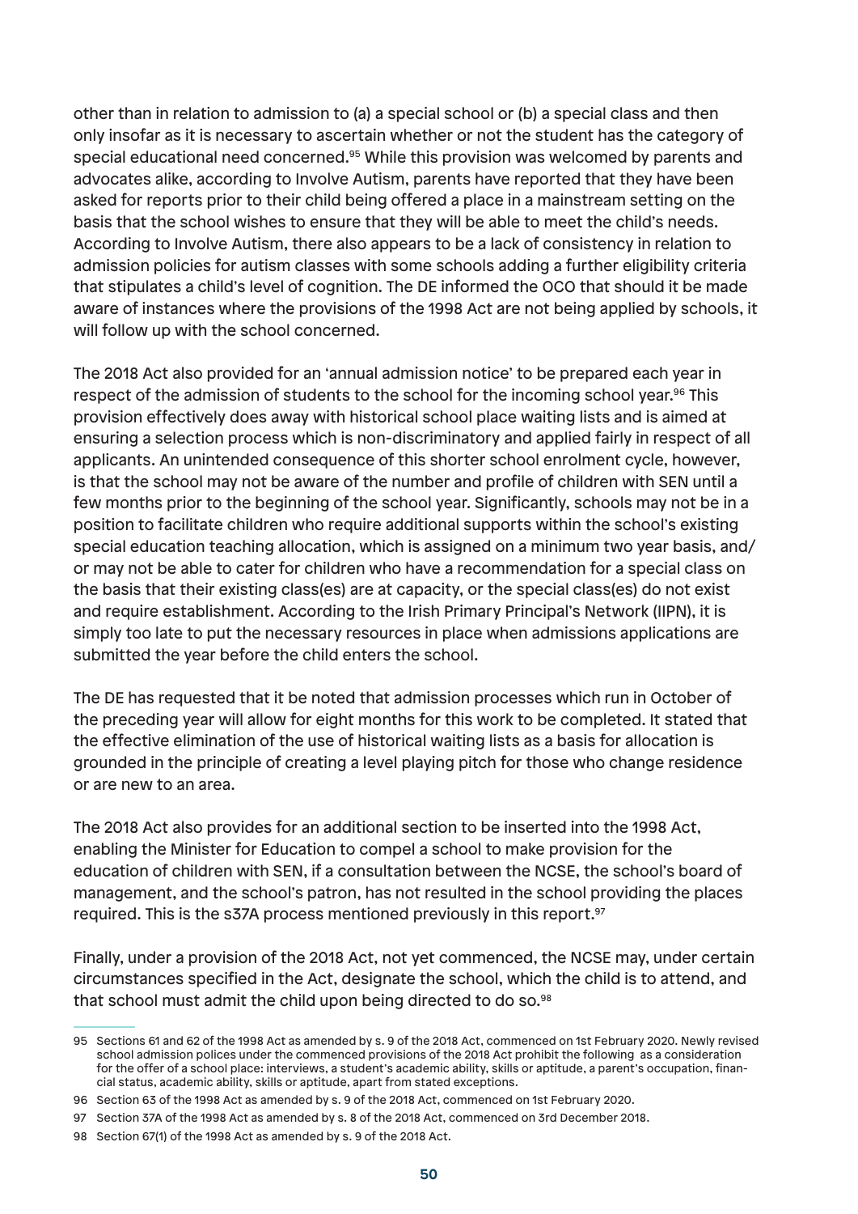other than in relation to admission to (a) a special school or (b) a special class and then only insofar as it is necessary to ascertain whether or not the student has the category of special educational need concerned.[95] While this provision was welcomed by parents and advocates alike, according to Involve Autism, parents have reported that they have been asked for reports prior to their child being offered a place in a mainstream setting on the basis that the school wishes to ensure that they will be able to meet the child's needs. According to Involve Autism, there also appears to be a lack of consistency in relation to admission policies for autism classes with some schools adding a further eligibility criteria that stipulates a child's level of cognition. The DE informed the OCO that should it be made aware of instances where the provisions of the 1998 Act are not being applied by schools, it will follow up with the school concerned.

The 2018 Act also provided for an 'annual admission notice' to be prepared each year in respect of the admission of students to the school for the incoming school year.[96] This provision effectively does away with historical school place waiting lists and is aimed at ensuring a selection process which is non-discriminatory and applied fairly in respect of all applicants. An unintended consequence of this shorter school enrolment cycle, however, is that the school may not be aware of the number and profile of children with SEN until a few months prior to the beginning of the school year. Significantly, schools may not be in a position to facilitate children who require additional supports within the school's existing special education teaching allocation, which is assigned on a minimum two year basis, and/or may not be able to cater for children who have a recommendation for a special class on the basis that their existing class(es) are at capacity, or the special class(es) do not exist and require establishment. According to the Irish Primary Principal's Network (IIPN), it is simply too late to put the necessary resources in place when admissions applications are submitted the year before the child enters the school.

The DE has requested that it be noted that admission processes which run in October of the preceding year will allow for eight months for this work to be completed. It stated that the effective elimination of the use of historical waiting lists as a basis for allocation is grounded in the principle of creating a level playing pitch for those who change residence or are new to an area.

The 2018 Act also provides for an additional section to be inserted into the 1998 Act, enabling the Minister for Education to compel a school to make provision for the education of children with SEN, if a consultation between the NCSE, the school's board of management, and the school's patron, has not resulted in the school providing the places required. This is the s37A process mentioned previously in this report.[97]

Finally, under a provision of the 2018 Act, not yet commenced, the NCSE may, under certain circumstances specified in the Act, designate the school, which the child is to attend, and that school must admit the child upon being directed to do so.[98]

95 Sections 61 and 62 of the 1998 Act as amended by s. 9 of the 2018 Act, commenced on 1st February 2020. Newly revised school admission polices under the commenced provisions of the 2018 Act prohibit the following as a consideration for the offer of a school place: interviews, a student's academic ability, skills or aptitude, a parent's occupation, financial status, academic ability, skills or aptitude, apart from stated exceptions.

96 Section 63 of the 1998 Act as amended by s. 9 of the 2018 Act, commenced on 1st February 2020.

97 Section 37A of the 1998 Act as amended by s. 8 of the 2018 Act, commenced on 3rd December 2018.

98 Section 67(1) of the 1998 Act as amended by s. 9 of the 2018 Act.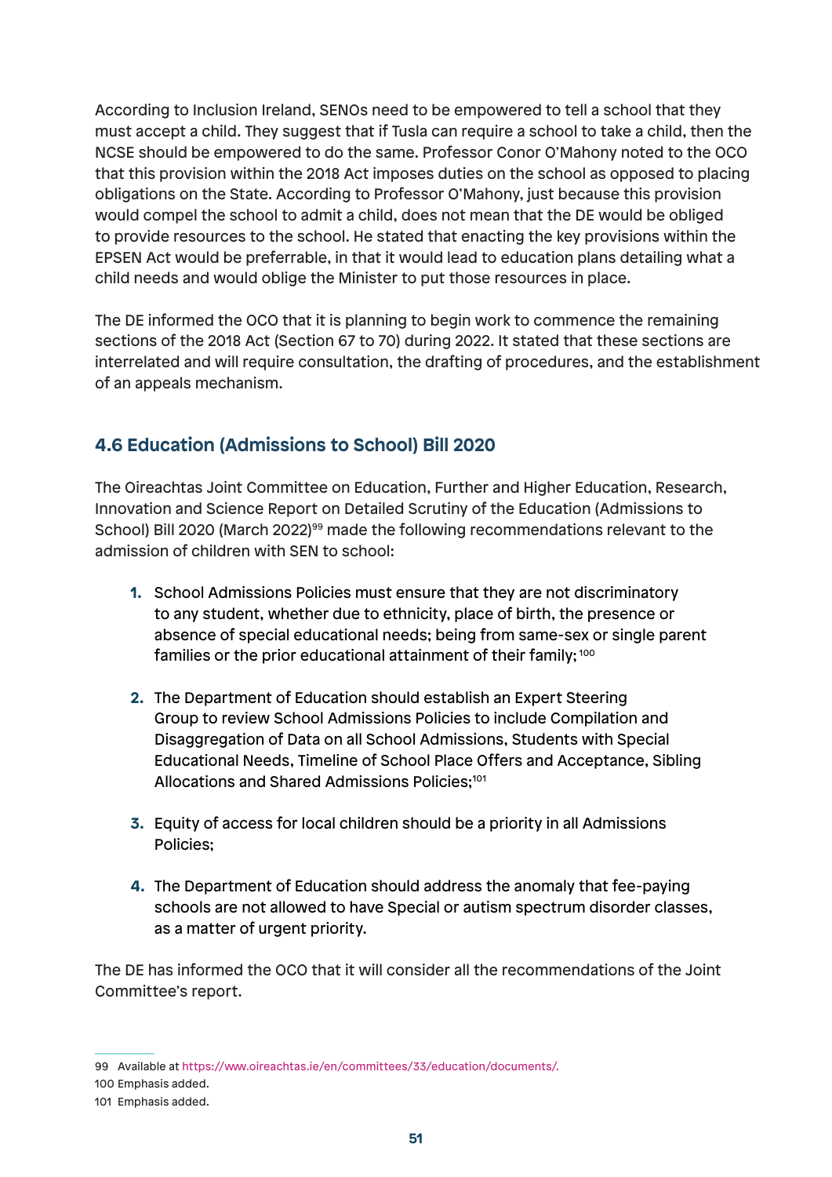According to Inclusion Ireland, SENOs need to be empowered to tell a school that they must accept a child. They suggest that if Tusla can require a school to take a child, then the NCSE should be empowered to do the same. Professor Conor O'Mahony noted to the OCO that this provision within the 2018 Act imposes duties on the school as opposed to placing obligations on the State. According to Professor O'Mahony, just because this provision would compel the school to admit a child, does not mean that the DE would be obliged to provide resources to the school. He stated that enacting the key provisions within the EPSEN Act would be preferrable, in that it would lead to education plans detailing what a child needs and would oblige the Minister to put those resources in place.

The DE informed the OCO that it is planning to begin work to commence the remaining sections of the 2018 Act (Section 67 to 70) during 2022. It stated that these sections are interrelated and will require consultation, the drafting of procedures, and the establishment of an appeals mechanism.

### 4.6 Education (Admissions to School) Bill 2020

The Oireachtas Joint Committee on Education, Further and Higher Education, Research, Innovation and Science Report on Detailed Scrutiny of the Education (Admissions to School) Bill 2020 (March 2022)[99] made the following recommendations relevant to the admission of children with SEN to school:

1. School Admissions Policies must ensure that they are not discriminatory to any student, whether due to ethnicity, place of birth, the presence or absence of special educational needs; being from same-sex or single parent families or the prior educational attainment of their family; [100]

2. The Department of Education should establish an Expert Steering Group to review School Admissions Policies to include Compilation and Disaggregation of Data on all School Admissions, Students with Special Educational Needs, Timeline of School Place Offers and Acceptance, Sibling Allocations and Shared Admissions Policies;[101]

3. Equity of access for local children should be a priority in all Admissions Policies;

4. The Department of Education should address the anomaly that fee-paying schools are not allowed to have Special or autism spectrum disorder classes, as a matter of urgent priority.

The DE has informed the OCO that it will consider all the recommendations of the Joint Committee's report.

---

99 Available at https://www.oireachtas.ie/en/committees/33/education/documents/.

100 Emphasis added.

101 Emphasis added.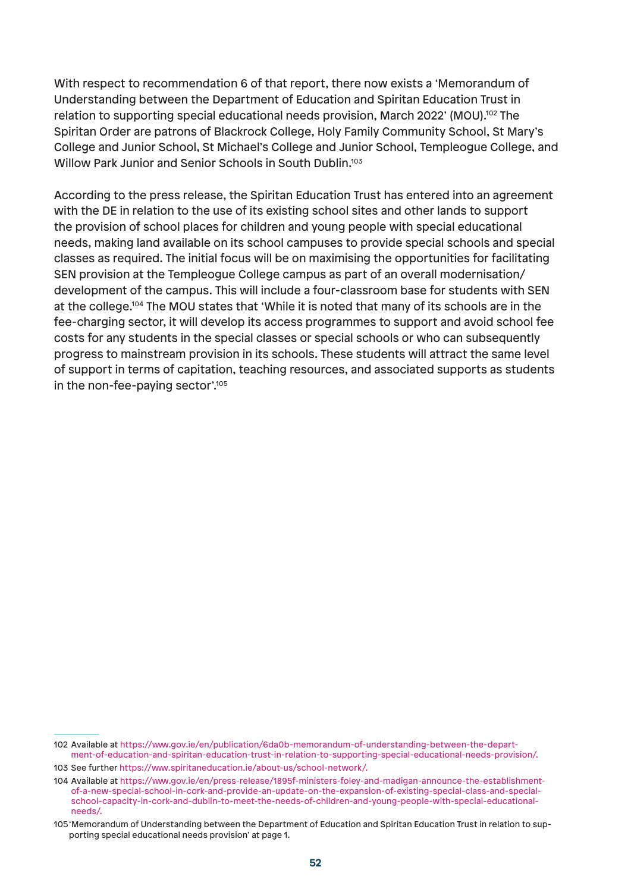With respect to recommendation 6 of that report, there now exists a 'Memorandum of Understanding between the Department of Education and Spiritan Education Trust in relation to supporting special educational needs provision, March 2022' (MOU).[102] The Spiritan Order are patrons of Blackrock College, Holy Family Community School, St Mary's College and Junior School, St Michael's College and Junior School, Templeogue College, and Willow Park Junior and Senior Schools in South Dublin.[103]

According to the press release, the Spiritan Education Trust has entered into an agreement with the DE in relation to the use of its existing school sites and other lands to support the provision of school places for children and young people with special educational needs, making land available on its school campuses to provide special schools and special classes as required. The initial focus will be on maximising the opportunities for facilitating SEN provision at the Templeogue College campus as part of an overall modernisation/ development of the campus. This will include a four-classroom base for students with SEN at the college.[104] The MOU states that 'While it is noted that many of its schools are in the fee-charging sector, it will develop its access programmes to support and avoid school fee costs for any students in the special classes or special schools or who can subsequently progress to mainstream provision in its schools. These students will attract the same level of support in terms of capitation, teaching resources, and associated supports as students in the non-fee-paying sector'.[105]

---

102 Available at https://www.gov.ie/en/publication/6da0b-memorandum-of-understanding-between-the-department-of-education-and-spiritan-education-trust-in-relation-to-supporting-special-educational-needs-provision/.

103 See further https://www.spiritaneducation.ie/about-us/school-network/.

104 Available at https://www.gov.ie/en/press-release/1895f-ministers-foley-and-madigan-announce-the-establishment-of-a-new-special-school-in-cork-and-provide-an-update-on-the-expansion-of-existing-special-class-and-special-school-capacity-in-cork-and-dublin-to-meet-the-needs-of-children-and-young-people-with-special-educational-needs/.

105 'Memorandum of Understanding between the Department of Education and Spiritan Education Trust in relation to supporting special educational needs provision' at page 1.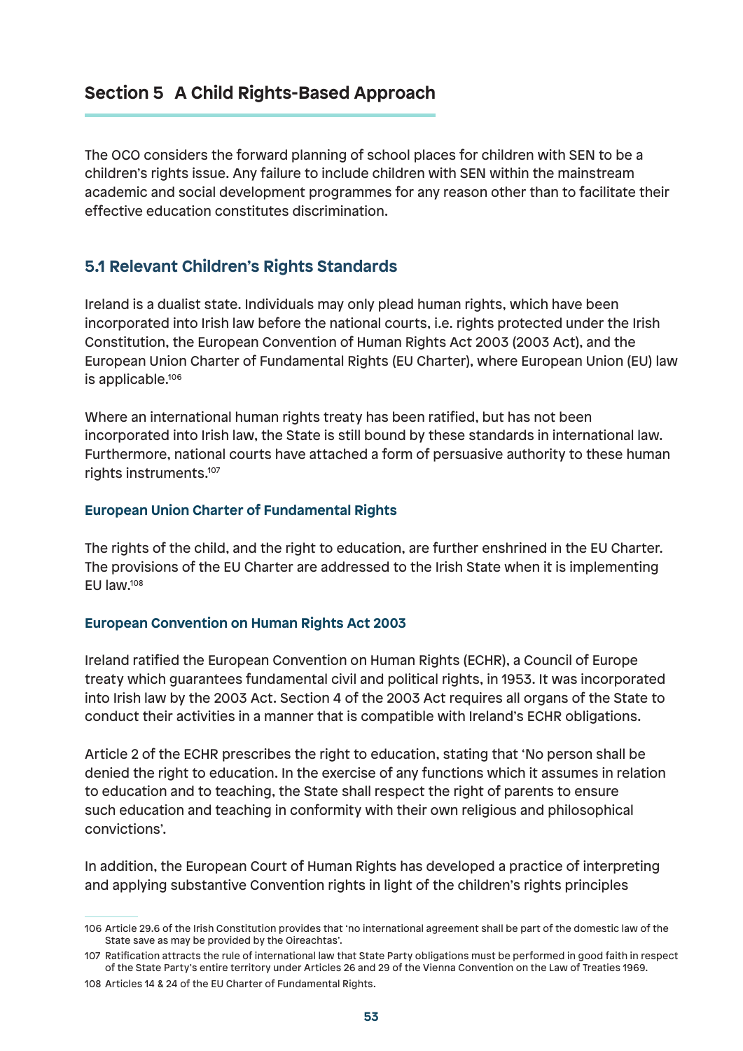# Section 5 A Child Rights-Based Approach

The OCO considers the forward planning of school places for children with SEN to be a children's rights issue. Any failure to include children with SEN within the mainstream academic and social development programmes for any reason other than to facilitate their effective education constitutes discrimination.

## 5.1 Relevant Children's Rights Standards

Ireland is a dualist state. Individuals may only plead human rights, which have been incorporated into Irish law before the national courts, i.e. rights protected under the Irish Constitution, the European Convention of Human Rights Act 2003 (2003 Act), and the European Union Charter of Fundamental Rights (EU Charter), where European Union (EU) law is applicable.[106]

Where an international human rights treaty has been ratified, but has not been incorporated into Irish law, the State is still bound by these standards in international law. Furthermore, national courts have attached a form of persuasive authority to these human rights instruments.[107]

### European Union Charter of Fundamental Rights

The rights of the child, and the right to education, are further enshrined in the EU Charter. The provisions of the EU Charter are addressed to the Irish State when it is implementing EU law.[108]

### European Convention on Human Rights Act 2003

Ireland ratified the European Convention on Human Rights (ECHR), a Council of Europe treaty which guarantees fundamental civil and political rights, in 1953. It was incorporated into Irish law by the 2003 Act. Section 4 of the 2003 Act requires all organs of the State to conduct their activities in a manner that is compatible with Ireland's ECHR obligations.

Article 2 of the ECHR prescribes the right to education, stating that 'No person shall be denied the right to education. In the exercise of any functions which it assumes in relation to education and to teaching, the State shall respect the right of parents to ensure such education and teaching in conformity with their own religious and philosophical convictions'.

In addition, the European Court of Human Rights has developed a practice of interpreting and applying substantive Convention rights in light of the children's rights principles

---

106 Article 29.6 of the Irish Constitution provides that 'no international agreement shall be part of the domestic law of the State save as may be provided by the Oireachtas'.

107 Ratification attracts the rule of international law that State Party obligations must be performed in good faith in respect of the State Party's entire territory under Articles 26 and 29 of the Vienna Convention on the Law of Treaties 1969.

108 Articles 14 & 24 of the EU Charter of Fundamental Rights.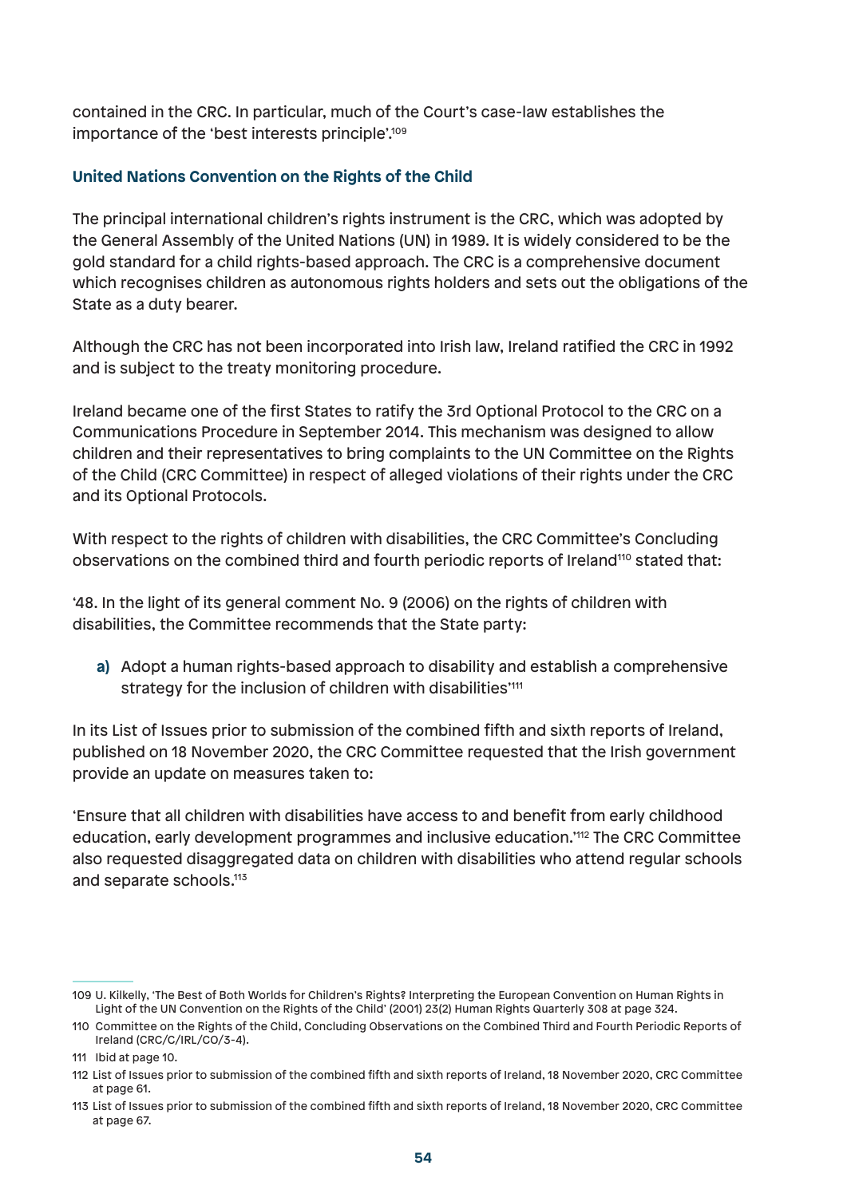contained in the CRC. In particular, much of the Court's case-law establishes the importance of the 'best interests principle'.[109]

### United Nations Convention on the Rights of the Child

The principal international children's rights instrument is the CRC, which was adopted by the General Assembly of the United Nations (UN) in 1989. It is widely considered to be the gold standard for a child rights-based approach. The CRC is a comprehensive document which recognises children as autonomous rights holders and sets out the obligations of the State as a duty bearer.

Although the CRC has not been incorporated into Irish law, Ireland ratified the CRC in 1992 and is subject to the treaty monitoring procedure.

Ireland became one of the first States to ratify the 3rd Optional Protocol to the CRC on a Communications Procedure in September 2014. This mechanism was designed to allow children and their representatives to bring complaints to the UN Committee on the Rights of the Child (CRC Committee) in respect of alleged violations of their rights under the CRC and its Optional Protocols.

With respect to the rights of children with disabilities, the CRC Committee's Concluding observations on the combined third and fourth periodic reports of Ireland[110] stated that:

'48. In the light of its general comment No. 9 (2006) on the rights of children with disabilities, the Committee recommends that the State party:

- **a)** Adopt a human rights-based approach to disability and establish a comprehensive strategy for the inclusion of children with disabilities'[111]

In its List of Issues prior to submission of the combined fifth and sixth reports of Ireland, published on 18 November 2020, the CRC Committee requested that the Irish government provide an update on measures taken to:

'Ensure that all children with disabilities have access to and benefit from early childhood education, early development programmes and inclusive education.'[112] The CRC Committee also requested disaggregated data on children with disabilities who attend regular schools and separate schools.[113]

---

109 U. Kilkelly, 'The Best of Both Worlds for Children's Rights? Interpreting the European Convention on Human Rights in Light of the UN Convention on the Rights of the Child' (2001) 23(2) Human Rights Quarterly 308 at page 324.

110 Committee on the Rights of the Child, Concluding Observations on the Combined Third and Fourth Periodic Reports of Ireland (CRC/C/IRL/CO/3-4).

111 Ibid at page 10.

112 List of Issues prior to submission of the combined fifth and sixth reports of Ireland, 18 November 2020, CRC Committee at page 61.

113 List of Issues prior to submission of the combined fifth and sixth reports of Ireland, 18 November 2020, CRC Committee at page 67.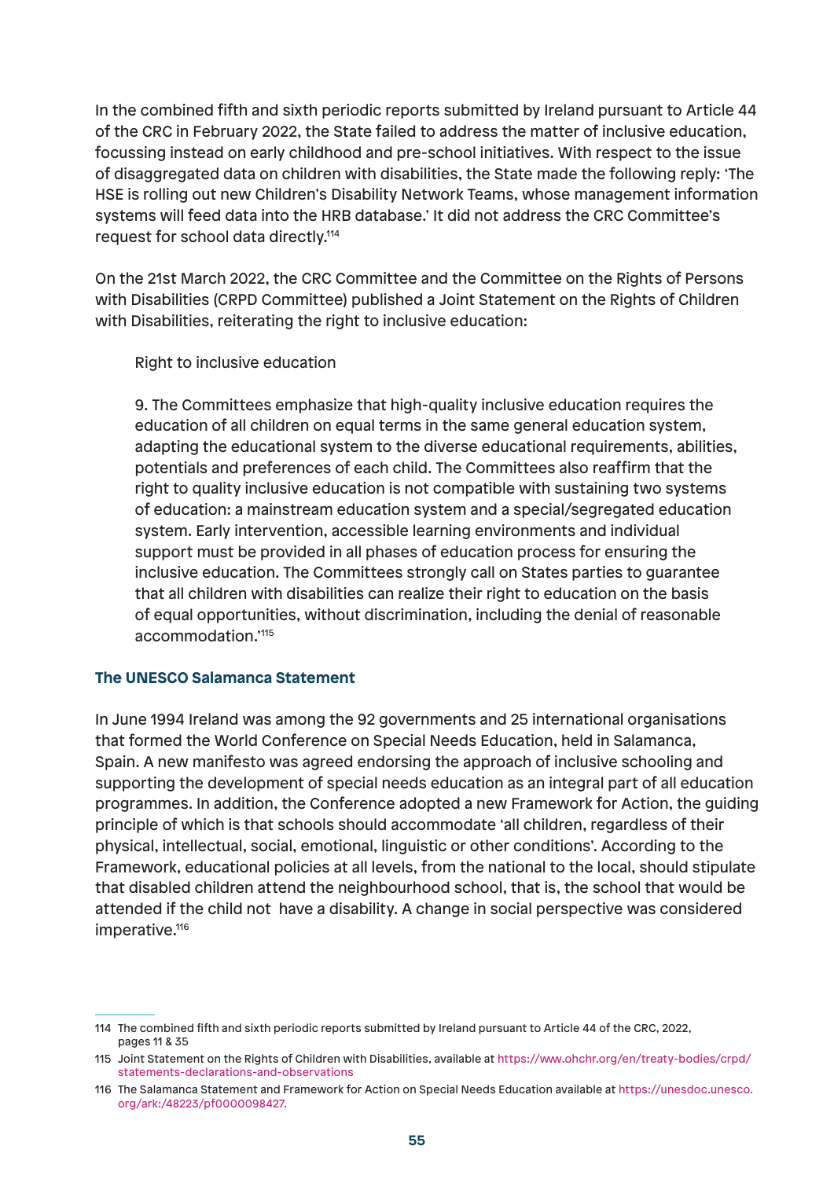In the combined fifth and sixth periodic reports submitted by Ireland pursuant to Article 44 of the CRC in February 2022, the State failed to address the matter of inclusive education, focussing instead on early childhood and pre-school initiatives. With respect to the issue of disaggregated data on children with disabilities, the State made the following reply: 'The HSE is rolling out new Children's Disability Network Teams, whose management information systems will feed data into the HRB database.' It did not address the CRC Committee's request for school data directly.[114]

On the 21st March 2022, the CRC Committee and the Committee on the Rights of Persons with Disabilities (CRPD Committee) published a Joint Statement on the Rights of Children with Disabilities, reiterating the right to inclusive education:

> Right to inclusive education
>
> 9. The Committees emphasize that high-quality inclusive education requires the education of all children on equal terms in the same general education system, adapting the educational system to the diverse educational requirements, abilities, potentials and preferences of each child. The Committees also reaffirm that the right to quality inclusive education is not compatible with sustaining two systems of education: a mainstream education system and a special/segregated education system. Early intervention, accessible learning environments and individual support must be provided in all phases of education process for ensuring the inclusive education. The Committees strongly call on States parties to guarantee that all children with disabilities can realize their right to education on the basis of equal opportunities, without discrimination, including the denial of reasonable accommodation.'[115]

### The UNESCO Salamanca Statement

In June 1994 Ireland was among the 92 governments and 25 international organisations that formed the World Conference on Special Needs Education, held in Salamanca, Spain. A new manifesto was agreed endorsing the approach of inclusive schooling and supporting the development of special needs education as an integral part of all education programmes. In addition, the Conference adopted a new Framework for Action, the guiding principle of which is that schools should accommodate 'all children, regardless of their physical, intellectual, social, emotional, linguistic or other conditions'. According to the Framework, educational policies at all levels, from the national to the local, should stipulate that disabled children attend the neighbourhood school, that is, the school that would be attended if the child not have a disability. A change in social perspective was considered imperative.[116]

---

114 The combined fifth and sixth periodic reports submitted by Ireland pursuant to Article 44 of the CRC, 2022, pages 11 & 35

115 Joint Statement on the Rights of Children with Disabilities, available at https://www.ohchr.org/en/treaty-bodies/crpd/statements-declarations-and-observations

116 The Salamanca Statement and Framework for Action on Special Needs Education available at https://unesdoc.unesco.org/ark:/48223/pf0000098427.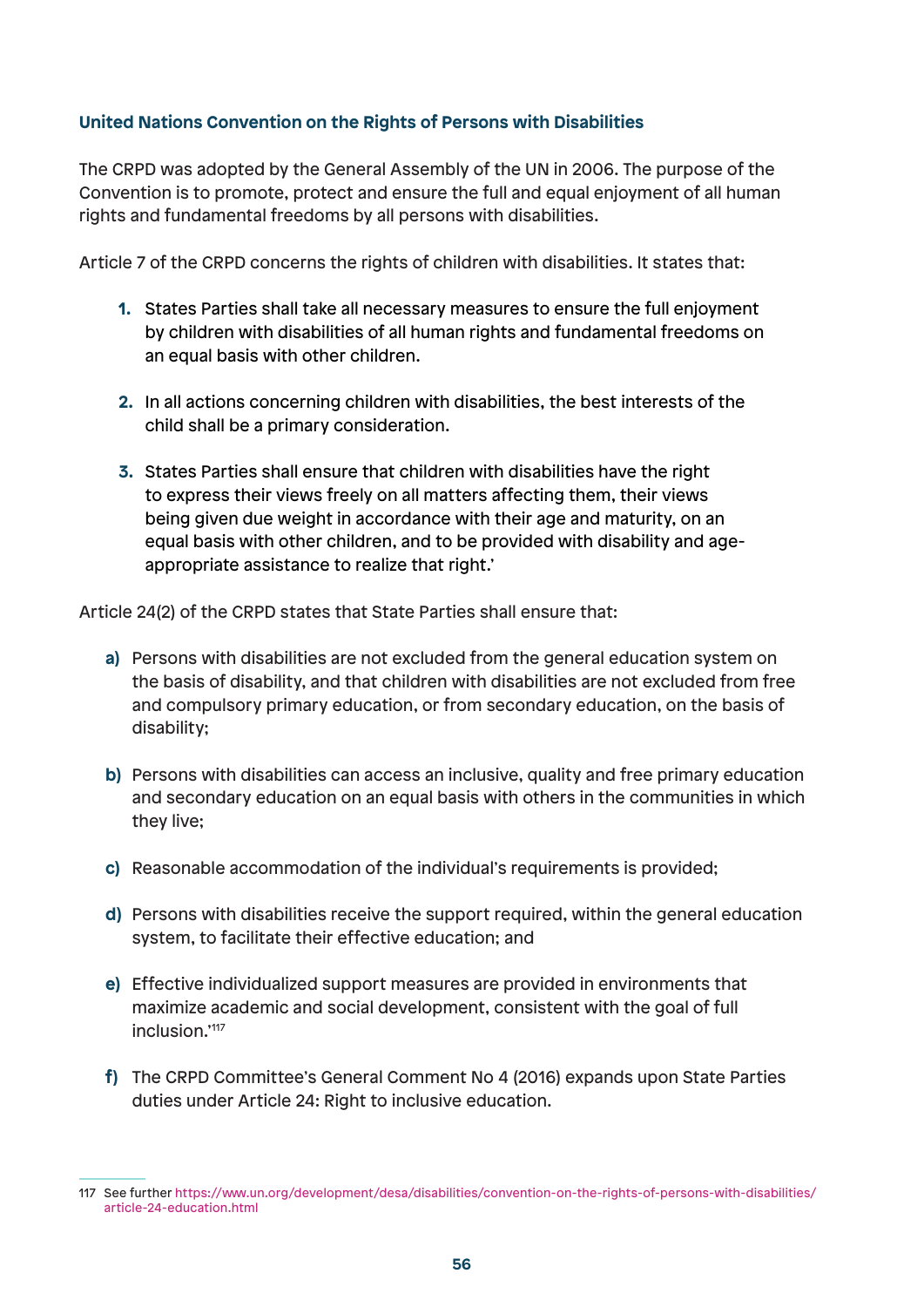### United Nations Convention on the Rights of Persons with Disabilities

The CRPD was adopted by the General Assembly of the UN in 2006. The purpose of the Convention is to promote, protect and ensure the full and equal enjoyment of all human rights and fundamental freedoms by all persons with disabilities.

Article 7 of the CRPD concerns the rights of children with disabilities. It states that:

1. States Parties shall take all necessary measures to ensure the full enjoyment by children with disabilities of all human rights and fundamental freedoms on an equal basis with other children.

2. In all actions concerning children with disabilities, the best interests of the child shall be a primary consideration.

3. States Parties shall ensure that children with disabilities have the right to express their views freely on all matters affecting them, their views being given due weight in accordance with their age and maturity, on an equal basis with other children, and to be provided with disability and age-appropriate assistance to realize that right.'

Article 24(2) of the CRPD states that State Parties shall ensure that:

a) Persons with disabilities are not excluded from the general education system on the basis of disability, and that children with disabilities are not excluded from free and compulsory primary education, or from secondary education, on the basis of disability;

b) Persons with disabilities can access an inclusive, quality and free primary education and secondary education on an equal basis with others in the communities in which they live;

c) Reasonable accommodation of the individual's requirements is provided;

d) Persons with disabilities receive the support required, within the general education system, to facilitate their effective education; and

e) Effective individualized support measures are provided in environments that maximize academic and social development, consistent with the goal of full inclusion.'[117]

f) The CRPD Committee's General Comment No 4 (2016) expands upon State Parties duties under Article 24: Right to inclusive education.

---

117 See further https://www.un.org/development/desa/disabilities/convention-on-the-rights-of-persons-with-disabilities/article-24-education.html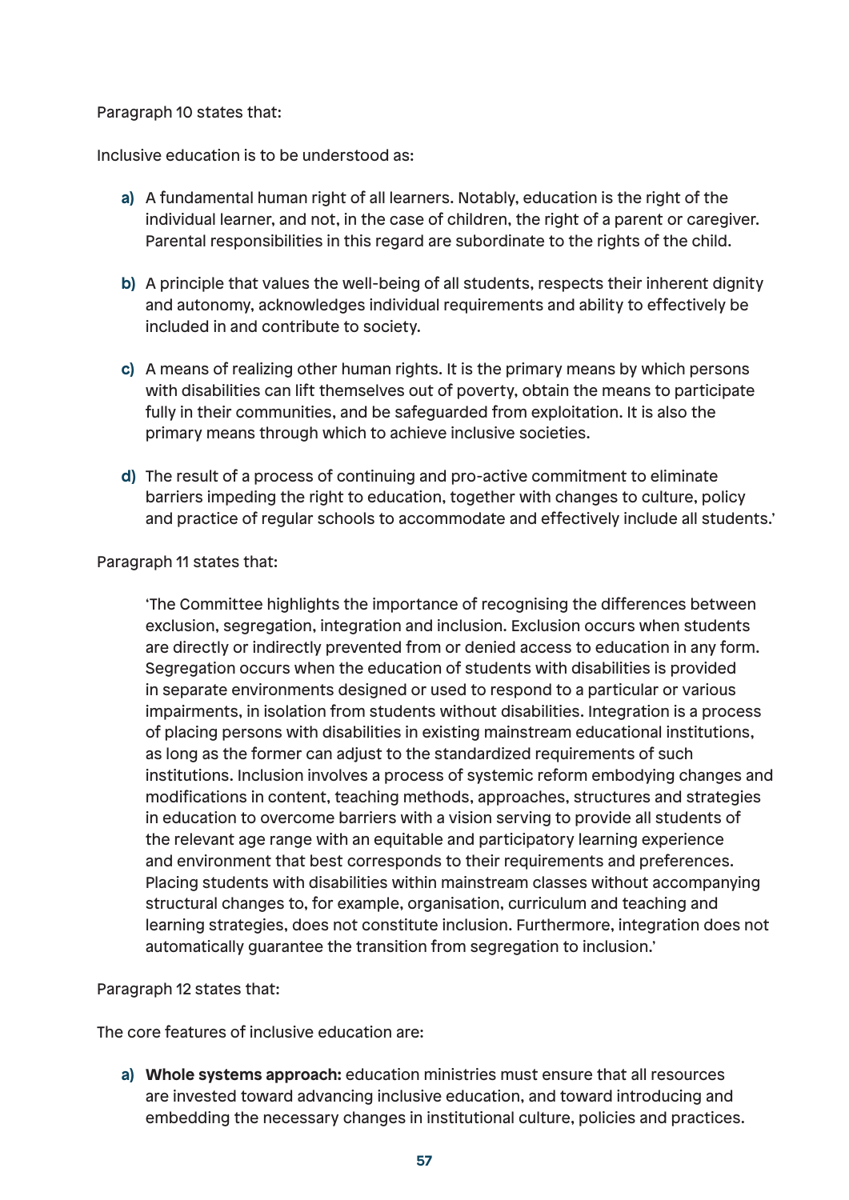Paragraph 10 states that:

Inclusive education is to be understood as:

a) A fundamental human right of all learners. Notably, education is the right of the individual learner, and not, in the case of children, the right of a parent or caregiver. Parental responsibilities in this regard are subordinate to the rights of the child.

b) A principle that values the well-being of all students, respects their inherent dignity and autonomy, acknowledges individual requirements and ability to effectively be included in and contribute to society.

c) A means of realizing other human rights. It is the primary means by which persons with disabilities can lift themselves out of poverty, obtain the means to participate fully in their communities, and be safeguarded from exploitation. It is also the primary means through which to achieve inclusive societies.

d) The result of a process of continuing and pro-active commitment to eliminate barriers impeding the right to education, together with changes to culture, policy and practice of regular schools to accommodate and effectively include all students.'

Paragraph 11 states that:

> 'The Committee highlights the importance of recognising the differences between exclusion, segregation, integration and inclusion. Exclusion occurs when students are directly or indirectly prevented from or denied access to education in any form. Segregation occurs when the education of students with disabilities is provided in separate environments designed or used to respond to a particular or various impairments, in isolation from students without disabilities. Integration is a process of placing persons with disabilities in existing mainstream educational institutions, as long as the former can adjust to the standardized requirements of such institutions. Inclusion involves a process of systemic reform embodying changes and modifications in content, teaching methods, approaches, structures and strategies in education to overcome barriers with a vision serving to provide all students of the relevant age range with an equitable and participatory learning experience and environment that best corresponds to their requirements and preferences. Placing students with disabilities within mainstream classes without accompanying structural changes to, for example, organisation, curriculum and teaching and learning strategies, does not constitute inclusion. Furthermore, integration does not automatically guarantee the transition from segregation to inclusion.'

Paragraph 12 states that:

The core features of inclusive education are:

a) **Whole systems approach:** education ministries must ensure that all resources are invested toward advancing inclusive education, and toward introducing and embedding the necessary changes in institutional culture, policies and practices.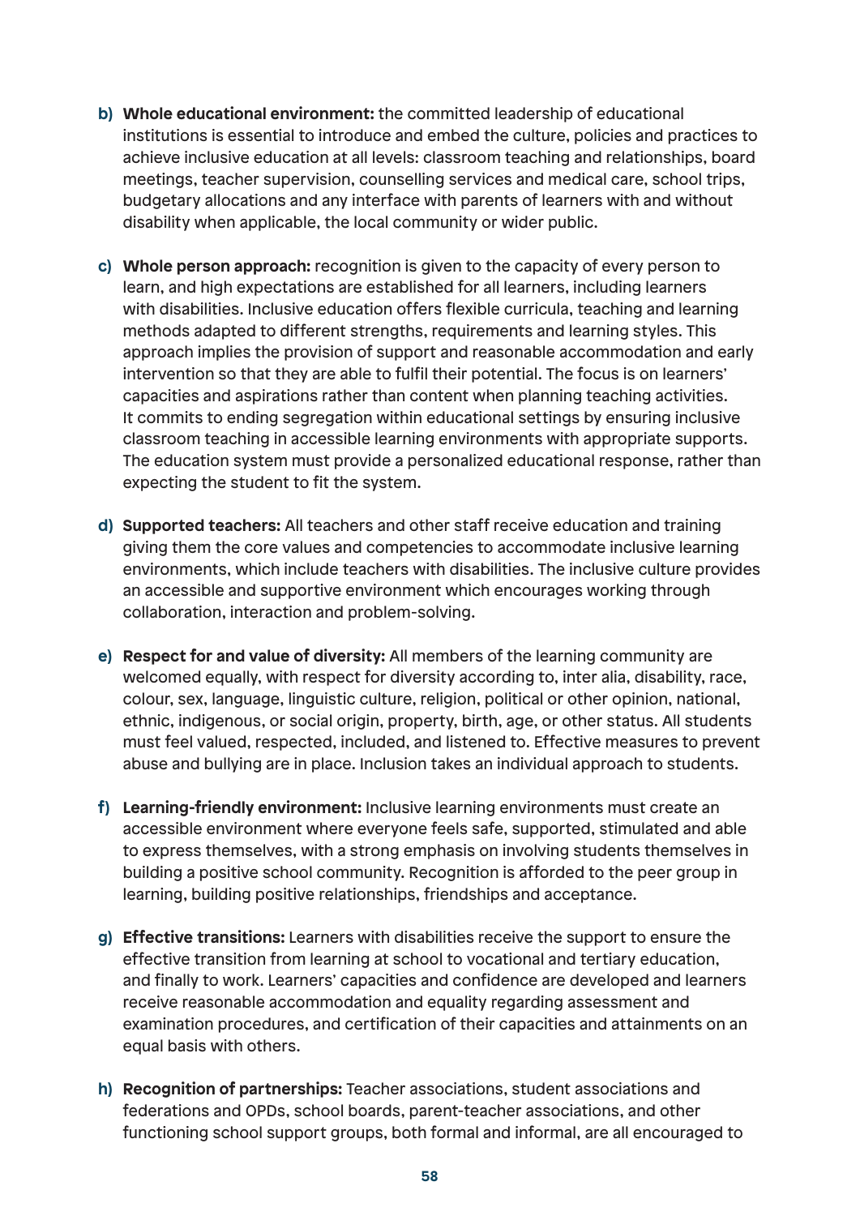b) **Whole educational environment:** the committed leadership of educational institutions is essential to introduce and embed the culture, policies and practices to achieve inclusive education at all levels: classroom teaching and relationships, board meetings, teacher supervision, counselling services and medical care, school trips, budgetary allocations and any interface with parents of learners with and without disability when applicable, the local community or wider public.

c) **Whole person approach:** recognition is given to the capacity of every person to learn, and high expectations are established for all learners, including learners with disabilities. Inclusive education offers flexible curricula, teaching and learning methods adapted to different strengths, requirements and learning styles. This approach implies the provision of support and reasonable accommodation and early intervention so that they are able to fulfil their potential. The focus is on learners' capacities and aspirations rather than content when planning teaching activities. It commits to ending segregation within educational settings by ensuring inclusive classroom teaching in accessible learning environments with appropriate supports. The education system must provide a personalized educational response, rather than expecting the student to fit the system.

d) **Supported teachers:** All teachers and other staff receive education and training giving them the core values and competencies to accommodate inclusive learning environments, which include teachers with disabilities. The inclusive culture provides an accessible and supportive environment which encourages working through collaboration, interaction and problem-solving.

e) **Respect for and value of diversity:** All members of the learning community are welcomed equally, with respect for diversity according to, inter alia, disability, race, colour, sex, language, linguistic culture, religion, political or other opinion, national, ethnic, indigenous, or social origin, property, birth, age, or other status. All students must feel valued, respected, included, and listened to. Effective measures to prevent abuse and bullying are in place. Inclusion takes an individual approach to students.

f) **Learning-friendly environment:** Inclusive learning environments must create an accessible environment where everyone feels safe, supported, stimulated and able to express themselves, with a strong emphasis on involving students themselves in building a positive school community. Recognition is afforded to the peer group in learning, building positive relationships, friendships and acceptance.

g) **Effective transitions:** Learners with disabilities receive the support to ensure the effective transition from learning at school to vocational and tertiary education, and finally to work. Learners' capacities and confidence are developed and learners receive reasonable accommodation and equality regarding assessment and examination procedures, and certification of their capacities and attainments on an equal basis with others.

h) **Recognition of partnerships:** Teacher associations, student associations and federations and OPDs, school boards, parent-teacher associations, and other functioning school support groups, both formal and informal, are all encouraged to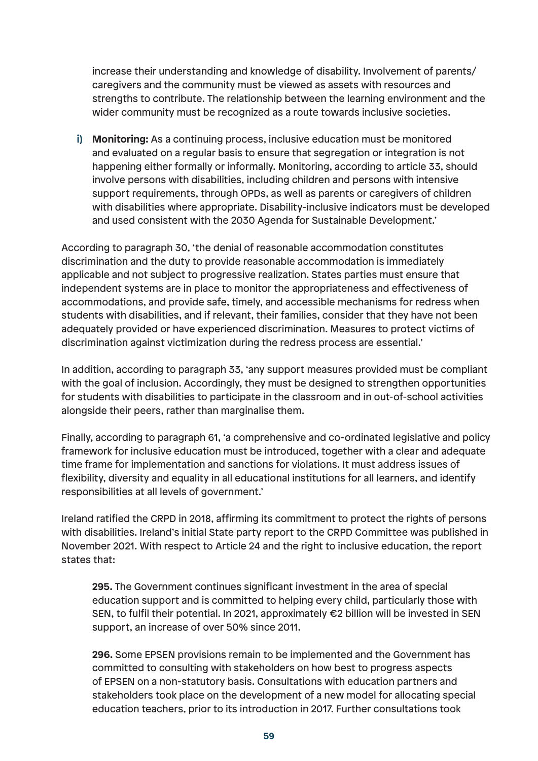increase their understanding and knowledge of disability. Involvement of parents/caregivers and the community must be viewed as assets with resources and strengths to contribute. The relationship between the learning environment and the wider community must be recognized as a route towards inclusive societies.

i) **Monitoring:** As a continuing process, inclusive education must be monitored and evaluated on a regular basis to ensure that segregation or integration is not happening either formally or informally. Monitoring, according to article 33, should involve persons with disabilities, including children and persons with intensive support requirements, through OPDs, as well as parents or caregivers of children with disabilities where appropriate. Disability-inclusive indicators must be developed and used consistent with the 2030 Agenda for Sustainable Development.'

According to paragraph 30, 'the denial of reasonable accommodation constitutes discrimination and the duty to provide reasonable accommodation is immediately applicable and not subject to progressive realization. States parties must ensure that independent systems are in place to monitor the appropriateness and effectiveness of accommodations, and provide safe, timely, and accessible mechanisms for redress when students with disabilities, and if relevant, their families, consider that they have not been adequately provided or have experienced discrimination. Measures to protect victims of discrimination against victimization during the redress process are essential.'

In addition, according to paragraph 33, 'any support measures provided must be compliant with the goal of inclusion. Accordingly, they must be designed to strengthen opportunities for students with disabilities to participate in the classroom and in out-of-school activities alongside their peers, rather than marginalise them.

Finally, according to paragraph 61, 'a comprehensive and co-ordinated legislative and policy framework for inclusive education must be introduced, together with a clear and adequate time frame for implementation and sanctions for violations. It must address issues of flexibility, diversity and equality in all educational institutions for all learners, and identify responsibilities at all levels of government.'

Ireland ratified the CRPD in 2018, affirming its commitment to protect the rights of persons with disabilities. Ireland's initial State party report to the CRPD Committee was published in November 2021. With respect to Article 24 and the right to inclusive education, the report states that:

> **295.** The Government continues significant investment in the area of special education support and is committed to helping every child, particularly those with SEN, to fulfil their potential. In 2021, approximately €2 billion will be invested in SEN support, an increase of over 50% since 2011.
>
> **296.** Some EPSEN provisions remain to be implemented and the Government has committed to consulting with stakeholders on how best to progress aspects of EPSEN on a non-statutory basis. Consultations with education partners and stakeholders took place on the development of a new model for allocating special education teachers, prior to its introduction in 2017. Further consultations took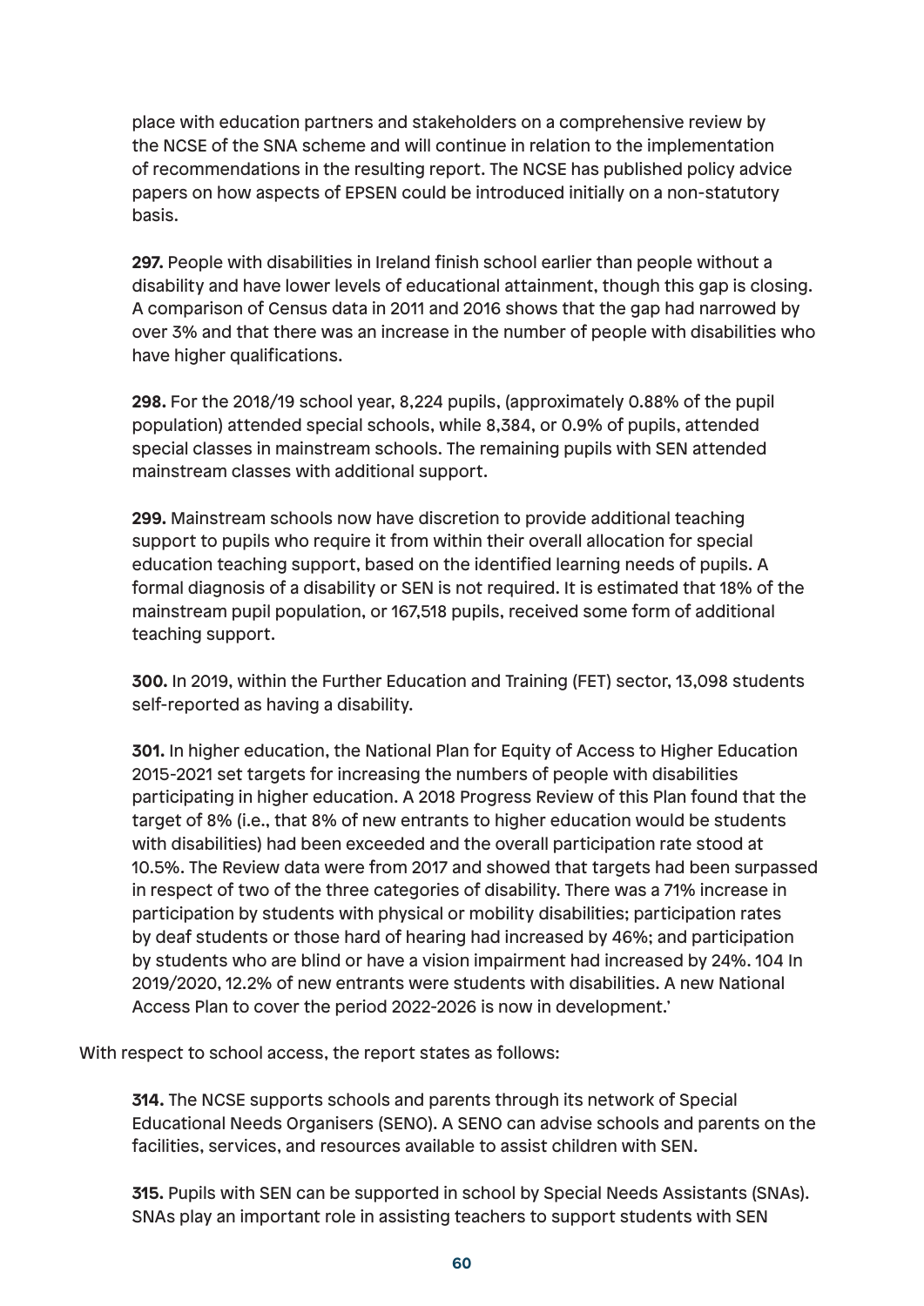place with education partners and stakeholders on a comprehensive review by the NCSE of the SNA scheme and will continue in relation to the implementation of recommendations in the resulting report. The NCSE has published policy advice papers on how aspects of EPSEN could be introduced initially on a non-statutory basis.

**297.** People with disabilities in Ireland finish school earlier than people without a disability and have lower levels of educational attainment, though this gap is closing. A comparison of Census data in 2011 and 2016 shows that the gap had narrowed by over 3% and that there was an increase in the number of people with disabilities who have higher qualifications.

**298.** For the 2018/19 school year, 8,224 pupils, (approximately 0.88% of the pupil population) attended special schools, while 8,384, or 0.9% of pupils, attended special classes in mainstream schools. The remaining pupils with SEN attended mainstream classes with additional support.

**299.** Mainstream schools now have discretion to provide additional teaching support to pupils who require it from within their overall allocation for special education teaching support, based on the identified learning needs of pupils. A formal diagnosis of a disability or SEN is not required. It is estimated that 18% of the mainstream pupil population, or 167,518 pupils, received some form of additional teaching support.

**300.** In 2019, within the Further Education and Training (FET) sector, 13,098 students self-reported as having a disability.

**301.** In higher education, the National Plan for Equity of Access to Higher Education 2015-2021 set targets for increasing the numbers of people with disabilities participating in higher education. A 2018 Progress Review of this Plan found that the target of 8% (i.e., that 8% of new entrants to higher education would be students with disabilities) had been exceeded and the overall participation rate stood at 10.5%. The Review data were from 2017 and showed that targets had been surpassed in respect of two of the three categories of disability. There was a 71% increase in participation by students with physical or mobility disabilities; participation rates by deaf students or those hard of hearing had increased by 46%; and participation by students who are blind or have a vision impairment had increased by 24%. 104 In 2019/2020, 12.2% of new entrants were students with disabilities. A new National Access Plan to cover the period 2022-2026 is now in development.'

With respect to school access, the report states as follows:

**314.** The NCSE supports schools and parents through its network of Special Educational Needs Organisers (SENO). A SENO can advise schools and parents on the facilities, services, and resources available to assist children with SEN.

**315.** Pupils with SEN can be supported in school by Special Needs Assistants (SNAs). SNAs play an important role in assisting teachers to support students with SEN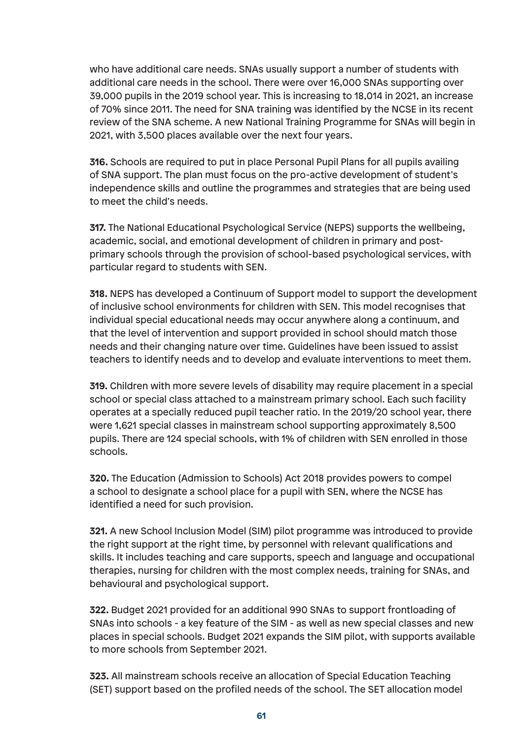who have additional care needs. SNAs usually support a number of students with additional care needs in the school. There were over 16,000 SNAs supporting over 39,000 pupils in the 2019 school year. This is increasing to 18,014 in 2021, an increase of 70% since 2011. The need for SNA training was identified by the NCSE in its recent review of the SNA scheme. A new National Training Programme for SNAs will begin in 2021, with 3,500 places available over the next four years.

**316.** Schools are required to put in place Personal Pupil Plans for all pupils availing of SNA support. The plan must focus on the pro-active development of student's independence skills and outline the programmes and strategies that are being used to meet the child's needs.

**317.** The National Educational Psychological Service (NEPS) supports the wellbeing, academic, social, and emotional development of children in primary and post-primary schools through the provision of school-based psychological services, with particular regard to students with SEN.

**318.** NEPS has developed a Continuum of Support model to support the development of inclusive school environments for children with SEN. This model recognises that individual special educational needs may occur anywhere along a continuum, and that the level of intervention and support provided in school should match those needs and their changing nature over time. Guidelines have been issued to assist teachers to identify needs and to develop and evaluate interventions to meet them.

**319.** Children with more severe levels of disability may require placement in a special school or special class attached to a mainstream primary school. Each such facility operates at a specially reduced pupil teacher ratio. In the 2019/20 school year, there were 1,621 special classes in mainstream school supporting approximately 8,500 pupils. There are 124 special schools, with 1% of children with SEN enrolled in those schools.

**320.** The Education (Admission to Schools) Act 2018 provides powers to compel a school to designate a school place for a pupil with SEN, where the NCSE has identified a need for such provision.

**321.** A new School Inclusion Model (SIM) pilot programme was introduced to provide the right support at the right time, by personnel with relevant qualifications and skills. It includes teaching and care supports, speech and language and occupational therapies, nursing for children with the most complex needs, training for SNAs, and behavioural and psychological support.

**322.** Budget 2021 provided for an additional 990 SNAs to support frontloading of SNAs into schools - a key feature of the SIM - as well as new special classes and new places in special schools. Budget 2021 expands the SIM pilot, with supports available to more schools from September 2021.

**323.** All mainstream schools receive an allocation of Special Education Teaching (SET) support based on the profiled needs of the school. The SET allocation model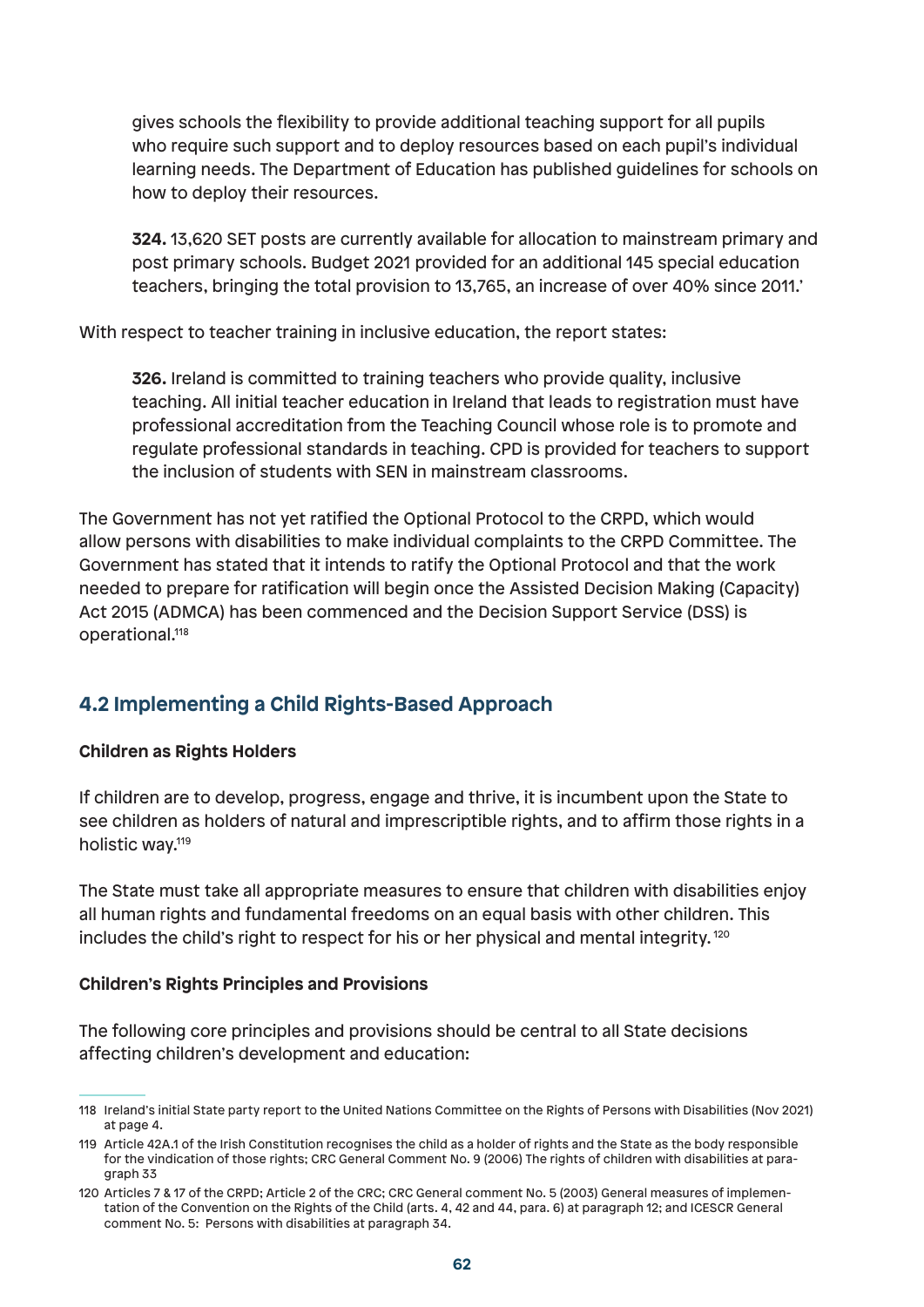gives schools the flexibility to provide additional teaching support for all pupils who require such support and to deploy resources based on each pupil's individual learning needs. The Department of Education has published guidelines for schools on how to deploy their resources.

**324.** 13,620 SET posts are currently available for allocation to mainstream primary and post primary schools. Budget 2021 provided for an additional 145 special education teachers, bringing the total provision to 13,765, an increase of over 40% since 2011.'

With respect to teacher training in inclusive education, the report states:

**326.** Ireland is committed to training teachers who provide quality, inclusive teaching. All initial teacher education in Ireland that leads to registration must have professional accreditation from the Teaching Council whose role is to promote and regulate professional standards in teaching. CPD is provided for teachers to support the inclusion of students with SEN in mainstream classrooms.

The Government has not yet ratified the Optional Protocol to the CRPD, which would allow persons with disabilities to make individual complaints to the CRPD Committee. The Government has stated that it intends to ratify the Optional Protocol and that the work needed to prepare for ratification will begin once the Assisted Decision Making (Capacity) Act 2015 (ADMCA) has been commenced and the Decision Support Service (DSS) is operational.[118]

## 4.2 Implementing a Child Rights-Based Approach

### Children as Rights Holders

If children are to develop, progress, engage and thrive, it is incumbent upon the State to see children as holders of natural and imprescriptible rights, and to affirm those rights in a holistic way.[119]

The State must take all appropriate measures to ensure that children with disabilities enjoy all human rights and fundamental freedoms on an equal basis with other children. This includes the child's right to respect for his or her physical and mental integrity.[120]

### Children's Rights Principles and Provisions

The following core principles and provisions should be central to all State decisions affecting children's development and education:

---

118 Ireland's initial State party report to the United Nations Committee on the Rights of Persons with Disabilities (Nov 2021) at page 4.

119 Article 42A.1 of the Irish Constitution recognises the child as a holder of rights and the State as the body responsible for the vindication of those rights; CRC General Comment No. 9 (2006) The rights of children with disabilities at paragraph 33

120 Articles 7 & 17 of the CRPD; Article 2 of the CRC; CRC General comment No. 5 (2003) General measures of implementation of the Convention on the Rights of the Child (arts. 4, 42 and 44, para. 6) at paragraph 12; and ICESCR General comment No. 5: Persons with disabilities at paragraph 34.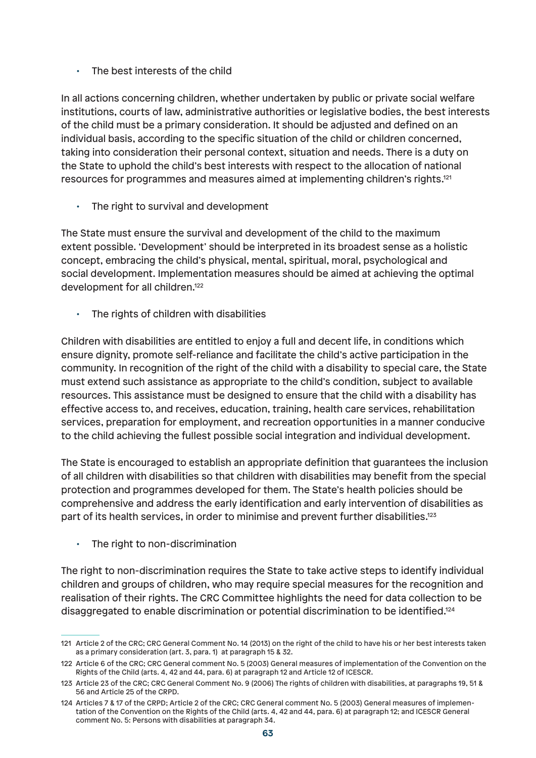- The best interests of the child

In all actions concerning children, whether undertaken by public or private social welfare institutions, courts of law, administrative authorities or legislative bodies, the best interests of the child must be a primary consideration. It should be adjusted and defined on an individual basis, according to the specific situation of the child or children concerned, taking into consideration their personal context, situation and needs. There is a duty on the State to uphold the child's best interests with respect to the allocation of national resources for programmes and measures aimed at implementing children's rights.[121]

- The right to survival and development

The State must ensure the survival and development of the child to the maximum extent possible. 'Development' should be interpreted in its broadest sense as a holistic concept, embracing the child's physical, mental, spiritual, moral, psychological and social development. Implementation measures should be aimed at achieving the optimal development for all children.[122]

- The rights of children with disabilities

Children with disabilities are entitled to enjoy a full and decent life, in conditions which ensure dignity, promote self-reliance and facilitate the child's active participation in the community. In recognition of the right of the child with a disability to special care, the State must extend such assistance as appropriate to the child's condition, subject to available resources. This assistance must be designed to ensure that the child with a disability has effective access to, and receives, education, training, health care services, rehabilitation services, preparation for employment, and recreation opportunities in a manner conducive to the child achieving the fullest possible social integration and individual development.

The State is encouraged to establish an appropriate definition that guarantees the inclusion of all children with disabilities so that children with disabilities may benefit from the special protection and programmes developed for them. The State's health policies should be comprehensive and address the early identification and early intervention of disabilities as part of its health services, in order to minimise and prevent further disabilities.[123]

- The right to non-discrimination

The right to non-discrimination requires the State to take active steps to identify individual children and groups of children, who may require special measures for the recognition and realisation of their rights. The CRC Committee highlights the need for data collection to be disaggregated to enable discrimination or potential discrimination to be identified.[124]

---

121 Article 2 of the CRC; CRC General Comment No. 14 (2013) on the right of the child to have his or her best interests taken as a primary consideration (art. 3, para. 1) at paragraph 15 & 32.

122 Article 6 of the CRC; CRC General comment No. 5 (2003) General measures of implementation of the Convention on the Rights of the Child (arts. 4, 42 and 44, para. 6) at paragraph 12 and Article 12 of ICESCR.

123 Article 23 of the CRC; CRC General Comment No. 9 (2006) The rights of children with disabilities, at paragraphs 19, 51 & 56 and Article 25 of the CRPD.

124 Articles 7 & 17 of the CRPD; Article 2 of the CRC; CRC General comment No. 5 (2003) General measures of implementation of the Convention on the Rights of the Child (arts. 4, 42 and 44, para. 6) at paragraph 12; and ICESCR General comment No. 5: Persons with disabilities at paragraph 34.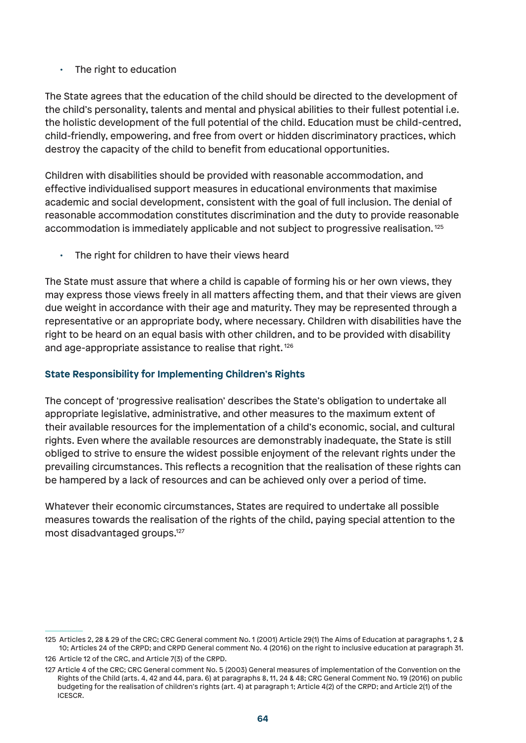- The right to education

The State agrees that the education of the child should be directed to the development of the child's personality, talents and mental and physical abilities to their fullest potential i.e. the holistic development of the full potential of the child. Education must be child-centred, child-friendly, empowering, and free from overt or hidden discriminatory practices, which destroy the capacity of the child to benefit from educational opportunities.

Children with disabilities should be provided with reasonable accommodation, and effective individualised support measures in educational environments that maximise academic and social development, consistent with the goal of full inclusion. The denial of reasonable accommodation constitutes discrimination and the duty to provide reasonable accommodation is immediately applicable and not subject to progressive realisation.[125]

- The right for children to have their views heard

The State must assure that where a child is capable of forming his or her own views, they may express those views freely in all matters affecting them, and that their views are given due weight in accordance with their age and maturity. They may be represented through a representative or an appropriate body, where necessary. Children with disabilities have the right to be heard on an equal basis with other children, and to be provided with disability and age-appropriate assistance to realise that right.[126]

### State Responsibility for Implementing Children's Rights

The concept of 'progressive realisation' describes the State's obligation to undertake all appropriate legislative, administrative, and other measures to the maximum extent of their available resources for the implementation of a child's economic, social, and cultural rights. Even where the available resources are demonstrably inadequate, the State is still obliged to strive to ensure the widest possible enjoyment of the relevant rights under the prevailing circumstances. This reflects a recognition that the realisation of these rights can be hampered by a lack of resources and can be achieved only over a period of time.

Whatever their economic circumstances, States are required to undertake all possible measures towards the realisation of the rights of the child, paying special attention to the most disadvantaged groups.[127]

---

125 Articles 2, 28 & 29 of the CRC; CRC General comment No. 1 (2001) Article 29(1) The Aims of Education at paragraphs 1, 2 & 10; Articles 24 of the CRPD; and CRPD General comment No. 4 (2016) on the right to inclusive education at paragraph 31.

126 Article 12 of the CRC, and Article 7(3) of the CRPD.

127 Article 4 of the CRC; CRC General comment No. 5 (2003) General measures of implementation of the Convention on the Rights of the Child (arts. 4, 42 and 44, para. 6) at paragraphs 8, 11, 24 & 48; CRC General Comment No. 19 (2016) on public budgeting for the realisation of children's rights (art. 4) at paragraph 1; Article 4(2) of the CRPD; and Article 2(1) of the ICESCR.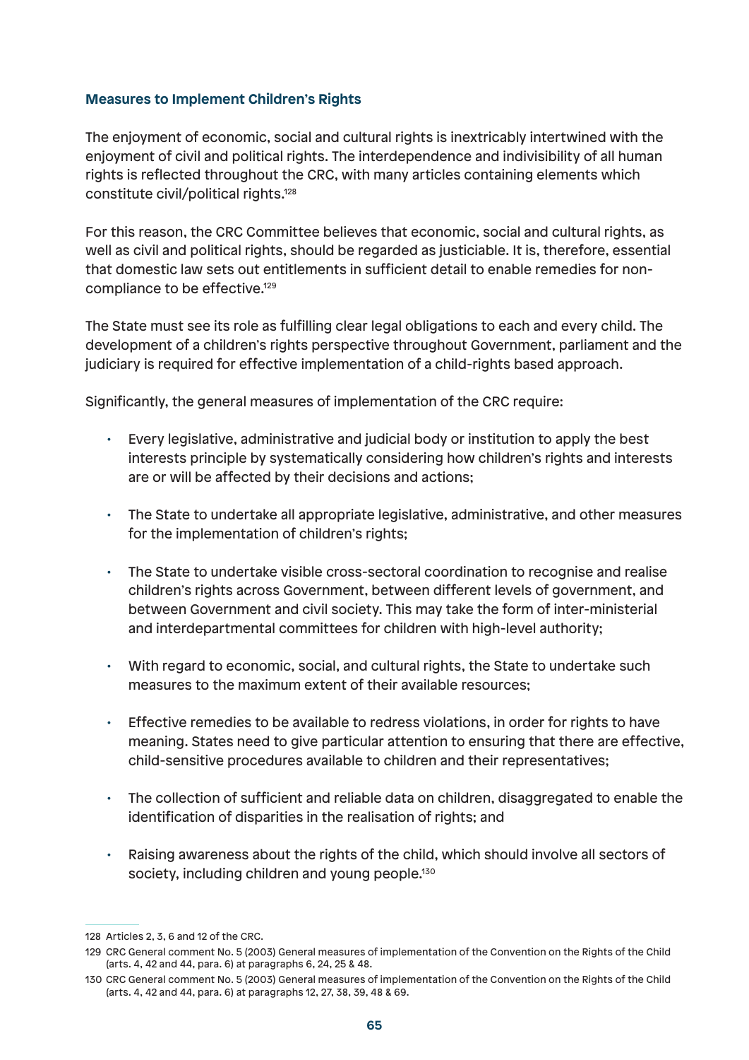### Measures to Implement Children's Rights

The enjoyment of economic, social and cultural rights is inextricably intertwined with the enjoyment of civil and political rights. The interdependence and indivisibility of all human rights is reflected throughout the CRC, with many articles containing elements which constitute civil/political rights.[128]

For this reason, the CRC Committee believes that economic, social and cultural rights, as well as civil and political rights, should be regarded as justiciable. It is, therefore, essential that domestic law sets out entitlements in sufficient detail to enable remedies for non-compliance to be effective.[129]

The State must see its role as fulfilling clear legal obligations to each and every child. The development of a children's rights perspective throughout Government, parliament and the judiciary is required for effective implementation of a child-rights based approach.

Significantly, the general measures of implementation of the CRC require:

- Every legislative, administrative and judicial body or institution to apply the best interests principle by systematically considering how children's rights and interests are or will be affected by their decisions and actions;
- The State to undertake all appropriate legislative, administrative, and other measures for the implementation of children's rights;
- The State to undertake visible cross-sectoral coordination to recognise and realise children's rights across Government, between different levels of government, and between Government and civil society. This may take the form of inter-ministerial and interdepartmental committees for children with high-level authority;
- With regard to economic, social, and cultural rights, the State to undertake such measures to the maximum extent of their available resources;
- Effective remedies to be available to redress violations, in order for rights to have meaning. States need to give particular attention to ensuring that there are effective, child-sensitive procedures available to children and their representatives;
- The collection of sufficient and reliable data on children, disaggregated to enable the identification of disparities in the realisation of rights; and
- Raising awareness about the rights of the child, which should involve all sectors of society, including children and young people.[130]

---

128 Articles 2, 3, 6 and 12 of the CRC.

129 CRC General comment No. 5 (2003) General measures of implementation of the Convention on the Rights of the Child (arts. 4, 42 and 44, para. 6) at paragraphs 6, 24, 25 & 48.

130 CRC General comment No. 5 (2003) General measures of implementation of the Convention on the Rights of the Child (arts. 4, 42 and 44, para. 6) at paragraphs 12, 27, 38, 39, 48 & 69.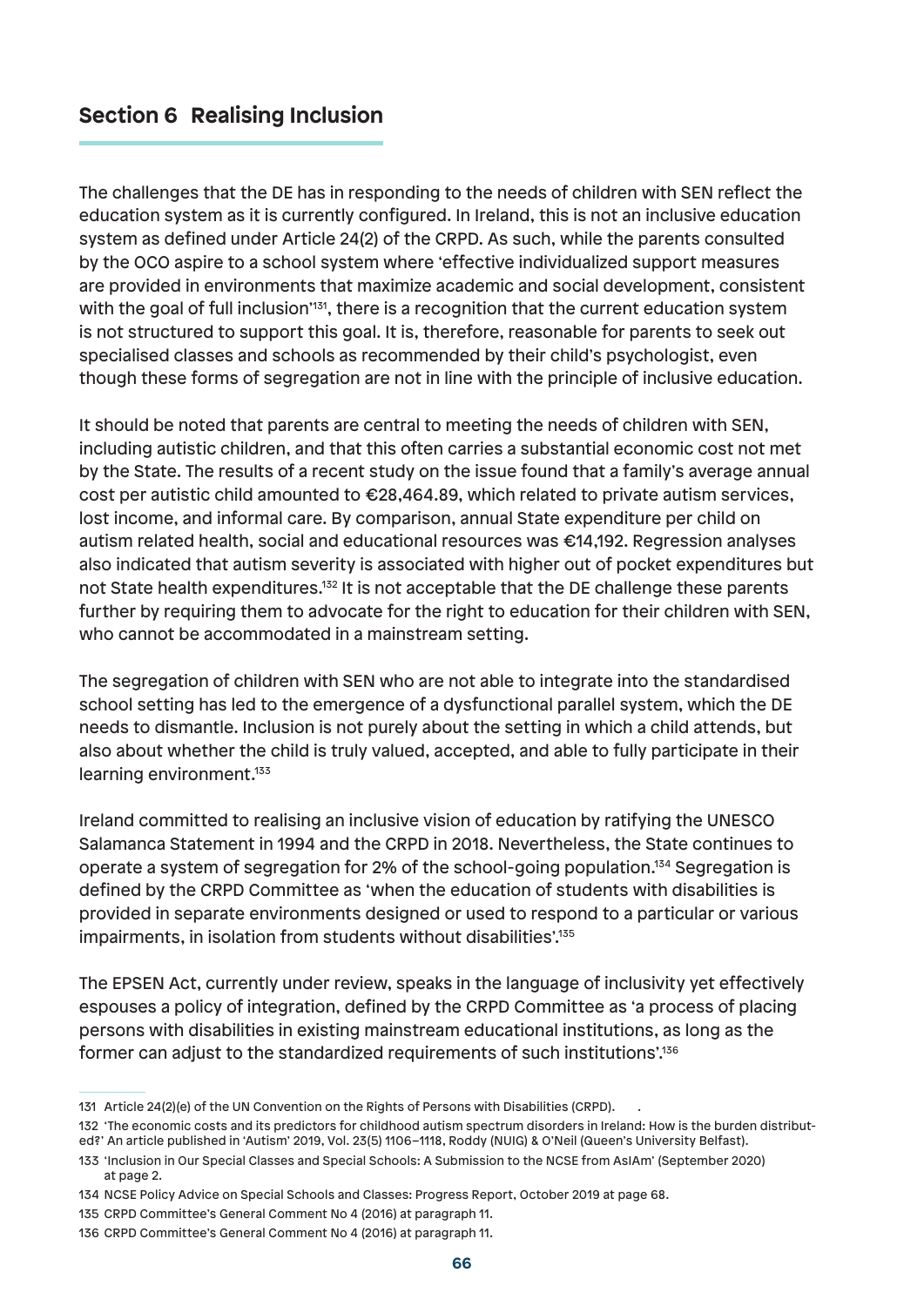## Section 6 Realising Inclusion

The challenges that the DE has in responding to the needs of children with SEN reflect the education system as it is currently configured. In Ireland, this is not an inclusive education system as defined under Article 24(2) of the CRPD. As such, while the parents consulted by the OCO aspire to a school system where 'effective individualized support measures are provided in environments that maximize academic and social development, consistent with the goal of full inclusion'[131], there is a recognition that the current education system is not structured to support this goal. It is, therefore, reasonable for parents to seek out specialised classes and schools as recommended by their child's psychologist, even though these forms of segregation are not in line with the principle of inclusive education.

It should be noted that parents are central to meeting the needs of children with SEN, including autistic children, and that this often carries a substantial economic cost not met by the State. The results of a recent study on the issue found that a family's average annual cost per autistic child amounted to €28,464.89, which related to private autism services, lost income, and informal care. By comparison, annual State expenditure per child on autism related health, social and educational resources was €14,192. Regression analyses also indicated that autism severity is associated with higher out of pocket expenditures but not State health expenditures.[132] It is not acceptable that the DE challenge these parents further by requiring them to advocate for the right to education for their children with SEN, who cannot be accommodated in a mainstream setting.

The segregation of children with SEN who are not able to integrate into the standardised school setting has led to the emergence of a dysfunctional parallel system, which the DE needs to dismantle. Inclusion is not purely about the setting in which a child attends, but also about whether the child is truly valued, accepted, and able to fully participate in their learning environment.[133]

Ireland committed to realising an inclusive vision of education by ratifying the UNESCO Salamanca Statement in 1994 and the CRPD in 2018. Nevertheless, the State continues to operate a system of segregation for 2% of the school-going population.[134] Segregation is defined by the CRPD Committee as 'when the education of students with disabilities is provided in separate environments designed or used to respond to a particular or various impairments, in isolation from students without disabilities'.[135]

The EPSEN Act, currently under review, speaks in the language of inclusivity yet effectively espouses a policy of integration, defined by the CRPD Committee as 'a process of placing persons with disabilities in existing mainstream educational institutions, as long as the former can adjust to the standardized requirements of such institutions'.[136]

---

131 Article 24(2)(e) of the UN Convention on the Rights of Persons with Disabilities (CRPD).

132 'The economic costs and its predictors for childhood autism spectrum disorders in Ireland: How is the burden distributed?' An article published in 'Autism' 2019, Vol. 23(5) 1106–1118, Roddy (NUIG) & O'Neil (Queen's University Belfast).

133 'Inclusion in Our Special Classes and Special Schools: A Submission to the NCSE from AsIAm' (September 2020) at page 2.

134 NCSE Policy Advice on Special Schools and Classes: Progress Report, October 2019 at page 68.

135 CRPD Committee's General Comment No 4 (2016) at paragraph 11.

136 CRPD Committee's General Comment No 4 (2016) at paragraph 11.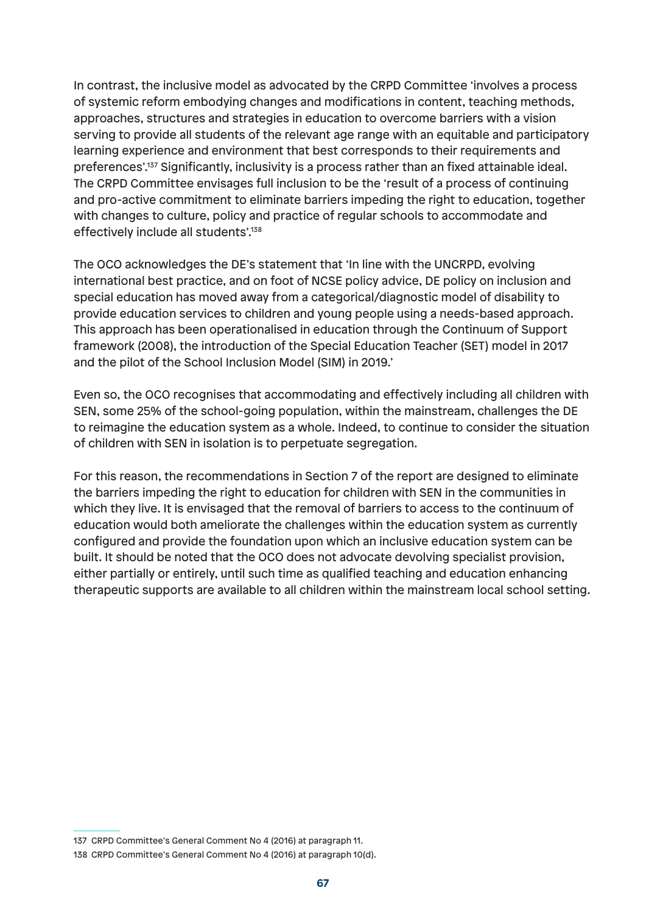In contrast, the inclusive model as advocated by the CRPD Committee 'involves a process of systemic reform embodying changes and modifications in content, teaching methods, approaches, structures and strategies in education to overcome barriers with a vision serving to provide all students of the relevant age range with an equitable and participatory learning experience and environment that best corresponds to their requirements and preferences'.[137] Significantly, inclusivity is a process rather than an fixed attainable ideal. The CRPD Committee envisages full inclusion to be the 'result of a process of continuing and pro-active commitment to eliminate barriers impeding the right to education, together with changes to culture, policy and practice of regular schools to accommodate and effectively include all students'.[138]

The OCO acknowledges the DE's statement that 'In line with the UNCRPD, evolving international best practice, and on foot of NCSE policy advice, DE policy on inclusion and special education has moved away from a categorical/diagnostic model of disability to provide education services to children and young people using a needs-based approach. This approach has been operationalised in education through the Continuum of Support framework (2008), the introduction of the Special Education Teacher (SET) model in 2017 and the pilot of the School Inclusion Model (SIM) in 2019.'

Even so, the OCO recognises that accommodating and effectively including all children with SEN, some 25% of the school-going population, within the mainstream, challenges the DE to reimagine the education system as a whole. Indeed, to continue to consider the situation of children with SEN in isolation is to perpetuate segregation.

For this reason, the recommendations in Section 7 of the report are designed to eliminate the barriers impeding the right to education for children with SEN in the communities in which they live. It is envisaged that the removal of barriers to access to the continuum of education would both ameliorate the challenges within the education system as currently configured and provide the foundation upon which an inclusive education system can be built. It should be noted that the OCO does not advocate devolving specialist provision, either partially or entirely, until such time as qualified teaching and education enhancing therapeutic supports are available to all children within the mainstream local school setting.

---

137 CRPD Committee's General Comment No 4 (2016) at paragraph 11.

138 CRPD Committee's General Comment No 4 (2016) at paragraph 10(d).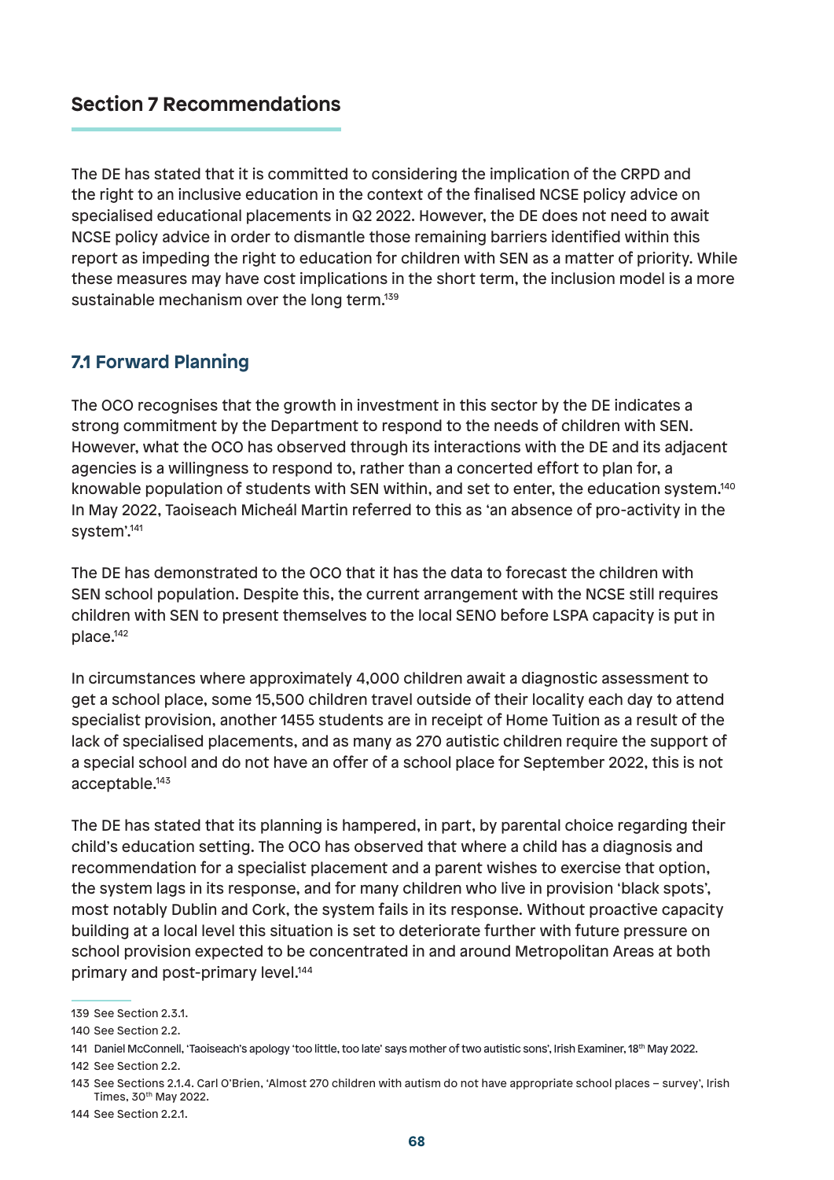## Section 7 Recommendations

The DE has stated that it is committed to considering the implication of the CRPD and the right to an inclusive education in the context of the finalised NCSE policy advice on specialised educational placements in Q2 2022. However, the DE does not need to await NCSE policy advice in order to dismantle those remaining barriers identified within this report as impeding the right to education for children with SEN as a matter of priority. While these measures may have cost implications in the short term, the inclusion model is a more sustainable mechanism over the long term.[139]

### 7.1 Forward Planning

The OCO recognises that the growth in investment in this sector by the DE indicates a strong commitment by the Department to respond to the needs of children with SEN. However, what the OCO has observed through its interactions with the DE and its adjacent agencies is a willingness to respond to, rather than a concerted effort to plan for, a knowable population of students with SEN within, and set to enter, the education system.[140] In May 2022, Taoiseach Micheál Martin referred to this as 'an absence of pro-activity in the system'.[141]

The DE has demonstrated to the OCO that it has the data to forecast the children with SEN school population. Despite this, the current arrangement with the NCSE still requires children with SEN to present themselves to the local SENO before LSPA capacity is put in place.[142]

In circumstances where approximately 4,000 children await a diagnostic assessment to get a school place, some 15,500 children travel outside of their locality each day to attend specialist provision, another 1455 students are in receipt of Home Tuition as a result of the lack of specialised placements, and as many as 270 autistic children require the support of a special school and do not have an offer of a school place for September 2022, this is not acceptable.[143]

The DE has stated that its planning is hampered, in part, by parental choice regarding their child's education setting. The OCO has observed that where a child has a diagnosis and recommendation for a specialist placement and a parent wishes to exercise that option, the system lags in its response, and for many children who live in provision 'black spots', most notably Dublin and Cork, the system fails in its response. Without proactive capacity building at a local level this situation is set to deteriorate further with future pressure on school provision expected to be concentrated in and around Metropolitan Areas at both primary and post-primary level.[144]

---

139 See Section 2.3.1.

140 See Section 2.2.

141 Daniel McConnell, 'Taoiseach's apology 'too little, too late' says mother of two autistic sons', Irish Examiner, 18th May 2022.

142 See Section 2.2.

143 See Sections 2.1.4. Carl O'Brien, 'Almost 270 children with autism do not have appropriate school places – survey', Irish Times, 30th May 2022.

144 See Section 2.2.1.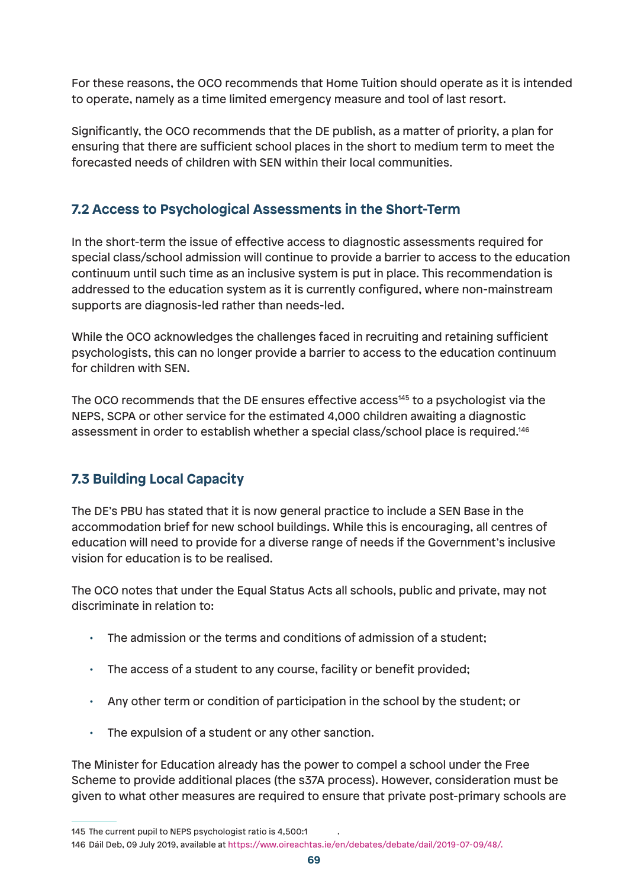For these reasons, the OCO recommends that Home Tuition should operate as it is intended to operate, namely as a time limited emergency measure and tool of last resort.

Significantly, the OCO recommends that the DE publish, as a matter of priority, a plan for ensuring that there are sufficient school places in the short to medium term to meet the forecasted needs of children with SEN within their local communities.

## 7.2 Access to Psychological Assessments in the Short-Term

In the short-term the issue of effective access to diagnostic assessments required for special class/school admission will continue to provide a barrier to access to the education continuum until such time as an inclusive system is put in place. This recommendation is addressed to the education system as it is currently configured, where non-mainstream supports are diagnosis-led rather than needs-led.

While the OCO acknowledges the challenges faced in recruiting and retaining sufficient psychologists, this can no longer provide a barrier to access to the education continuum for children with SEN.

The OCO recommends that the DE ensures effective access[145] to a psychologist via the NEPS, SCPA or other service for the estimated 4,000 children awaiting a diagnostic assessment in order to establish whether a special class/school place is required.[146]

## 7.3 Building Local Capacity

The DE's PBU has stated that it is now general practice to include a SEN Base in the accommodation brief for new school buildings. While this is encouraging, all centres of education will need to provide for a diverse range of needs if the Government's inclusive vision for education is to be realised.

The OCO notes that under the Equal Status Acts all schools, public and private, may not discriminate in relation to:

- The admission or the terms and conditions of admission of a student;
- The access of a student to any course, facility or benefit provided;
- Any other term or condition of participation in the school by the student; or
- The expulsion of a student or any other sanction.

The Minister for Education already has the power to compel a school under the Free Scheme to provide additional places (the s37A process). However, consideration must be given to what other measures are required to ensure that private post-primary schools are

---

145 The current pupil to NEPS psychologist ratio is 4,500:1 .

146 Dáil Deb, 09 July 2019, available at https://www.oireachtas.ie/en/debates/debate/dail/2019-07-09/48/.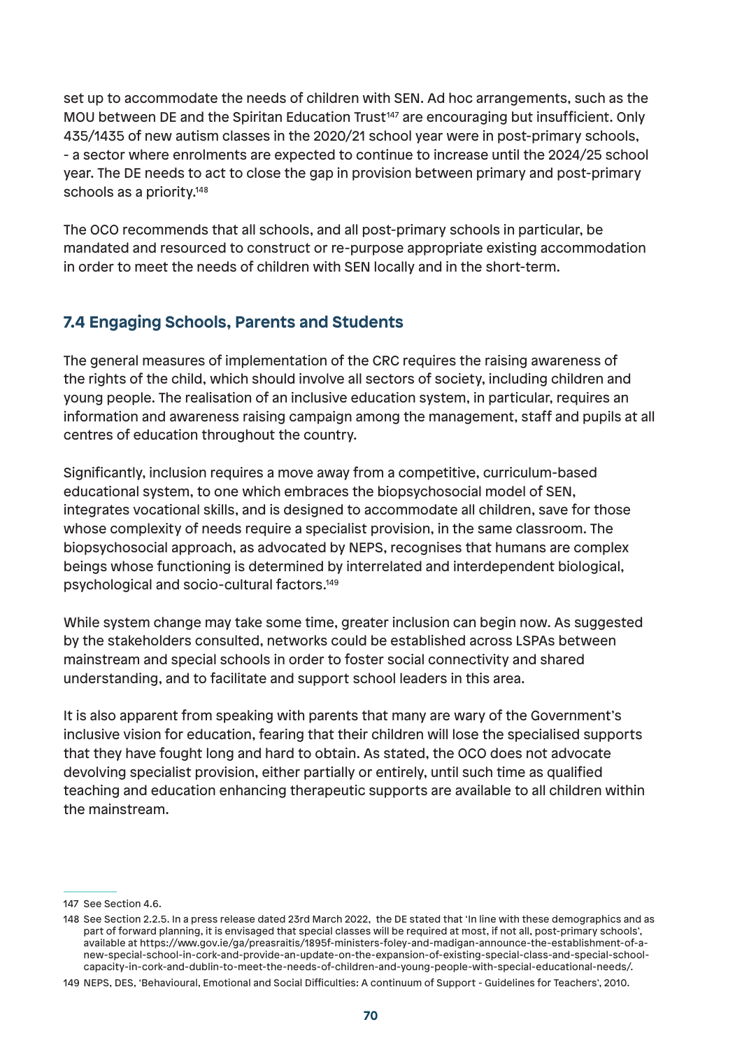set up to accommodate the needs of children with SEN. Ad hoc arrangements, such as the MOU between DE and the Spiritan Education Trust[147] are encouraging but insufficient. Only 435/1435 of new autism classes in the 2020/21 school year were in post-primary schools, - a sector where enrolments are expected to continue to increase until the 2024/25 school year. The DE needs to act to close the gap in provision between primary and post-primary schools as a priority.[148]

The OCO recommends that all schools, and all post-primary schools in particular, be mandated and resourced to construct or re-purpose appropriate existing accommodation in order to meet the needs of children with SEN locally and in the short-term.

## 7.4 Engaging Schools, Parents and Students

The general measures of implementation of the CRC requires the raising awareness of the rights of the child, which should involve all sectors of society, including children and young people. The realisation of an inclusive education system, in particular, requires an information and awareness raising campaign among the management, staff and pupils at all centres of education throughout the country.

Significantly, inclusion requires a move away from a competitive, curriculum-based educational system, to one which embraces the biopsychosocial model of SEN, integrates vocational skills, and is designed to accommodate all children, save for those whose complexity of needs require a specialist provision, in the same classroom. The biopsychosocial approach, as advocated by NEPS, recognises that humans are complex beings whose functioning is determined by interrelated and interdependent biological, psychological and socio-cultural factors.[149]

While system change may take some time, greater inclusion can begin now. As suggested by the stakeholders consulted, networks could be established across LSPAs between mainstream and special schools in order to foster social connectivity and shared understanding, and to facilitate and support school leaders in this area.

It is also apparent from speaking with parents that many are wary of the Government's inclusive vision for education, fearing that their children will lose the specialised supports that they have fought long and hard to obtain. As stated, the OCO does not advocate devolving specialist provision, either partially or entirely, until such time as qualified teaching and education enhancing therapeutic supports are available to all children within the mainstream.

---

147 See Section 4.6.

148 See Section 2.2.5. In a press release dated 23rd March 2022, the DE stated that 'In line with these demographics and as part of forward planning, it is envisaged that special classes will be required at most, if not all, post-primary schools', available at https://www.gov.ie/ga/preasraitis/1895f-ministers-foley-and-madigan-announce-the-establishment-of-a-new-special-school-in-cork-and-provide-an-update-on-the-expansion-of-existing-special-class-and-special-school-capacity-in-cork-and-dublin-to-meet-the-needs-of-children-and-young-people-with-special-educational-needs/.

149 NEPS, DES, 'Behavioural, Emotional and Social Difficulties: A continuum of Support - Guidelines for Teachers', 2010.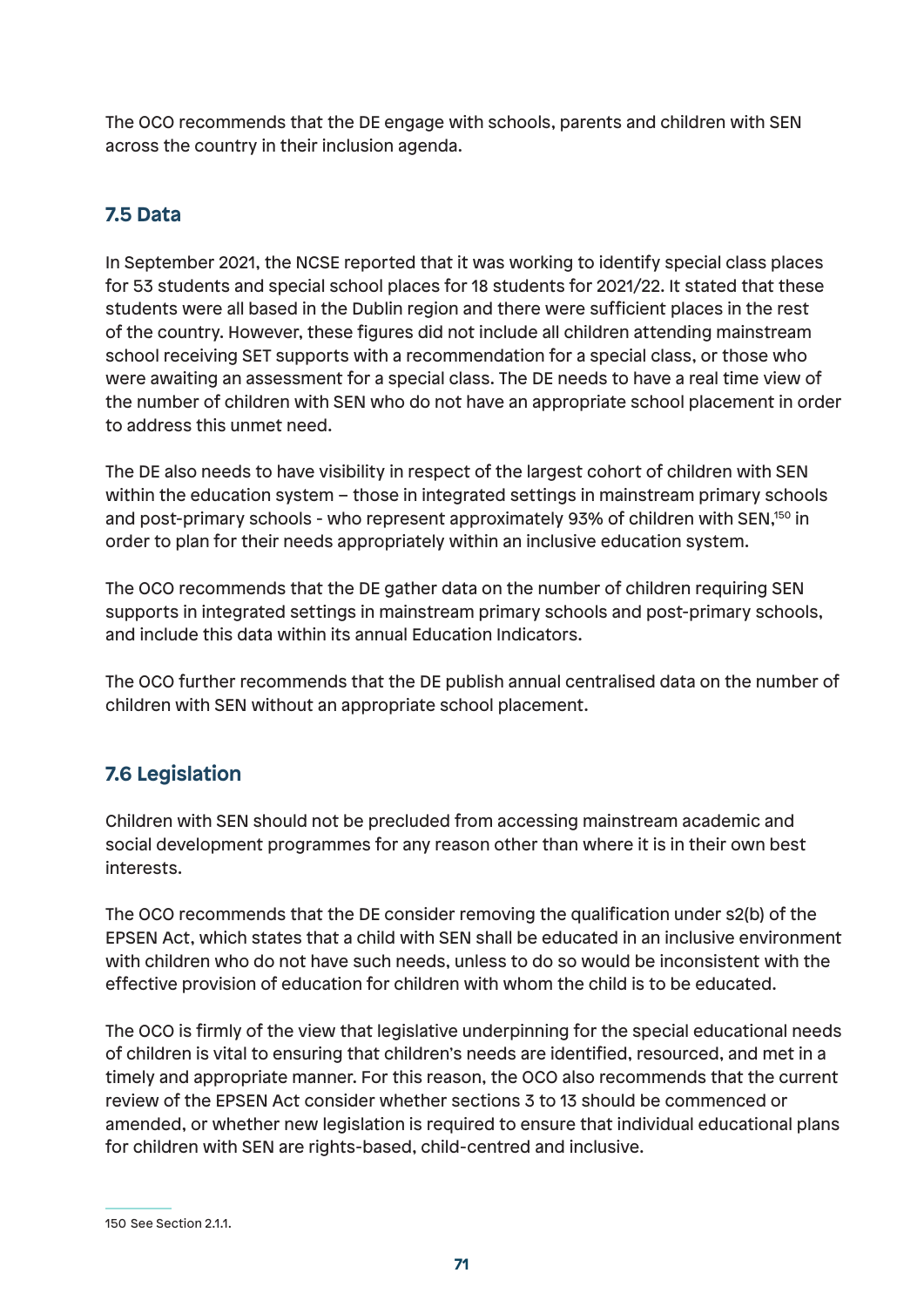The OCO recommends that the DE engage with schools, parents and children with SEN across the country in their inclusion agenda.

## 7.5 Data

In September 2021, the NCSE reported that it was working to identify special class places for 53 students and special school places for 18 students for 2021/22. It stated that these students were all based in the Dublin region and there were sufficient places in the rest of the country. However, these figures did not include all children attending mainstream school receiving SET supports with a recommendation for a special class, or those who were awaiting an assessment for a special class. The DE needs to have a real time view of the number of children with SEN who do not have an appropriate school placement in order to address this unmet need.

The DE also needs to have visibility in respect of the largest cohort of children with SEN within the education system – those in integrated settings in mainstream primary schools and post-primary schools - who represent approximately 93% of children with SEN,[150] in order to plan for their needs appropriately within an inclusive education system.

The OCO recommends that the DE gather data on the number of children requiring SEN supports in integrated settings in mainstream primary schools and post-primary schools, and include this data within its annual Education Indicators.

The OCO further recommends that the DE publish annual centralised data on the number of children with SEN without an appropriate school placement.

## 7.6 Legislation

Children with SEN should not be precluded from accessing mainstream academic and social development programmes for any reason other than where it is in their own best interests.

The OCO recommends that the DE consider removing the qualification under s2(b) of the EPSEN Act, which states that a child with SEN shall be educated in an inclusive environment with children who do not have such needs, unless to do so would be inconsistent with the effective provision of education for children with whom the child is to be educated.

The OCO is firmly of the view that legislative underpinning for the special educational needs of children is vital to ensuring that children's needs are identified, resourced, and met in a timely and appropriate manner. For this reason, the OCO also recommends that the current review of the EPSEN Act consider whether sections 3 to 13 should be commenced or amended, or whether new legislation is required to ensure that individual educational plans for children with SEN are rights-based, child-centred and inclusive.

---

150 See Section 2.1.1.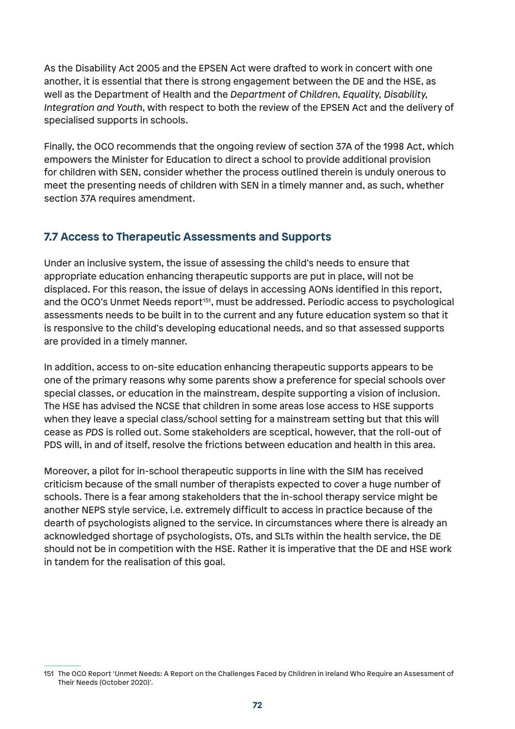As the Disability Act 2005 and the EPSEN Act were drafted to work in concert with one another, it is essential that there is strong engagement between the DE and the HSE, as well as the Department of Health and the *Department of Children, Equality, Disability, Integration and Youth*, with respect to both the review of the EPSEN Act and the delivery of specialised supports in schools.

Finally, the OCO recommends that the ongoing review of section 37A of the 1998 Act, which empowers the Minister for Education to direct a school to provide additional provision for children with SEN, consider whether the process outlined therein is unduly onerous to meet the presenting needs of children with SEN in a timely manner and, as such, whether section 37A requires amendment.

## 7.7 Access to Therapeutic Assessments and Supports

Under an inclusive system, the issue of assessing the child's needs to ensure that appropriate education enhancing therapeutic supports are put in place, will not be displaced. For this reason, the issue of delays in accessing AONs identified in this report, and the OCO's Unmet Needs report[151], must be addressed. Periodic access to psychological assessments needs to be built in to the current and any future education system so that it is responsive to the child's developing educational needs, and so that assessed supports are provided in a timely manner.

In addition, access to on-site education enhancing therapeutic supports appears to be one of the primary reasons why some parents show a preference for special schools over special classes, or education in the mainstream, despite supporting a vision of inclusion. The HSE has advised the NCSE that children in some areas lose access to HSE supports when they leave a special class/school setting for a mainstream setting but that this will cease as *PDS* is rolled out. Some stakeholders are sceptical, however, that the roll-out of PDS will, in and of itself, resolve the frictions between education and health in this area.

Moreover, a pilot for in-school therapeutic supports in line with the SIM has received criticism because of the small number of therapists expected to cover a huge number of schools. There is a fear among stakeholders that the in-school therapy service might be another NEPS style service, i.e. extremely difficult to access in practice because of the dearth of psychologists aligned to the service. In circumstances where there is already an acknowledged shortage of psychologists, OTs, and SLTs within the health service, the DE should not be in competition with the HSE. Rather it is imperative that the DE and HSE work in tandem for the realisation of this goal.

---

151 The OCO Report 'Unmet Needs: A Report on the Challenges Faced by Children in Ireland Who Require an Assessment of Their Needs (October 2020)'.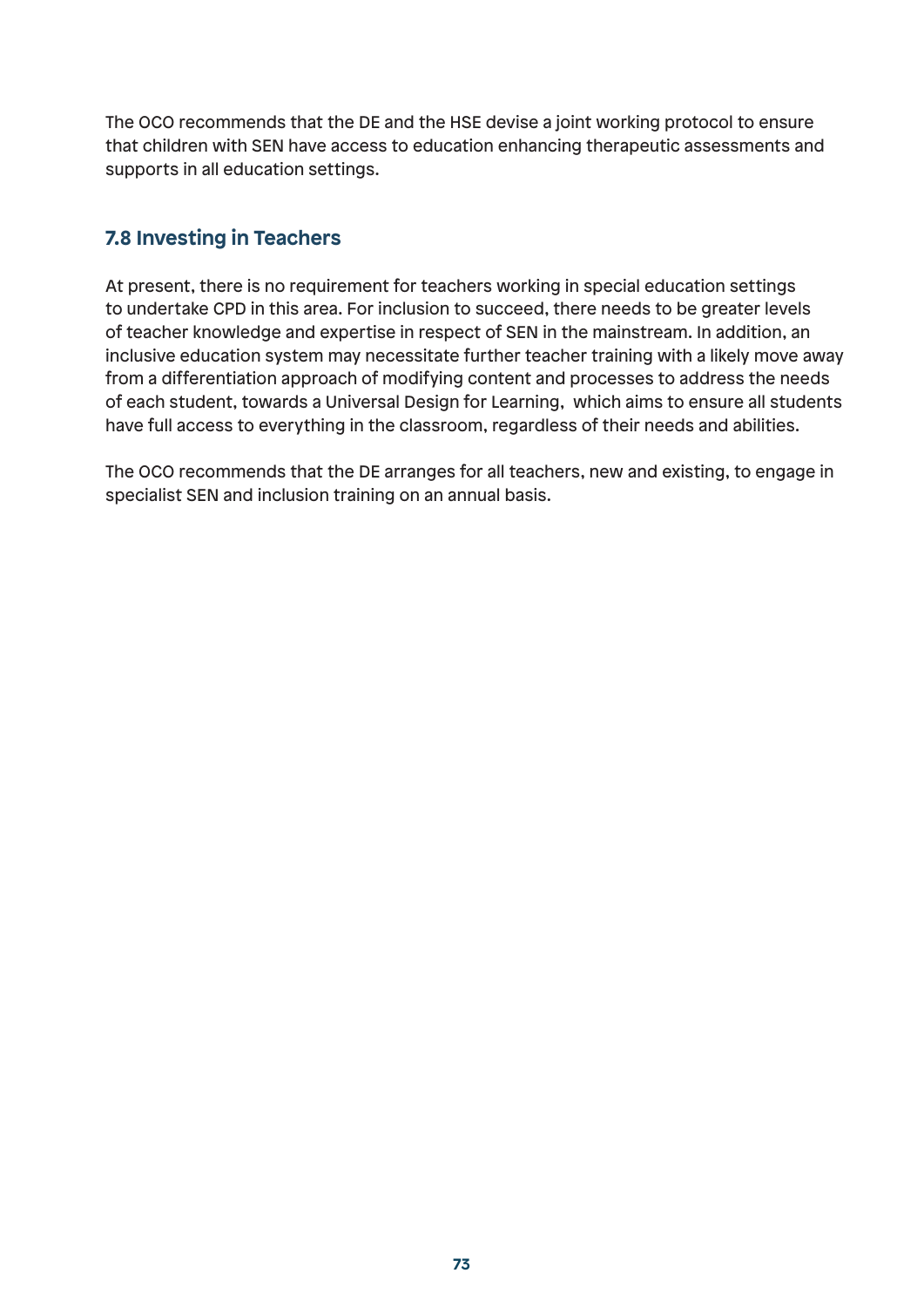The OCO recommends that the DE and the HSE devise a joint working protocol to ensure that children with SEN have access to education enhancing therapeutic assessments and supports in all education settings.

## 7.8 Investing in Teachers

At present, there is no requirement for teachers working in special education settings to undertake CPD in this area. For inclusion to succeed, there needs to be greater levels of teacher knowledge and expertise in respect of SEN in the mainstream. In addition, an inclusive education system may necessitate further teacher training with a likely move away from a differentiation approach of modifying content and processes to address the needs of each student, towards a Universal Design for Learning, which aims to ensure all students have full access to everything in the classroom, regardless of their needs and abilities.

The OCO recommends that the DE arranges for all teachers, new and existing, to engage in specialist SEN and inclusion training on an annual basis.